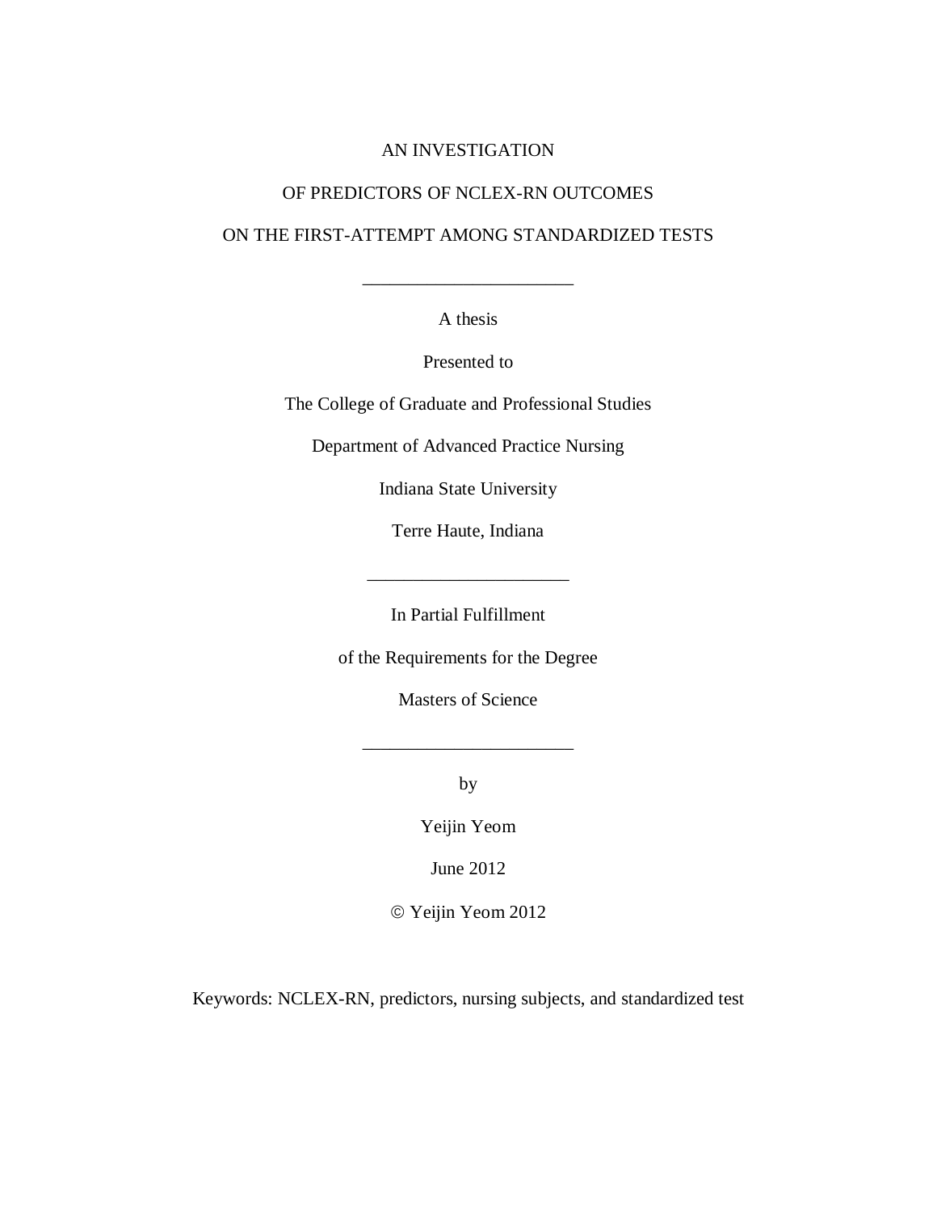# AN INVESTIGATION

# OF PREDICTORS OF NCLEX-RN OUTCOMES

# ON THE FIRST-ATTEMPT AMONG STANDARDIZED TESTS

---

A thesis

Presented to

The College of Graduate and Professional Studies

Department of Advanced Practice Nursing

Indiana State University

Terre Haute, Indiana

---

In Partial Fulfillment

of the Requirements for the Degree

Masters of Science

---

by

Yeijin Yeom

June 2012

© Yeijin Yeom 2012

Keywords: NCLEX-RN, predictors, nursing subjects, and standardized test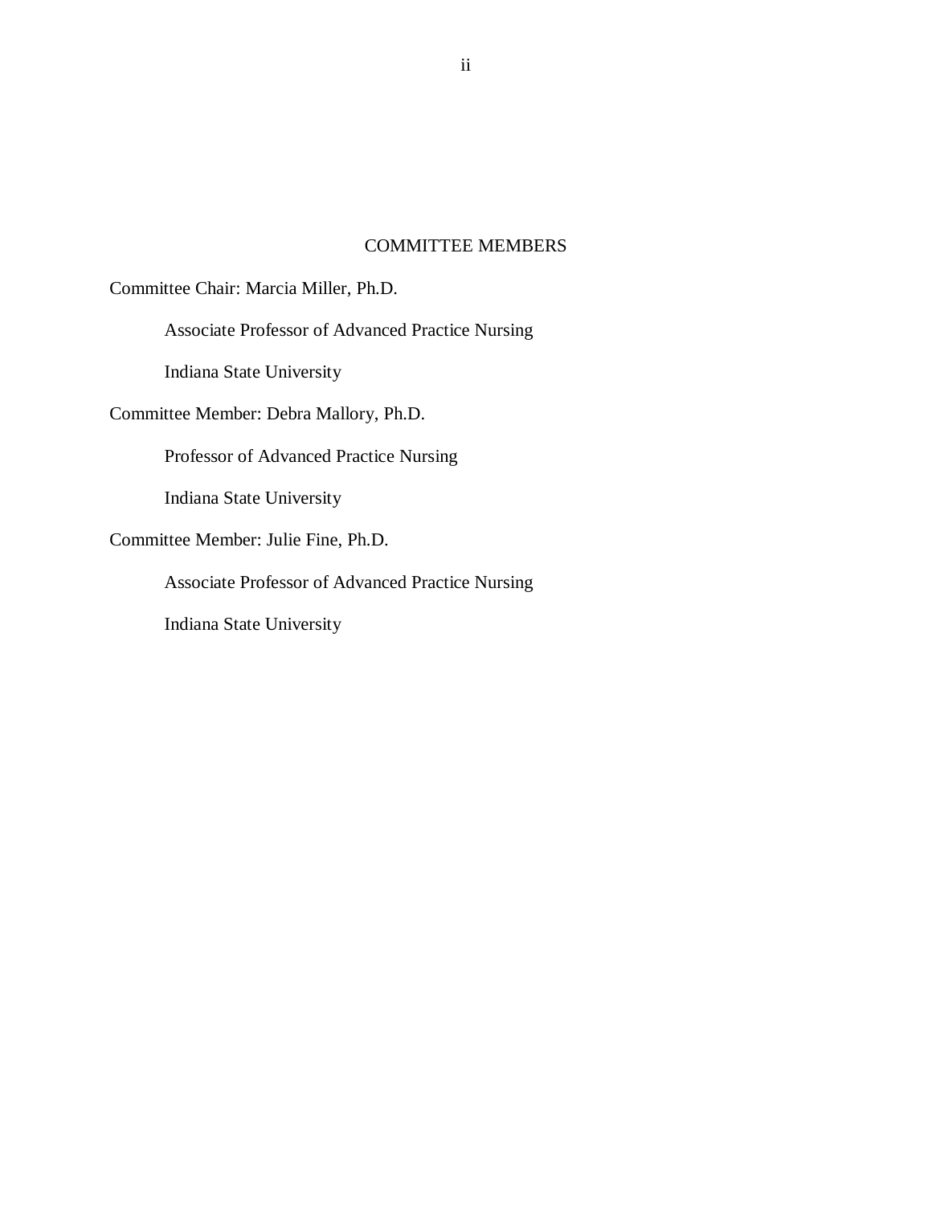# COMMITTEE MEMBERS

Committee Chair: Marcia Miller, Ph.D.

Associate Professor of Advanced Practice Nursing

Indiana State University

Committee Member: Debra Mallory, Ph.D.

Professor of Advanced Practice Nursing

Indiana State University

Committee Member: Julie Fine, Ph.D.

Associate Professor of Advanced Practice Nursing

Indiana State University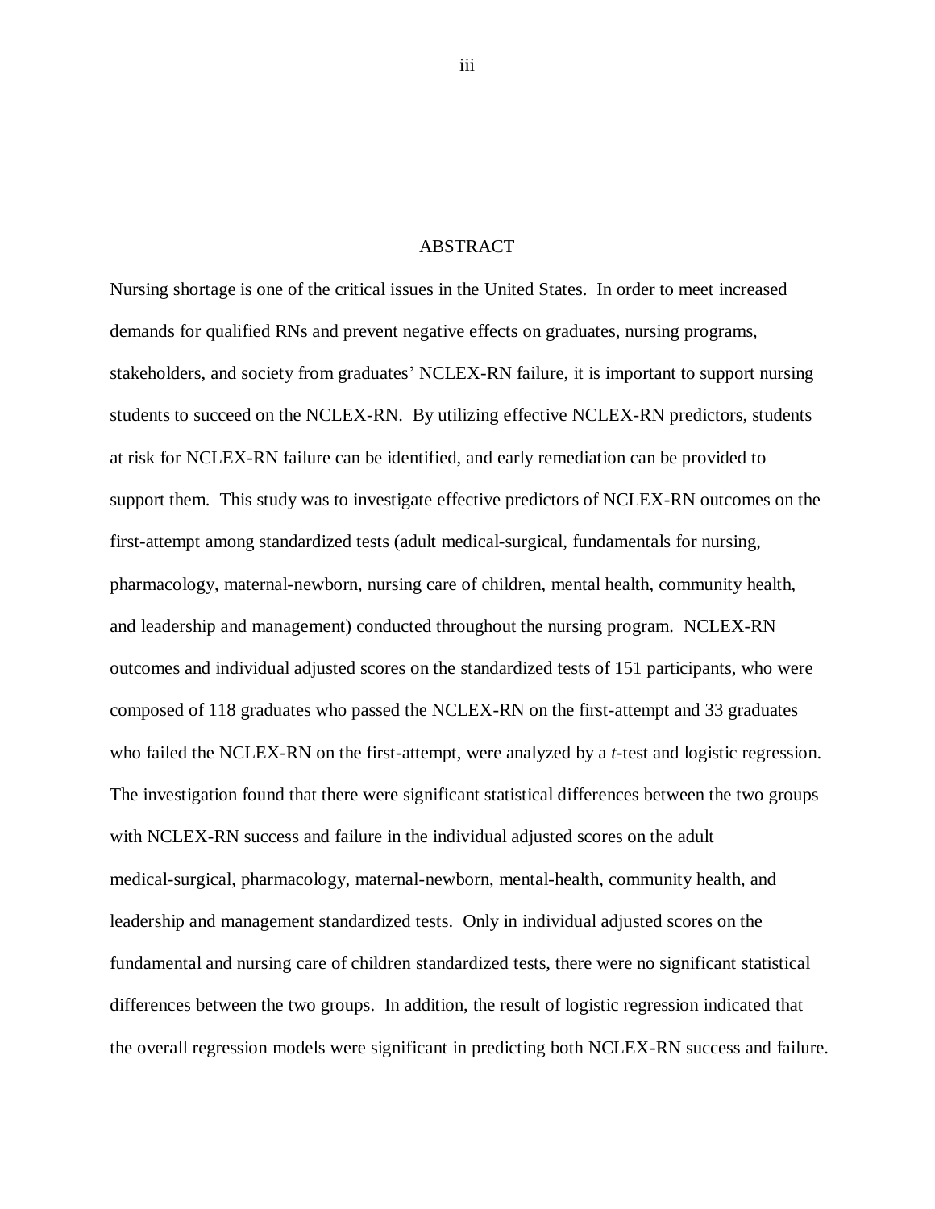# ABSTRACT

Nursing shortage is one of the critical issues in the United States. In order to meet increased demands for qualified RNs and prevent negative effects on graduates, nursing programs, stakeholders, and society from graduates' NCLEX-RN failure, it is important to support nursing students to succeed on the NCLEX-RN. By utilizing effective NCLEX-RN predictors, students at risk for NCLEX-RN failure can be identified, and early remediation can be provided to support them. This study was to investigate effective predictors of NCLEX-RN outcomes on the first-attempt among standardized tests (adult medical-surgical, fundamentals for nursing, pharmacology, maternal-newborn, nursing care of children, mental health, community health, and leadership and management) conducted throughout the nursing program. NCLEX-RN outcomes and individual adjusted scores on the standardized tests of 151 participants, who were composed of 118 graduates who passed the NCLEX-RN on the first-attempt and 33 graduates who failed the NCLEX-RN on the first-attempt, were analyzed by a *t*-test and logistic regression. The investigation found that there were significant statistical differences between the two groups with NCLEX-RN success and failure in the individual adjusted scores on the adult medical-surgical, pharmacology, maternal-newborn, mental-health, community health, and leadership and management standardized tests. Only in individual adjusted scores on the fundamental and nursing care of children standardized tests, there were no significant statistical differences between the two groups. In addition, the result of logistic regression indicated that the overall regression models were significant in predicting both NCLEX-RN success and failure.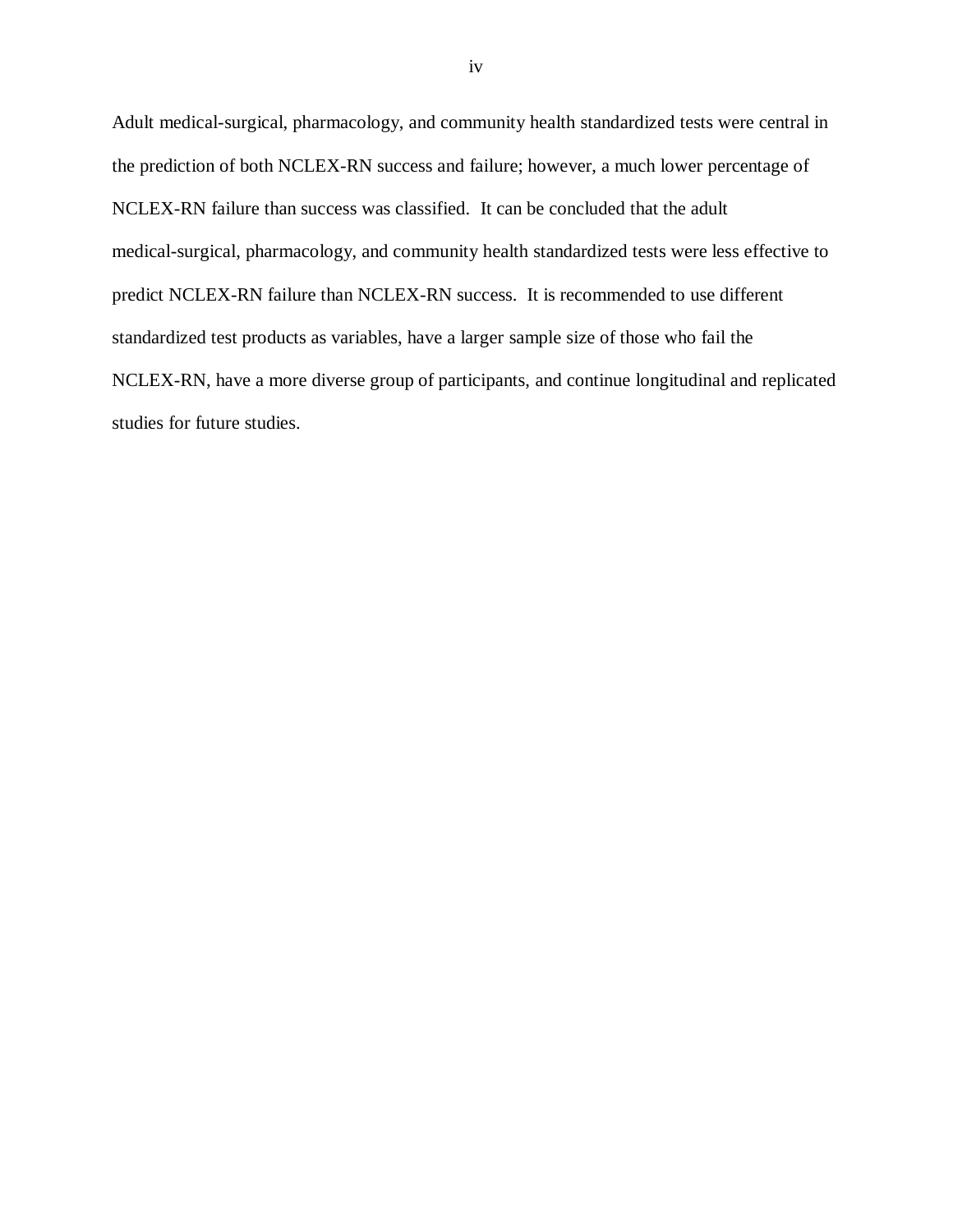Adult medical-surgical, pharmacology, and community health standardized tests were central in the prediction of both NCLEX-RN success and failure; however, a much lower percentage of NCLEX-RN failure than success was classified. It can be concluded that the adult medical-surgical, pharmacology, and community health standardized tests were less effective to predict NCLEX-RN failure than NCLEX-RN success. It is recommended to use different standardized test products as variables, have a larger sample size of those who fail the NCLEX-RN, have a more diverse group of participants, and continue longitudinal and replicated studies for future studies.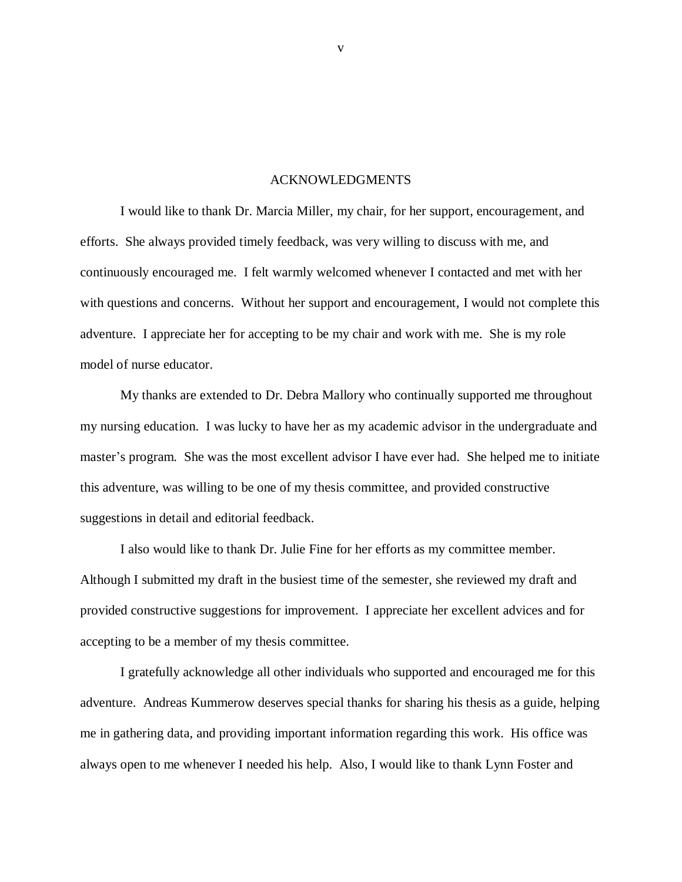# ACKNOWLEDGMENTS

I would like to thank Dr. Marcia Miller, my chair, for her support, encouragement, and efforts. She always provided timely feedback, was very willing to discuss with me, and continuously encouraged me. I felt warmly welcomed whenever I contacted and met with her with questions and concerns. Without her support and encouragement, I would not complete this adventure. I appreciate her for accepting to be my chair and work with me. She is my role model of nurse educator.

My thanks are extended to Dr. Debra Mallory who continually supported me throughout my nursing education. I was lucky to have her as my academic advisor in the undergraduate and master's program. She was the most excellent advisor I have ever had. She helped me to initiate this adventure, was willing to be one of my thesis committee, and provided constructive suggestions in detail and editorial feedback.

I also would like to thank Dr. Julie Fine for her efforts as my committee member. Although I submitted my draft in the busiest time of the semester, she reviewed my draft and provided constructive suggestions for improvement. I appreciate her excellent advices and for accepting to be a member of my thesis committee.

I gratefully acknowledge all other individuals who supported and encouraged me for this adventure. Andreas Kummerow deserves special thanks for sharing his thesis as a guide, helping me in gathering data, and providing important information regarding this work. His office was always open to me whenever I needed his help. Also, I would like to thank Lynn Foster and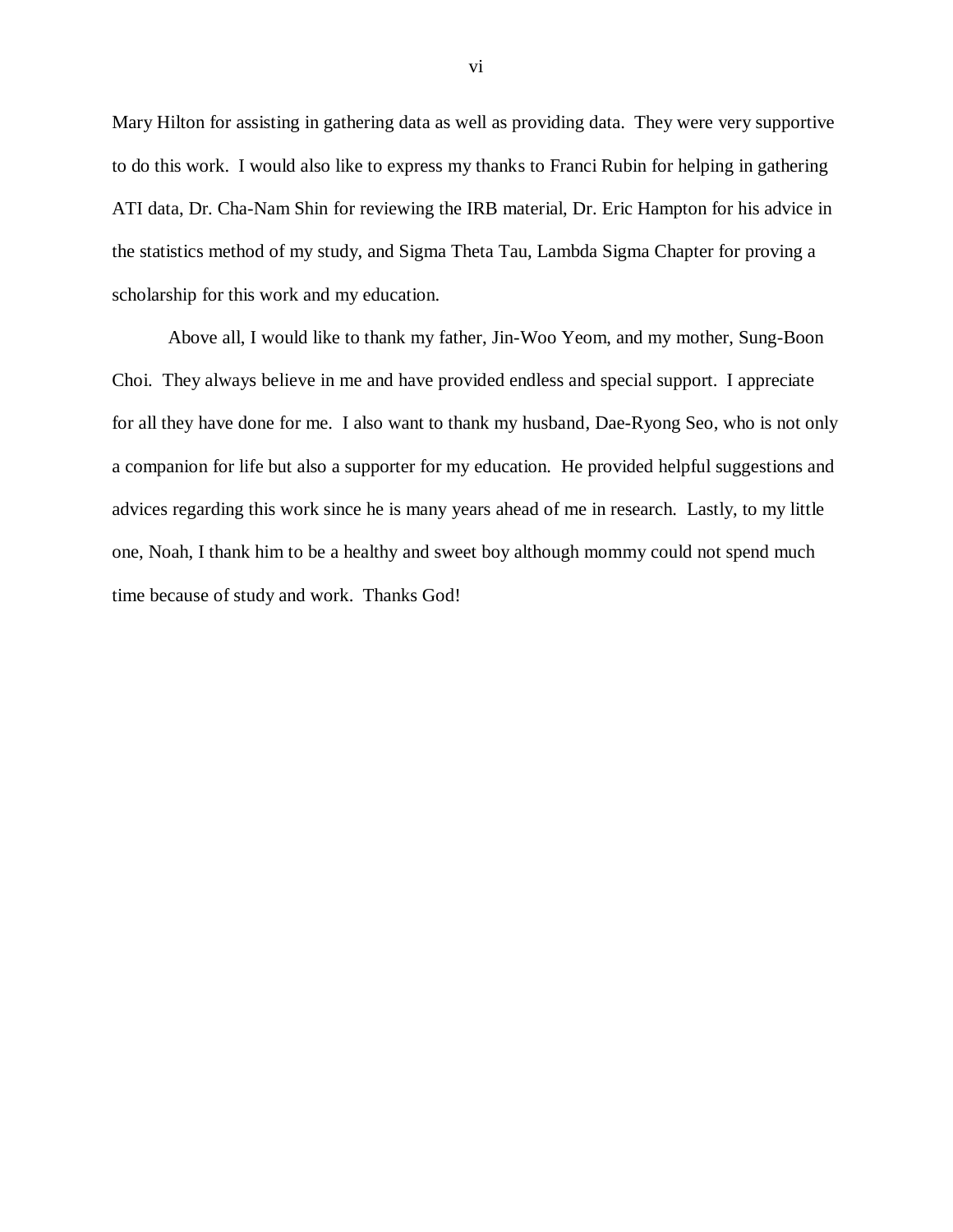Mary Hilton for assisting in gathering data as well as providing data. They were very supportive to do this work. I would also like to express my thanks to Franci Rubin for helping in gathering ATI data, Dr. Cha-Nam Shin for reviewing the IRB material, Dr. Eric Hampton for his advice in the statistics method of my study, and Sigma Theta Tau, Lambda Sigma Chapter for proving a scholarship for this work and my education.

Above all, I would like to thank my father, Jin-Woo Yeom, and my mother, Sung-Boon Choi. They always believe in me and have provided endless and special support. I appreciate for all they have done for me. I also want to thank my husband, Dae-Ryong Seo, who is not only a companion for life but also a supporter for my education. He provided helpful suggestions and advices regarding this work since he is many years ahead of me in research. Lastly, to my little one, Noah, I thank him to be a healthy and sweet boy although mommy could not spend much time because of study and work. Thanks God!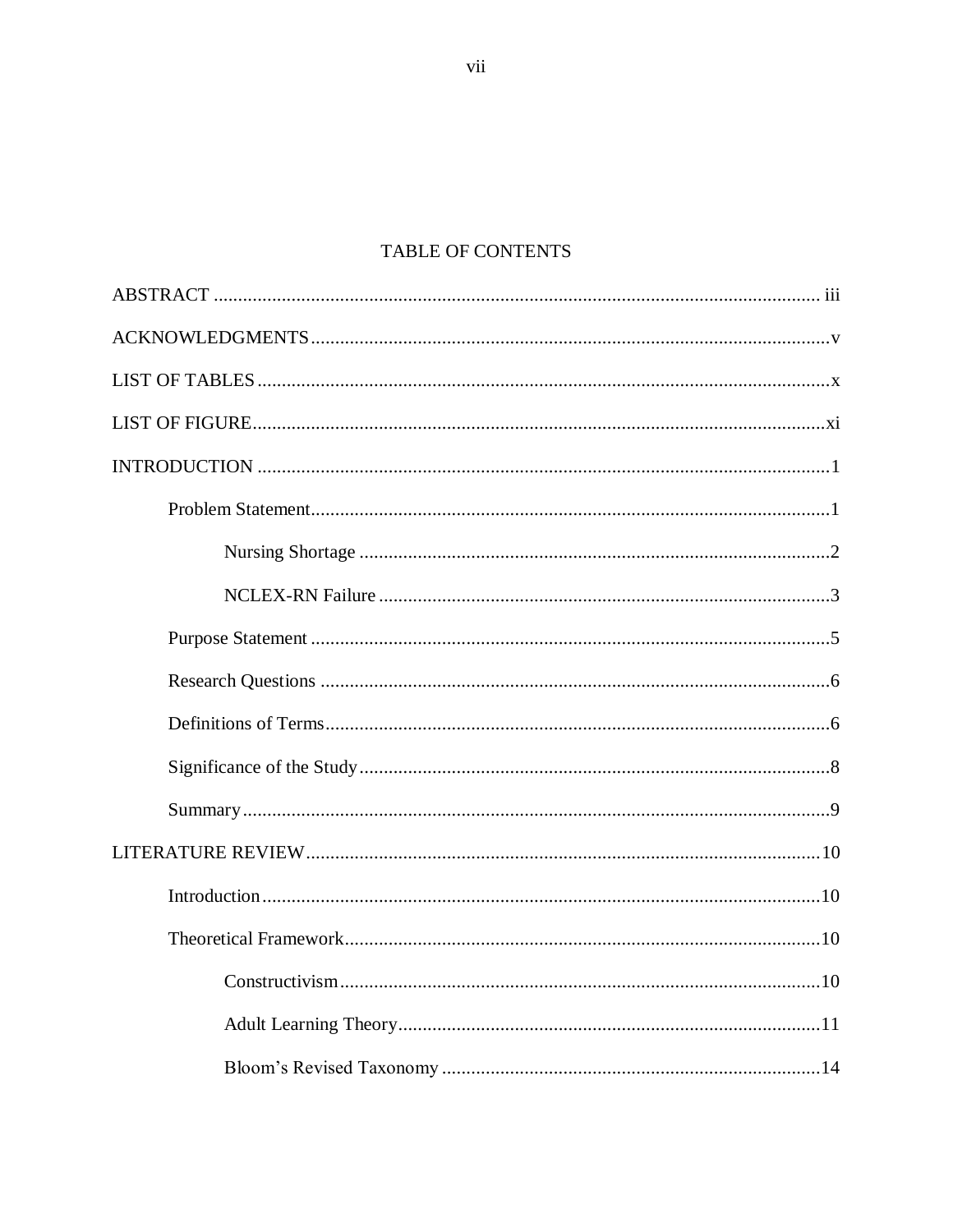# TABLE OF CONTENTS

ABSTRACT ............................................................................................................................. iii

ACKNOWLEDGMENTS ..........................................................................................................v

LIST OF TABLES .....................................................................................................................x

LIST OF FIGURE .....................................................................................................................xi

INTRODUCTION ......................................................................................................................1

- Problem Statement ..........................................................................................................1
  - Nursing Shortage ................................................................................................2
  - NCLEX-RN Failure ............................................................................................3
- Purpose Statement ..........................................................................................................5
- Research Questions ........................................................................................................6
- Definitions of Terms ......................................................................................................6
- Significance of the Study ................................................................................................8
- Summary .........................................................................................................................9

LITERATURE REVIEW ..........................................................................................................10

- Introduction ...................................................................................................................10
- Theoretical Framework .................................................................................................10
  - Constructivism ..................................................................................................10
  - Adult Learning Theory ......................................................................................11
  - Bloom's Revised Taxonomy .............................................................................14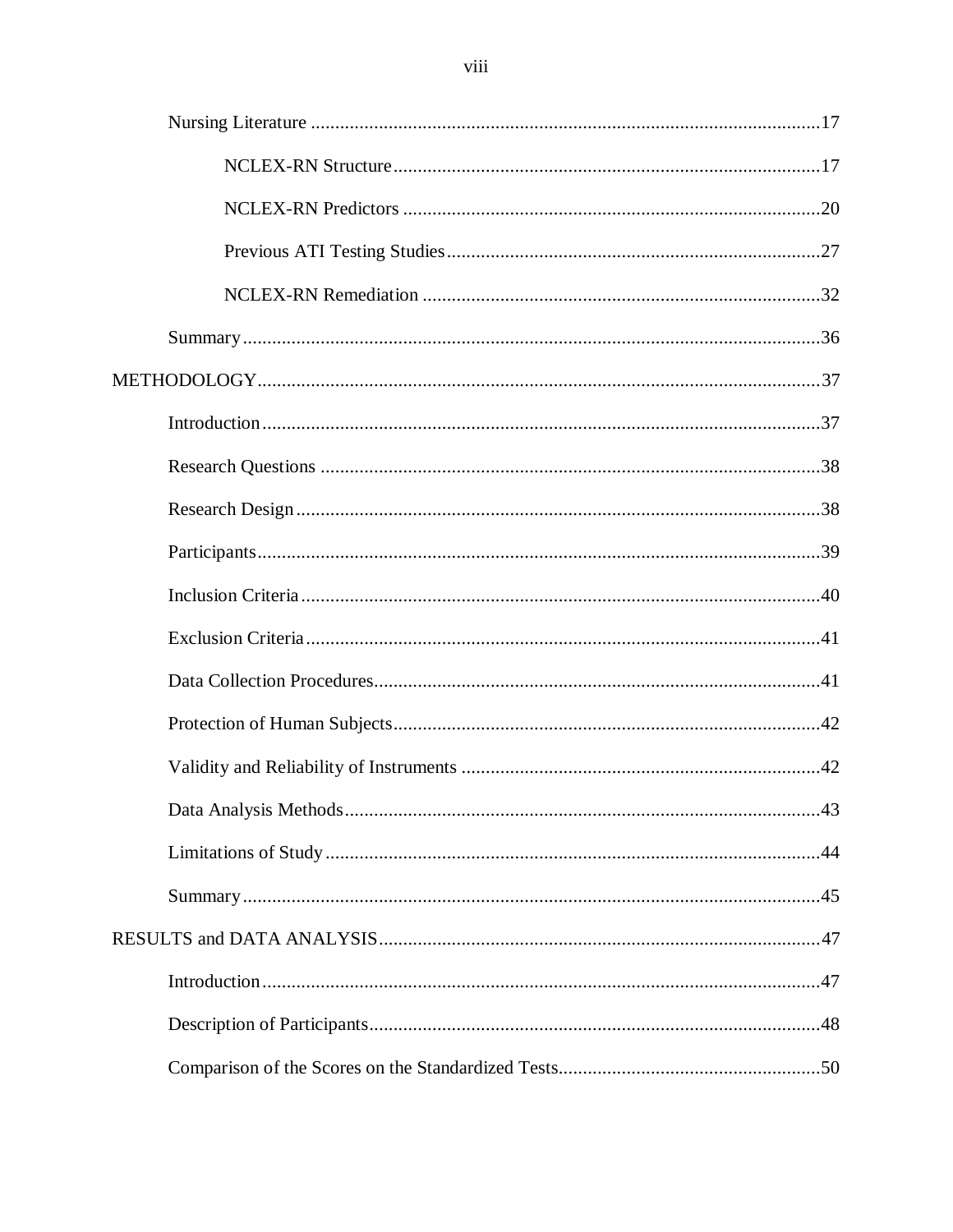Nursing Literature ......................................................................................................17

NCLEX-RN Structure......................................................................................17

NCLEX-RN Predictors ....................................................................................20

Previous ATI Testing Studies...........................................................................27

NCLEX-RN Remediation ................................................................................32

Summary.......................................................................................................................36

METHODOLOGY...................................................................................................................37

Introduction...................................................................................................................37

Research Questions .......................................................................................................38

Research Design............................................................................................................38

Participants....................................................................................................................39

Inclusion Criteria...........................................................................................................40

Exclusion Criteria..........................................................................................................41

Data Collection Procedures...........................................................................................41

Protection of Human Subjects.......................................................................................42

Validity and Reliability of Instruments .........................................................................42

Data Analysis Methods..................................................................................................43

Limitations of Study......................................................................................................44

Summary.......................................................................................................................45

RESULTS and DATA ANALYSIS..........................................................................................47

Introduction...................................................................................................................47

Description of Participants............................................................................................48

Comparison of the Scores on the Standardized Tests....................................................50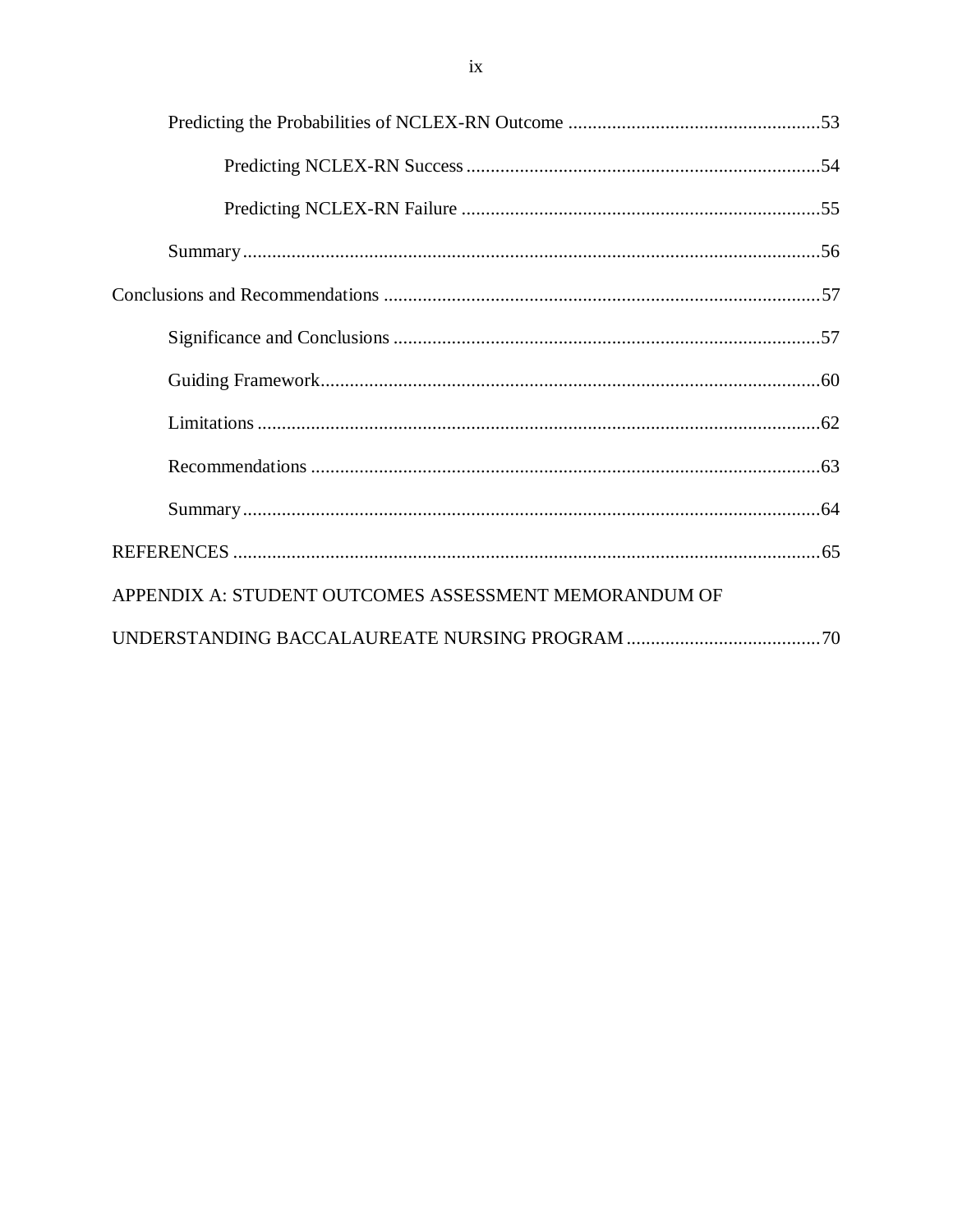Predicting the Probabilities of NCLEX-RN Outcome .................................................... 53

Predicting NCLEX-RN Success ........................................................................ 54

Predicting NCLEX-RN Failure ......................................................................... 55

Summary ...................................................................................................................... 56

Conclusions and Recommendations .......................................................................................... 57

Significance and Conclusions ........................................................................................ 57

Guiding Framework ...................................................................................................... 60

Limitations .................................................................................................................... 62

Recommendations ......................................................................................................... 63

Summary ...................................................................................................................... 64

REFERENCES ........................................................................................................................... 65

APPENDIX A: STUDENT OUTCOMES ASSESSMENT MEMORANDUM OF UNDERSTANDING BACCALAUREATE NURSING PROGRAM ........................................ 70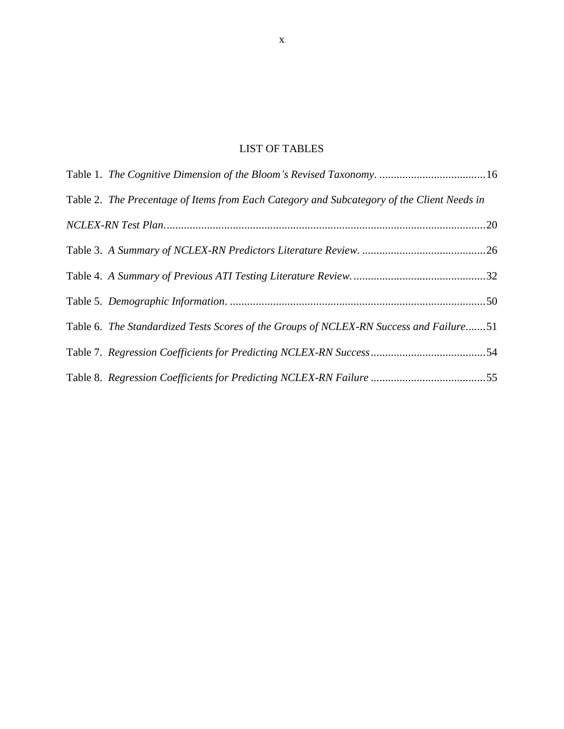# LIST OF TABLES

Table 1. *The Cognitive Dimension of the Bloom's Revised Taxonomy*. ......................................16

Table 2. *The Precentage of Items from Each Category and Subcategory of the Client Needs in NCLEX-RN Test Plan*...............................................................................................................20

Table 3. *A Summary of NCLEX-RN Predictors Literature Review*. ...........................................26

Table 4. *A Summary of Previous ATI Testing Literature Review*...............................................32

Table 5. *Demographic Information*. ..........................................................................................50

Table 6. *The Standardized Tests Scores of the Groups of NCLEX-RN Success and Failure*.......51

Table 7. *Regression Coefficients for Predicting NCLEX-RN Success*........................................54

Table 8. *Regression Coefficients for Predicting NCLEX-RN Failure* ........................................55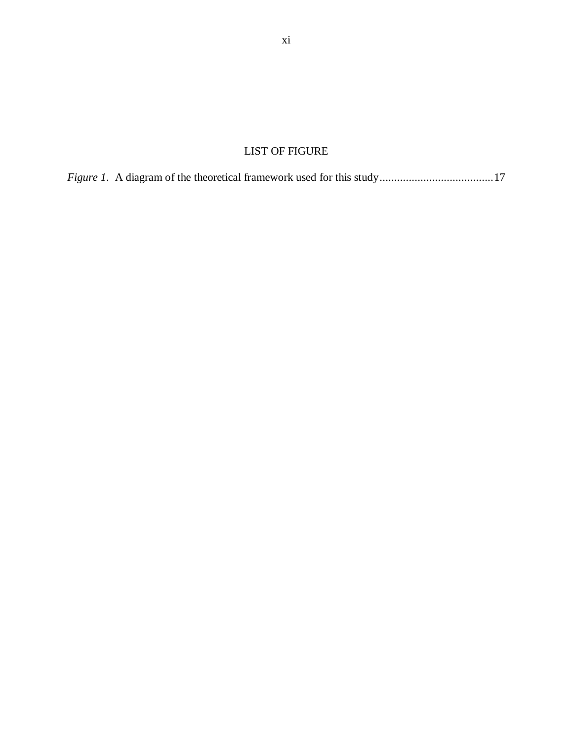# LIST OF FIGURE

*Figure 1*. A diagram of the theoretical framework used for this study........................................17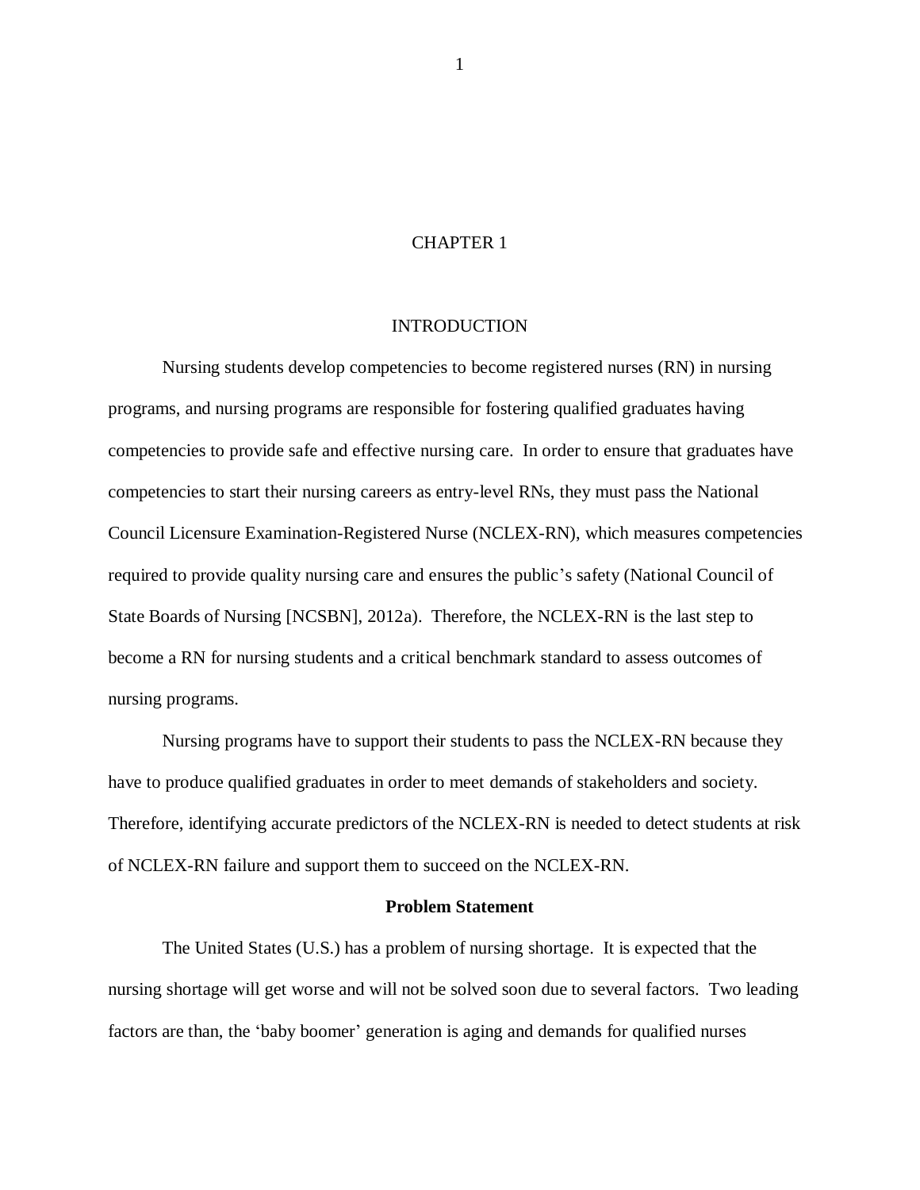# CHAPTER 1

# INTRODUCTION

Nursing students develop competencies to become registered nurses (RN) in nursing programs, and nursing programs are responsible for fostering qualified graduates having competencies to provide safe and effective nursing care. In order to ensure that graduates have competencies to start their nursing careers as entry-level RNs, they must pass the National Council Licensure Examination-Registered Nurse (NCLEX-RN), which measures competencies required to provide quality nursing care and ensures the public's safety (National Council of State Boards of Nursing [NCSBN], 2012a). Therefore, the NCLEX-RN is the last step to become a RN for nursing students and a critical benchmark standard to assess outcomes of nursing programs.

Nursing programs have to support their students to pass the NCLEX-RN because they have to produce qualified graduates in order to meet demands of stakeholders and society. Therefore, identifying accurate predictors of the NCLEX-RN is needed to detect students at risk of NCLEX-RN failure and support them to succeed on the NCLEX-RN.

## Problem Statement

The United States (U.S.) has a problem of nursing shortage. It is expected that the nursing shortage will get worse and will not be solved soon due to several factors. Two leading factors are than, the 'baby boomer' generation is aging and demands for qualified nurses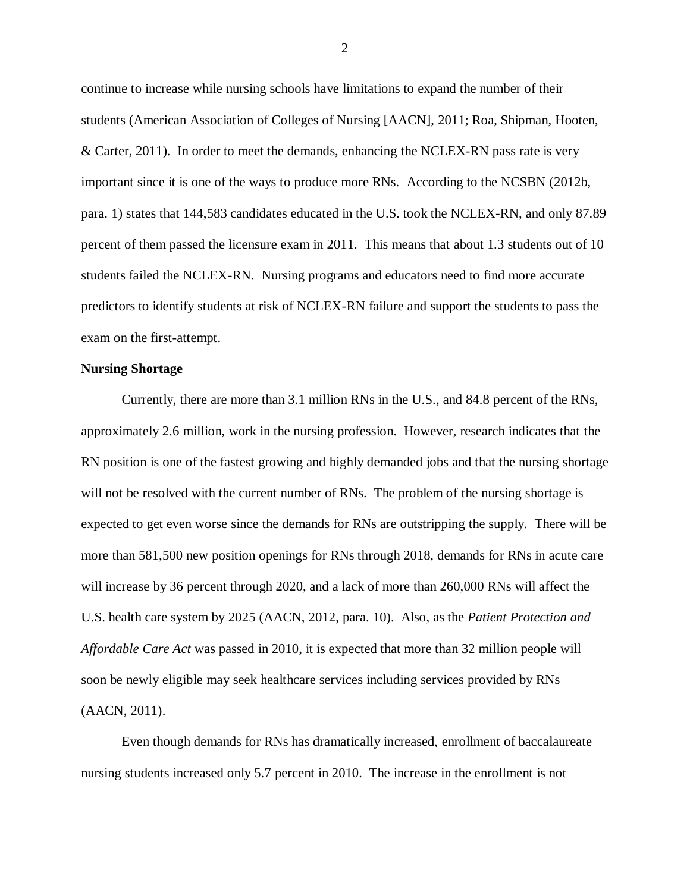continue to increase while nursing schools have limitations to expand the number of their students (American Association of Colleges of Nursing [AACN], 2011; Roa, Shipman, Hooten, & Carter, 2011). In order to meet the demands, enhancing the NCLEX-RN pass rate is very important since it is one of the ways to produce more RNs. According to the NCSBN (2012b, para. 1) states that 144,583 candidates educated in the U.S. took the NCLEX-RN, and only 87.89 percent of them passed the licensure exam in 2011. This means that about 1.3 students out of 10 students failed the NCLEX-RN. Nursing programs and educators need to find more accurate predictors to identify students at risk of NCLEX-RN failure and support the students to pass the exam on the first-attempt.

**Nursing Shortage**

Currently, there are more than 3.1 million RNs in the U.S., and 84.8 percent of the RNs, approximately 2.6 million, work in the nursing profession. However, research indicates that the RN position is one of the fastest growing and highly demanded jobs and that the nursing shortage will not be resolved with the current number of RNs. The problem of the nursing shortage is expected to get even worse since the demands for RNs are outstripping the supply. There will be more than 581,500 new position openings for RNs through 2018, demands for RNs in acute care will increase by 36 percent through 2020, and a lack of more than 260,000 RNs will affect the U.S. health care system by 2025 (AACN, 2012, para. 10). Also, as the *Patient Protection and Affordable Care Act* was passed in 2010, it is expected that more than 32 million people will soon be newly eligible may seek healthcare services including services provided by RNs (AACN, 2011).

Even though demands for RNs has dramatically increased, enrollment of baccalaureate nursing students increased only 5.7 percent in 2010. The increase in the enrollment is not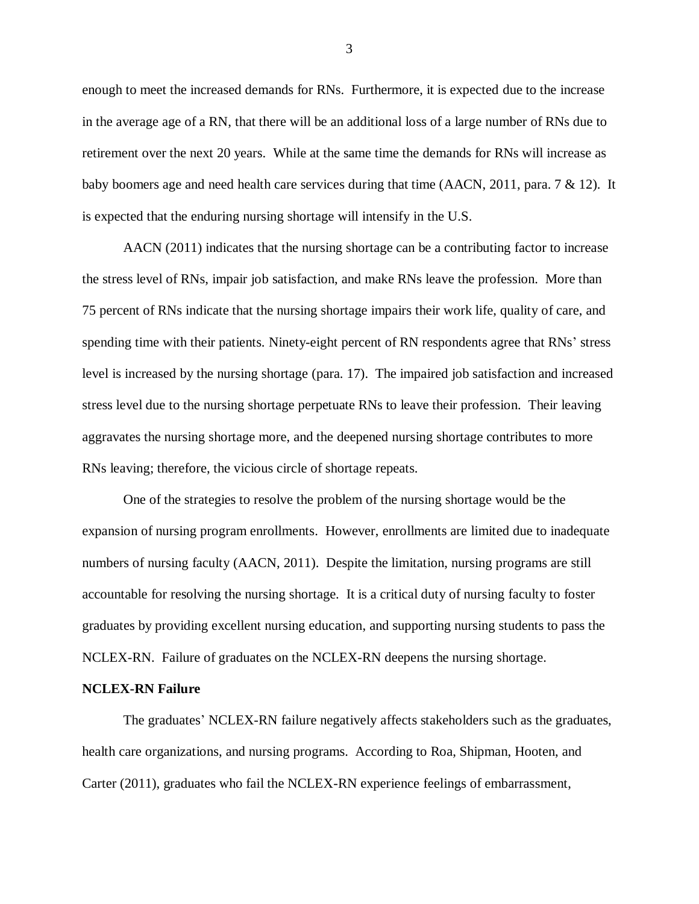enough to meet the increased demands for RNs. Furthermore, it is expected due to the increase in the average age of a RN, that there will be an additional loss of a large number of RNs due to retirement over the next 20 years. While at the same time the demands for RNs will increase as baby boomers age and need health care services during that time (AACN, 2011, para. 7 & 12). It is expected that the enduring nursing shortage will intensify in the U.S.

AACN (2011) indicates that the nursing shortage can be a contributing factor to increase the stress level of RNs, impair job satisfaction, and make RNs leave the profession. More than 75 percent of RNs indicate that the nursing shortage impairs their work life, quality of care, and spending time with their patients. Ninety-eight percent of RN respondents agree that RNs' stress level is increased by the nursing shortage (para. 17). The impaired job satisfaction and increased stress level due to the nursing shortage perpetuate RNs to leave their profession. Their leaving aggravates the nursing shortage more, and the deepened nursing shortage contributes to more RNs leaving; therefore, the vicious circle of shortage repeats.

One of the strategies to resolve the problem of the nursing shortage would be the expansion of nursing program enrollments. However, enrollments are limited due to inadequate numbers of nursing faculty (AACN, 2011). Despite the limitation, nursing programs are still accountable for resolving the nursing shortage. It is a critical duty of nursing faculty to foster graduates by providing excellent nursing education, and supporting nursing students to pass the NCLEX-RN. Failure of graduates on the NCLEX-RN deepens the nursing shortage.

**NCLEX-RN Failure**

The graduates' NCLEX-RN failure negatively affects stakeholders such as the graduates, health care organizations, and nursing programs. According to Roa, Shipman, Hooten, and Carter (2011), graduates who fail the NCLEX-RN experience feelings of embarrassment,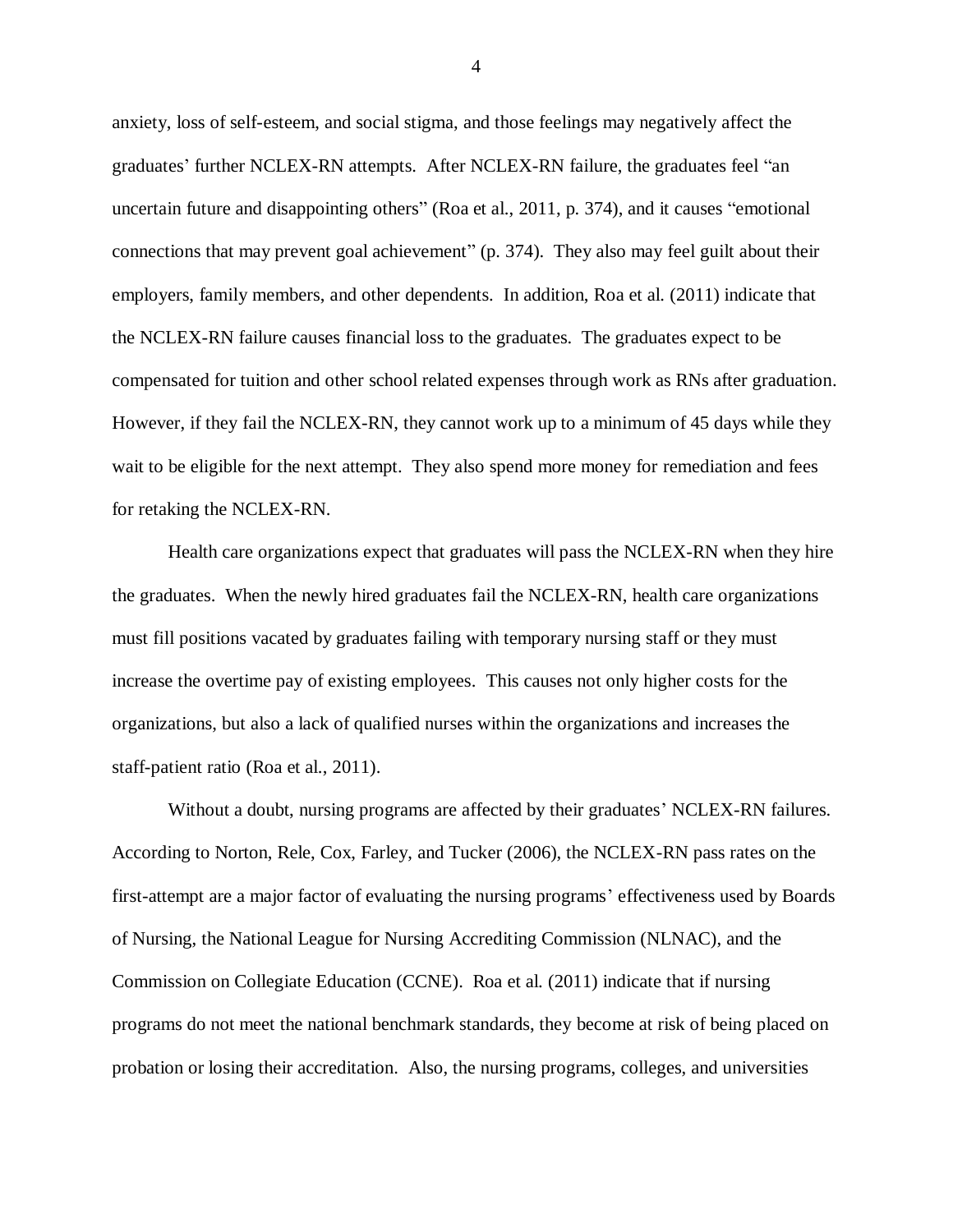anxiety, loss of self-esteem, and social stigma, and those feelings may negatively affect the graduates' further NCLEX-RN attempts. After NCLEX-RN failure, the graduates feel "an uncertain future and disappointing others" (Roa et al., 2011, p. 374), and it causes "emotional connections that may prevent goal achievement" (p. 374). They also may feel guilt about their employers, family members, and other dependents. In addition, Roa et al. (2011) indicate that the NCLEX-RN failure causes financial loss to the graduates. The graduates expect to be compensated for tuition and other school related expenses through work as RNs after graduation. However, if they fail the NCLEX-RN, they cannot work up to a minimum of 45 days while they wait to be eligible for the next attempt. They also spend more money for remediation and fees for retaking the NCLEX-RN.

Health care organizations expect that graduates will pass the NCLEX-RN when they hire the graduates. When the newly hired graduates fail the NCLEX-RN, health care organizations must fill positions vacated by graduates failing with temporary nursing staff or they must increase the overtime pay of existing employees. This causes not only higher costs for the organizations, but also a lack of qualified nurses within the organizations and increases the staff-patient ratio (Roa et al., 2011).

Without a doubt, nursing programs are affected by their graduates' NCLEX-RN failures. According to Norton, Rele, Cox, Farley, and Tucker (2006), the NCLEX-RN pass rates on the first-attempt are a major factor of evaluating the nursing programs' effectiveness used by Boards of Nursing, the National League for Nursing Accrediting Commission (NLNAC), and the Commission on Collegiate Education (CCNE). Roa et al. (2011) indicate that if nursing programs do not meet the national benchmark standards, they become at risk of being placed on probation or losing their accreditation. Also, the nursing programs, colleges, and universities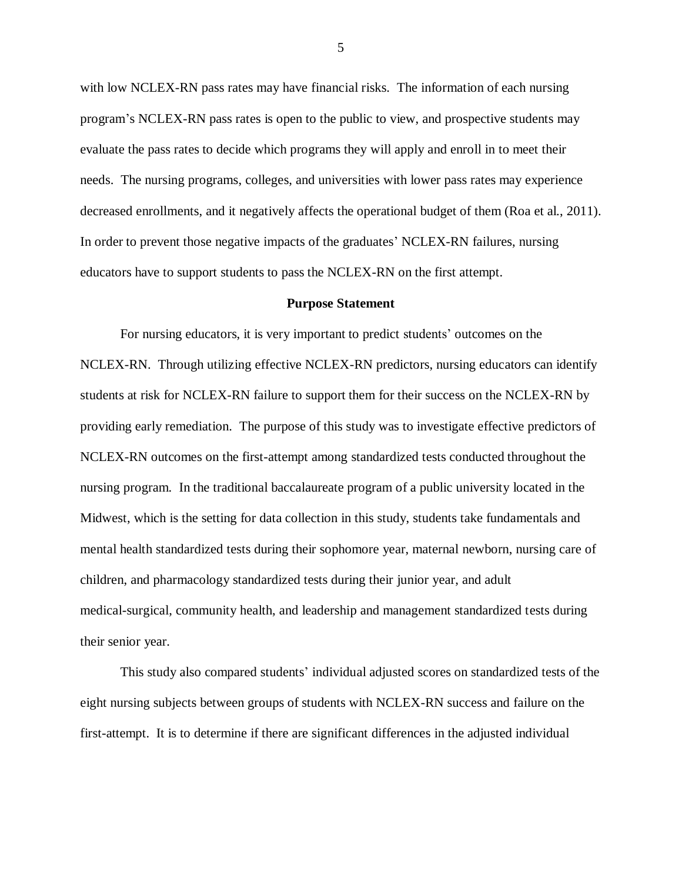with low NCLEX-RN pass rates may have financial risks. The information of each nursing program's NCLEX-RN pass rates is open to the public to view, and prospective students may evaluate the pass rates to decide which programs they will apply and enroll in to meet their needs. The nursing programs, colleges, and universities with lower pass rates may experience decreased enrollments, and it negatively affects the operational budget of them (Roa et al., 2011). In order to prevent those negative impacts of the graduates' NCLEX-RN failures, nursing educators have to support students to pass the NCLEX-RN on the first attempt.

## Purpose Statement

For nursing educators, it is very important to predict students' outcomes on the NCLEX-RN. Through utilizing effective NCLEX-RN predictors, nursing educators can identify students at risk for NCLEX-RN failure to support them for their success on the NCLEX-RN by providing early remediation. The purpose of this study was to investigate effective predictors of NCLEX-RN outcomes on the first-attempt among standardized tests conducted throughout the nursing program. In the traditional baccalaureate program of a public university located in the Midwest, which is the setting for data collection in this study, students take fundamentals and mental health standardized tests during their sophomore year, maternal newborn, nursing care of children, and pharmacology standardized tests during their junior year, and adult medical-surgical, community health, and leadership and management standardized tests during their senior year.

This study also compared students' individual adjusted scores on standardized tests of the eight nursing subjects between groups of students with NCLEX-RN success and failure on the first-attempt. It is to determine if there are significant differences in the adjusted individual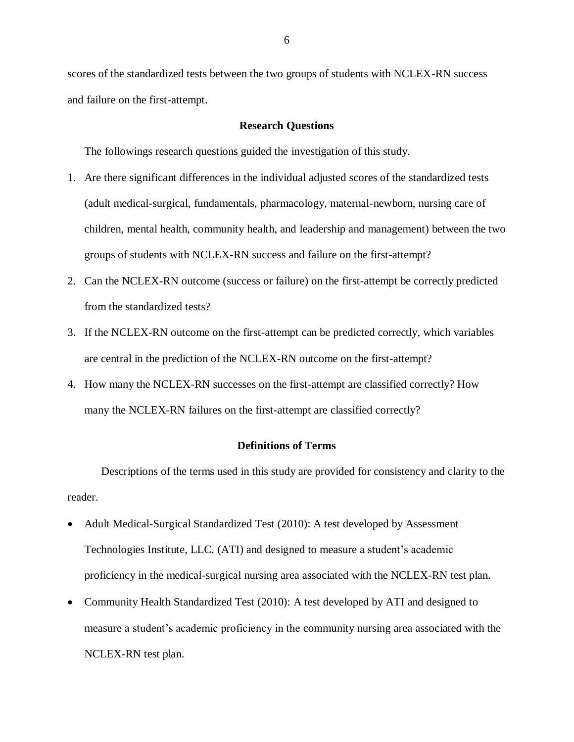scores of the standardized tests between the two groups of students with NCLEX-RN success and failure on the first-attempt.

## Research Questions

The followings research questions guided the investigation of this study.

1. Are there significant differences in the individual adjusted scores of the standardized tests (adult medical-surgical, fundamentals, pharmacology, maternal-newborn, nursing care of children, mental health, community health, and leadership and management) between the two groups of students with NCLEX-RN success and failure on the first-attempt?
2. Can the NCLEX-RN outcome (success or failure) on the first-attempt be correctly predicted from the standardized tests?
3. If the NCLEX-RN outcome on the first-attempt can be predicted correctly, which variables are central in the prediction of the NCLEX-RN outcome on the first-attempt?
4. How many the NCLEX-RN successes on the first-attempt are classified correctly? How many the NCLEX-RN failures on the first-attempt are classified correctly?

## Definitions of Terms

Descriptions of the terms used in this study are provided for consistency and clarity to the reader.

- Adult Medical-Surgical Standardized Test (2010): A test developed by Assessment Technologies Institute, LLC. (ATI) and designed to measure a student's academic proficiency in the medical-surgical nursing area associated with the NCLEX-RN test plan.
- Community Health Standardized Test (2010): A test developed by ATI and designed to measure a student's academic proficiency in the community nursing area associated with the NCLEX-RN test plan.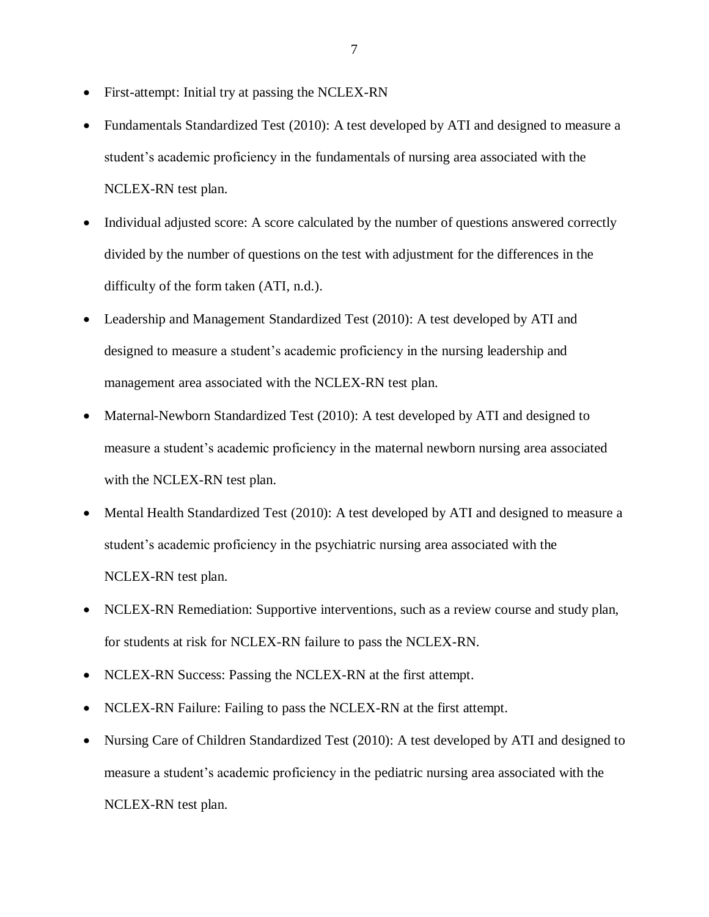- First-attempt: Initial try at passing the NCLEX-RN
- Fundamentals Standardized Test (2010): A test developed by ATI and designed to measure a student's academic proficiency in the fundamentals of nursing area associated with the NCLEX-RN test plan.
- Individual adjusted score: A score calculated by the number of questions answered correctly divided by the number of questions on the test with adjustment for the differences in the difficulty of the form taken (ATI, n.d.).
- Leadership and Management Standardized Test (2010): A test developed by ATI and designed to measure a student's academic proficiency in the nursing leadership and management area associated with the NCLEX-RN test plan.
- Maternal-Newborn Standardized Test (2010): A test developed by ATI and designed to measure a student's academic proficiency in the maternal newborn nursing area associated with the NCLEX-RN test plan.
- Mental Health Standardized Test (2010): A test developed by ATI and designed to measure a student's academic proficiency in the psychiatric nursing area associated with the NCLEX-RN test plan.
- NCLEX-RN Remediation: Supportive interventions, such as a review course and study plan, for students at risk for NCLEX-RN failure to pass the NCLEX-RN.
- NCLEX-RN Success: Passing the NCLEX-RN at the first attempt.
- NCLEX-RN Failure: Failing to pass the NCLEX-RN at the first attempt.
- Nursing Care of Children Standardized Test (2010): A test developed by ATI and designed to measure a student's academic proficiency in the pediatric nursing area associated with the NCLEX-RN test plan.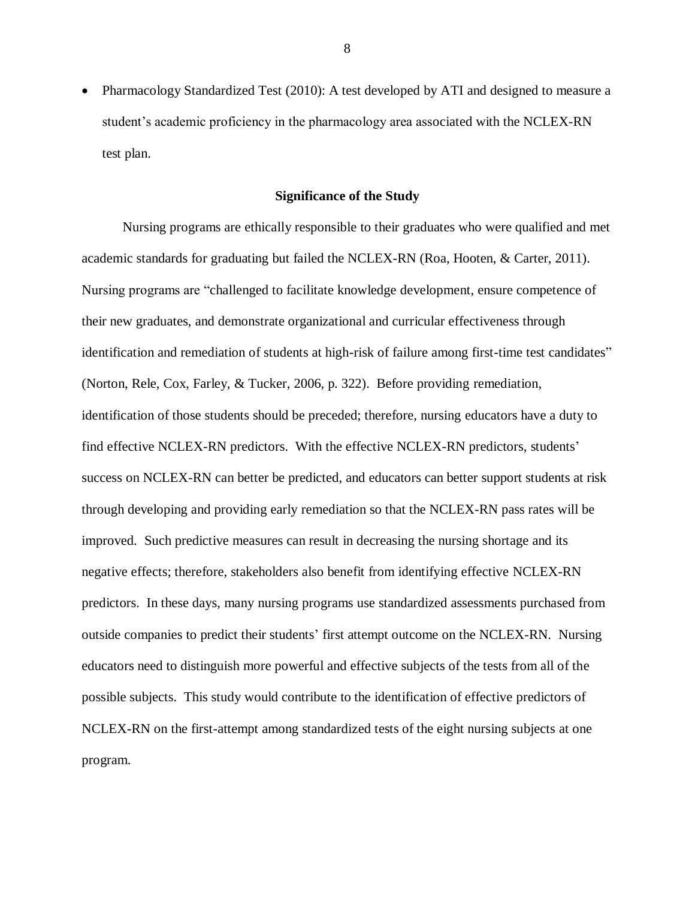- Pharmacology Standardized Test (2010): A test developed by ATI and designed to measure a student's academic proficiency in the pharmacology area associated with the NCLEX-RN test plan.

## Significance of the Study

Nursing programs are ethically responsible to their graduates who were qualified and met academic standards for graduating but failed the NCLEX-RN (Roa, Hooten, & Carter, 2011). Nursing programs are "challenged to facilitate knowledge development, ensure competence of their new graduates, and demonstrate organizational and curricular effectiveness through identification and remediation of students at high-risk of failure among first-time test candidates" (Norton, Rele, Cox, Farley, & Tucker, 2006, p. 322). Before providing remediation, identification of those students should be preceded; therefore, nursing educators have a duty to find effective NCLEX-RN predictors. With the effective NCLEX-RN predictors, students' success on NCLEX-RN can better be predicted, and educators can better support students at risk through developing and providing early remediation so that the NCLEX-RN pass rates will be improved. Such predictive measures can result in decreasing the nursing shortage and its negative effects; therefore, stakeholders also benefit from identifying effective NCLEX-RN predictors. In these days, many nursing programs use standardized assessments purchased from outside companies to predict their students' first attempt outcome on the NCLEX-RN. Nursing educators need to distinguish more powerful and effective subjects of the tests from all of the possible subjects. This study would contribute to the identification of effective predictors of NCLEX-RN on the first-attempt among standardized tests of the eight nursing subjects at one program.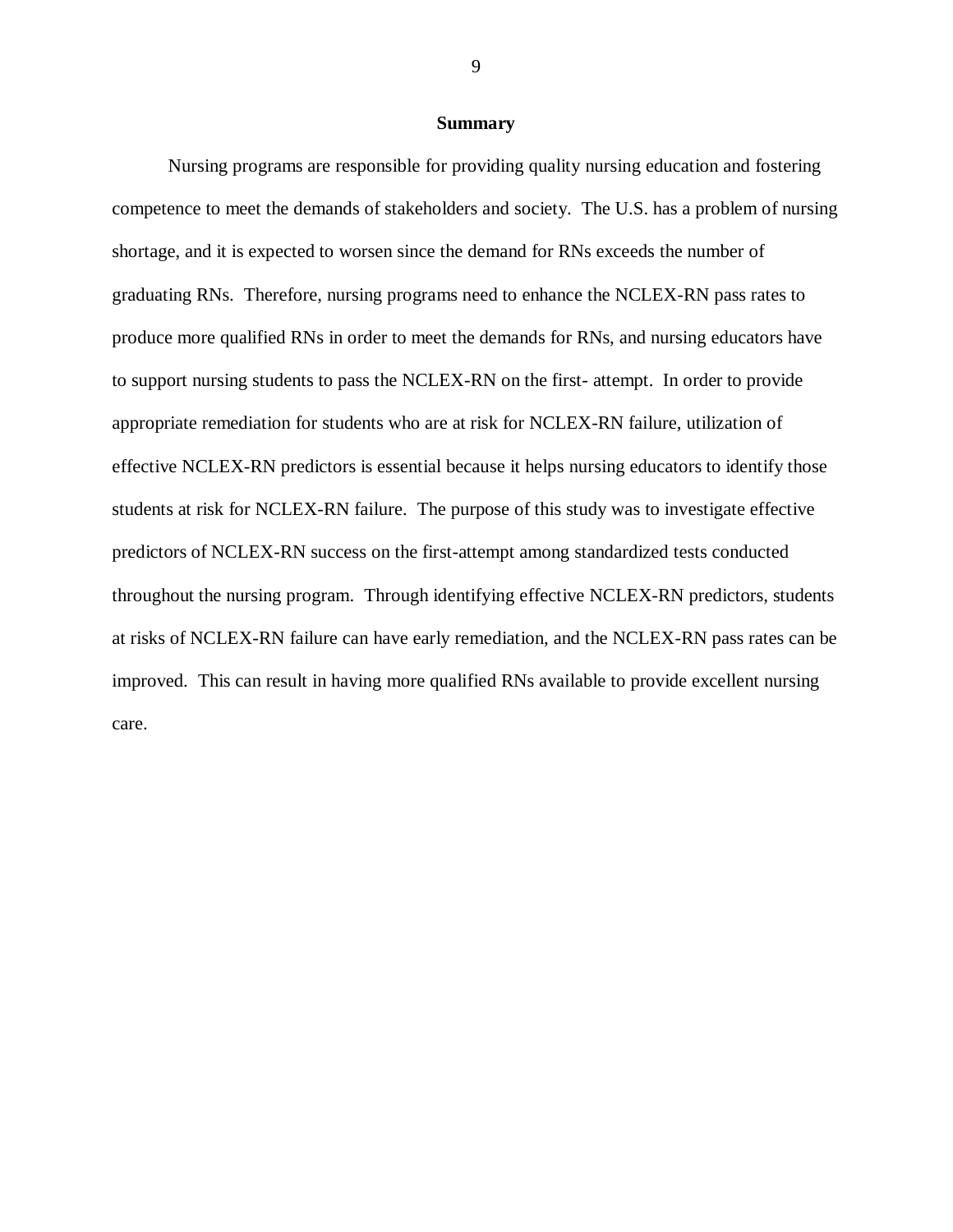## Summary

Nursing programs are responsible for providing quality nursing education and fostering competence to meet the demands of stakeholders and society. The U.S. has a problem of nursing shortage, and it is expected to worsen since the demand for RNs exceeds the number of graduating RNs. Therefore, nursing programs need to enhance the NCLEX-RN pass rates to produce more qualified RNs in order to meet the demands for RNs, and nursing educators have to support nursing students to pass the NCLEX-RN on the first- attempt. In order to provide appropriate remediation for students who are at risk for NCLEX-RN failure, utilization of effective NCLEX-RN predictors is essential because it helps nursing educators to identify those students at risk for NCLEX-RN failure. The purpose of this study was to investigate effective predictors of NCLEX-RN success on the first-attempt among standardized tests conducted throughout the nursing program. Through identifying effective NCLEX-RN predictors, students at risks of NCLEX-RN failure can have early remediation, and the NCLEX-RN pass rates can be improved. This can result in having more qualified RNs available to provide excellent nursing care.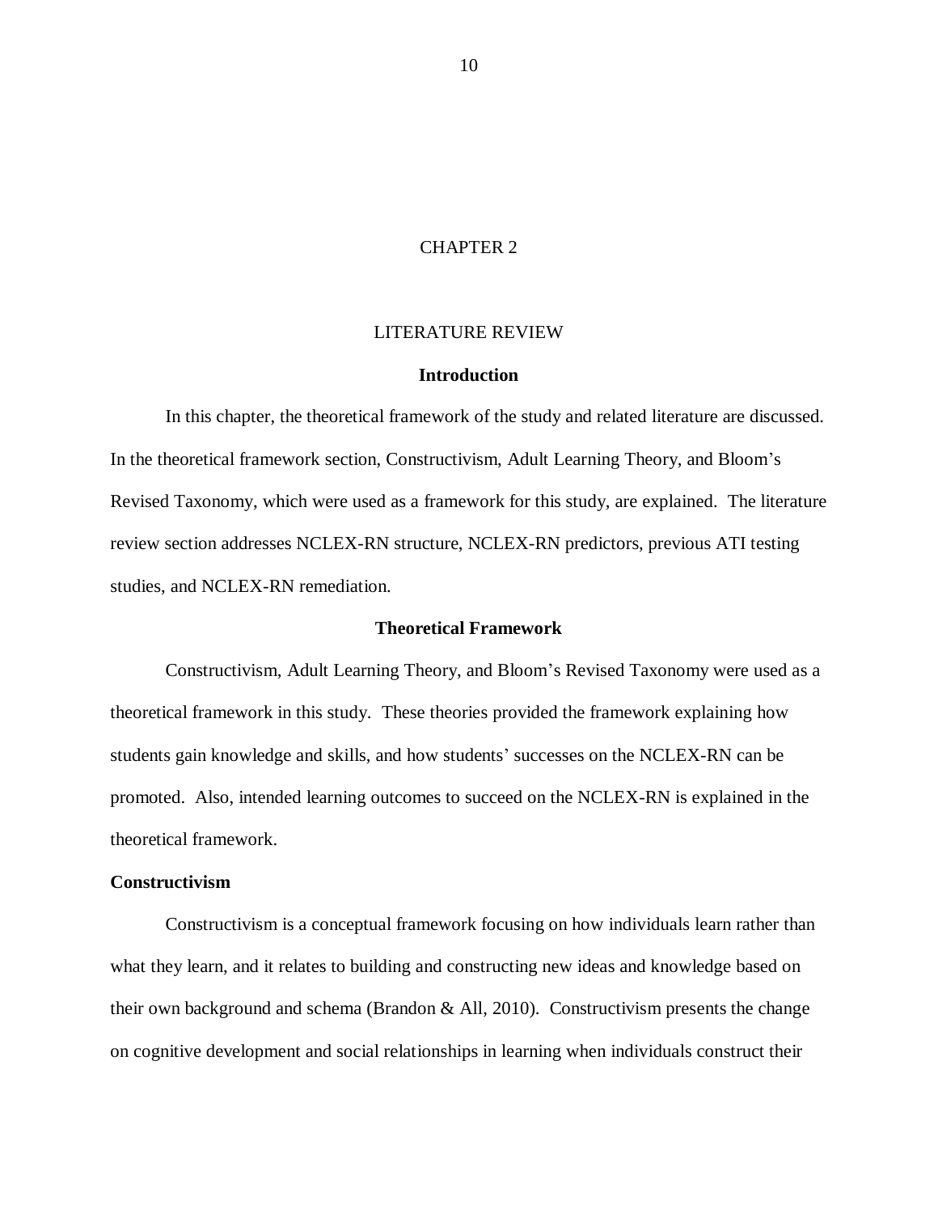# CHAPTER 2

# LITERATURE REVIEW

## Introduction

In this chapter, the theoretical framework of the study and related literature are discussed. In the theoretical framework section, Constructivism, Adult Learning Theory, and Bloom's Revised Taxonomy, which were used as a framework for this study, are explained. The literature review section addresses NCLEX-RN structure, NCLEX-RN predictors, previous ATI testing studies, and NCLEX-RN remediation.

## Theoretical Framework

Constructivism, Adult Learning Theory, and Bloom's Revised Taxonomy were used as a theoretical framework in this study. These theories provided the framework explaining how students gain knowledge and skills, and how students' successes on the NCLEX-RN can be promoted. Also, intended learning outcomes to succeed on the NCLEX-RN is explained in the theoretical framework.

### Constructivism

Constructivism is a conceptual framework focusing on how individuals learn rather than what they learn, and it relates to building and constructing new ideas and knowledge based on their own background and schema (Brandon & All, 2010). Constructivism presents the change on cognitive development and social relationships in learning when individuals construct their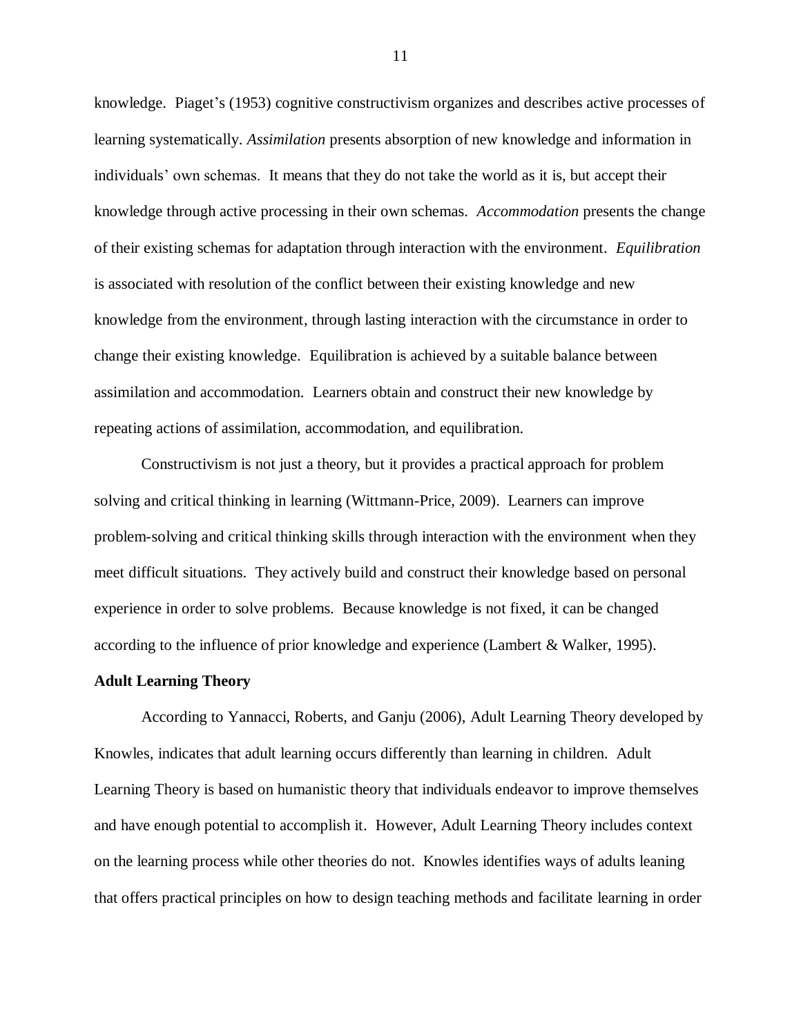knowledge. Piaget's (1953) cognitive constructivism organizes and describes active processes of learning systematically. *Assimilation* presents absorption of new knowledge and information in individuals' own schemas. It means that they do not take the world as it is, but accept their knowledge through active processing in their own schemas. *Accommodation* presents the change of their existing schemas for adaptation through interaction with the environment. *Equilibration* is associated with resolution of the conflict between their existing knowledge and new knowledge from the environment, through lasting interaction with the circumstance in order to change their existing knowledge. Equilibration is achieved by a suitable balance between assimilation and accommodation. Learners obtain and construct their new knowledge by repeating actions of assimilation, accommodation, and equilibration.

Constructivism is not just a theory, but it provides a practical approach for problem solving and critical thinking in learning (Wittmann-Price, 2009). Learners can improve problem-solving and critical thinking skills through interaction with the environment when they meet difficult situations. They actively build and construct their knowledge based on personal experience in order to solve problems. Because knowledge is not fixed, it can be changed according to the influence of prior knowledge and experience (Lambert & Walker, 1995).

**Adult Learning Theory**

According to Yannacci, Roberts, and Ganju (2006), Adult Learning Theory developed by Knowles, indicates that adult learning occurs differently than learning in children. Adult Learning Theory is based on humanistic theory that individuals endeavor to improve themselves and have enough potential to accomplish it. However, Adult Learning Theory includes context on the learning process while other theories do not. Knowles identifies ways of adults leaning that offers practical principles on how to design teaching methods and facilitate learning in order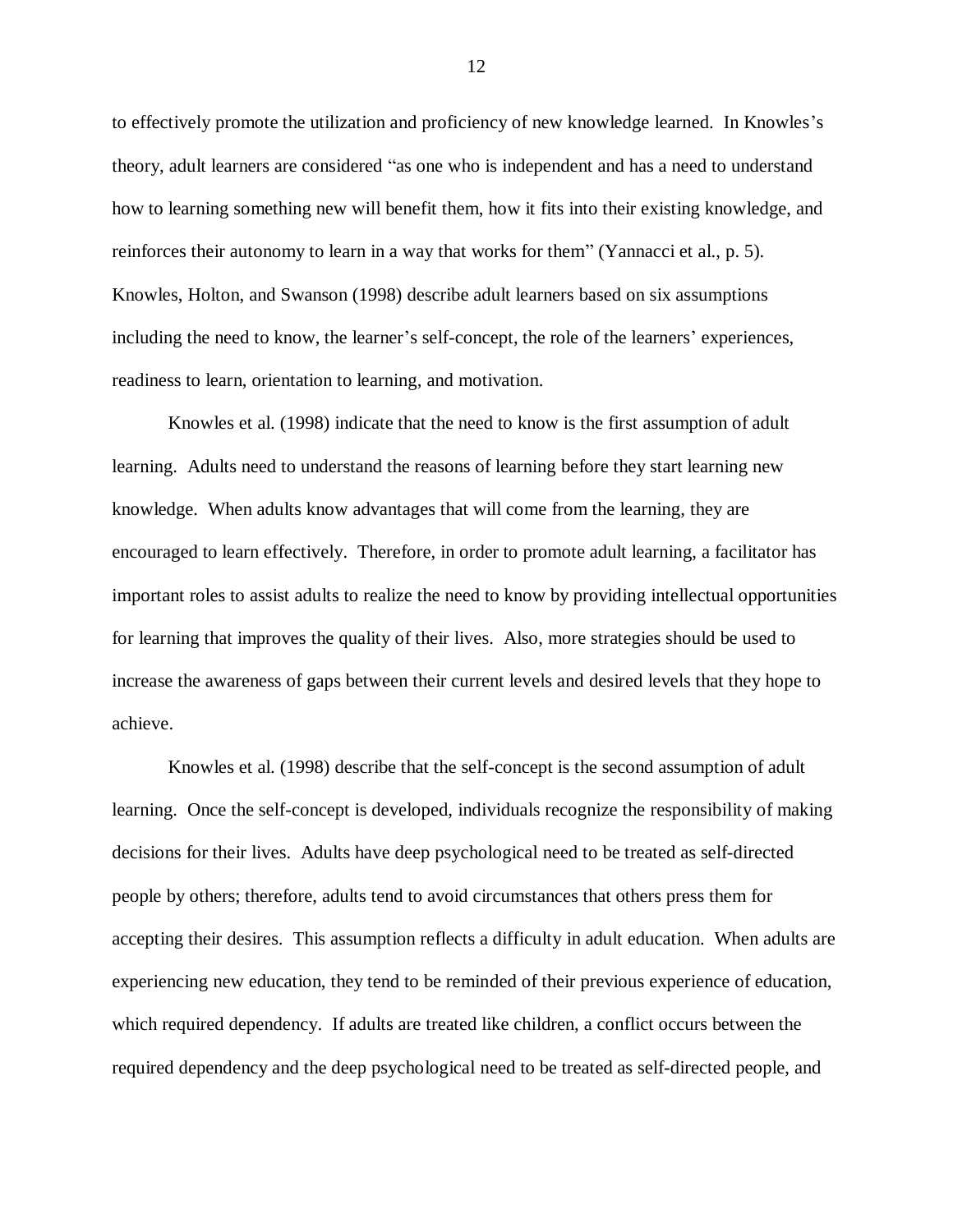to effectively promote the utilization and proficiency of new knowledge learned. In Knowles's theory, adult learners are considered "as one who is independent and has a need to understand how to learning something new will benefit them, how it fits into their existing knowledge, and reinforces their autonomy to learn in a way that works for them" (Yannacci et al., p. 5). Knowles, Holton, and Swanson (1998) describe adult learners based on six assumptions including the need to know, the learner's self-concept, the role of the learners' experiences, readiness to learn, orientation to learning, and motivation.

Knowles et al. (1998) indicate that the need to know is the first assumption of adult learning. Adults need to understand the reasons of learning before they start learning new knowledge. When adults know advantages that will come from the learning, they are encouraged to learn effectively. Therefore, in order to promote adult learning, a facilitator has important roles to assist adults to realize the need to know by providing intellectual opportunities for learning that improves the quality of their lives. Also, more strategies should be used to increase the awareness of gaps between their current levels and desired levels that they hope to achieve.

Knowles et al. (1998) describe that the self-concept is the second assumption of adult learning. Once the self-concept is developed, individuals recognize the responsibility of making decisions for their lives. Adults have deep psychological need to be treated as self-directed people by others; therefore, adults tend to avoid circumstances that others press them for accepting their desires. This assumption reflects a difficulty in adult education. When adults are experiencing new education, they tend to be reminded of their previous experience of education, which required dependency. If adults are treated like children, a conflict occurs between the required dependency and the deep psychological need to be treated as self-directed people, and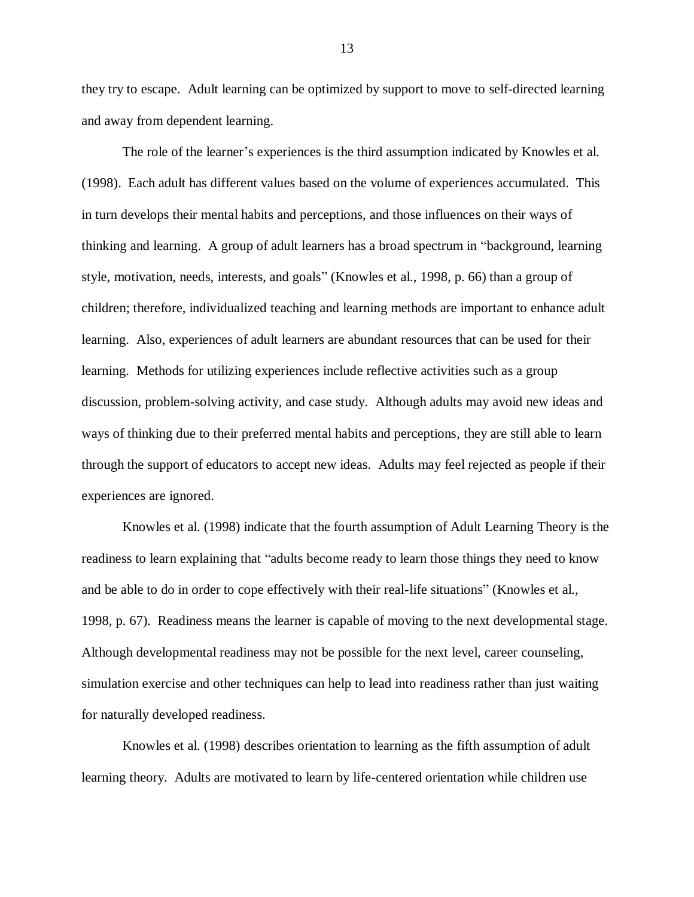they try to escape. Adult learning can be optimized by support to move to self-directed learning and away from dependent learning.

The role of the learner's experiences is the third assumption indicated by Knowles et al. (1998). Each adult has different values based on the volume of experiences accumulated. This in turn develops their mental habits and perceptions, and those influences on their ways of thinking and learning. A group of adult learners has a broad spectrum in "background, learning style, motivation, needs, interests, and goals" (Knowles et al., 1998, p. 66) than a group of children; therefore, individualized teaching and learning methods are important to enhance adult learning. Also, experiences of adult learners are abundant resources that can be used for their learning. Methods for utilizing experiences include reflective activities such as a group discussion, problem-solving activity, and case study. Although adults may avoid new ideas and ways of thinking due to their preferred mental habits and perceptions, they are still able to learn through the support of educators to accept new ideas. Adults may feel rejected as people if their experiences are ignored.

Knowles et al. (1998) indicate that the fourth assumption of Adult Learning Theory is the readiness to learn explaining that "adults become ready to learn those things they need to know and be able to do in order to cope effectively with their real-life situations" (Knowles et al., 1998, p. 67). Readiness means the learner is capable of moving to the next developmental stage. Although developmental readiness may not be possible for the next level, career counseling, simulation exercise and other techniques can help to lead into readiness rather than just waiting for naturally developed readiness.

Knowles et al. (1998) describes orientation to learning as the fifth assumption of adult learning theory. Adults are motivated to learn by life-centered orientation while children use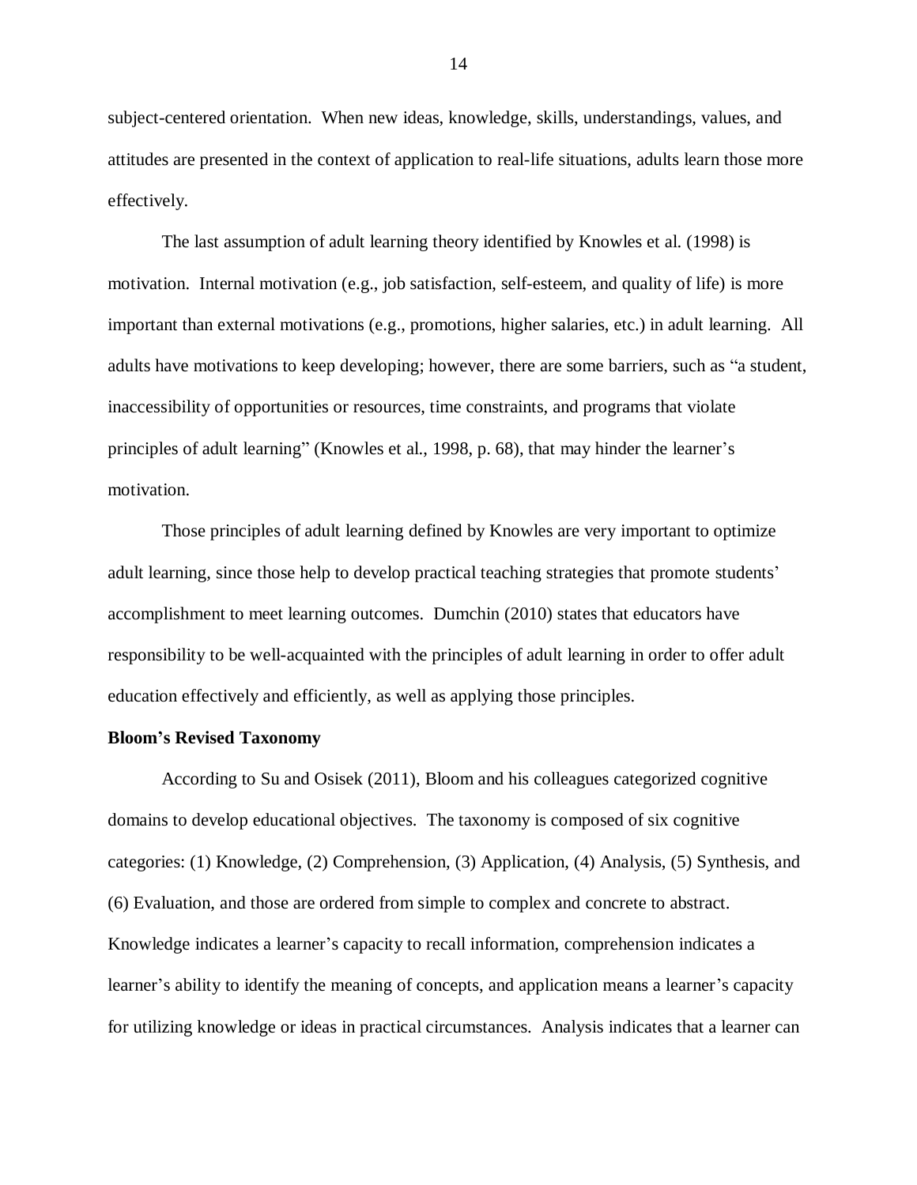subject-centered orientation. When new ideas, knowledge, skills, understandings, values, and attitudes are presented in the context of application to real-life situations, adults learn those more effectively.

The last assumption of adult learning theory identified by Knowles et al. (1998) is motivation. Internal motivation (e.g., job satisfaction, self-esteem, and quality of life) is more important than external motivations (e.g., promotions, higher salaries, etc.) in adult learning. All adults have motivations to keep developing; however, there are some barriers, such as "a student, inaccessibility of opportunities or resources, time constraints, and programs that violate principles of adult learning" (Knowles et al., 1998, p. 68), that may hinder the learner's motivation.

Those principles of adult learning defined by Knowles are very important to optimize adult learning, since those help to develop practical teaching strategies that promote students' accomplishment to meet learning outcomes. Dumchin (2010) states that educators have responsibility to be well-acquainted with the principles of adult learning in order to offer adult education effectively and efficiently, as well as applying those principles.

**Bloom's Revised Taxonomy**

According to Su and Osisek (2011), Bloom and his colleagues categorized cognitive domains to develop educational objectives. The taxonomy is composed of six cognitive categories: (1) Knowledge, (2) Comprehension, (3) Application, (4) Analysis, (5) Synthesis, and (6) Evaluation, and those are ordered from simple to complex and concrete to abstract. Knowledge indicates a learner's capacity to recall information, comprehension indicates a learner's ability to identify the meaning of concepts, and application means a learner's capacity for utilizing knowledge or ideas in practical circumstances. Analysis indicates that a learner can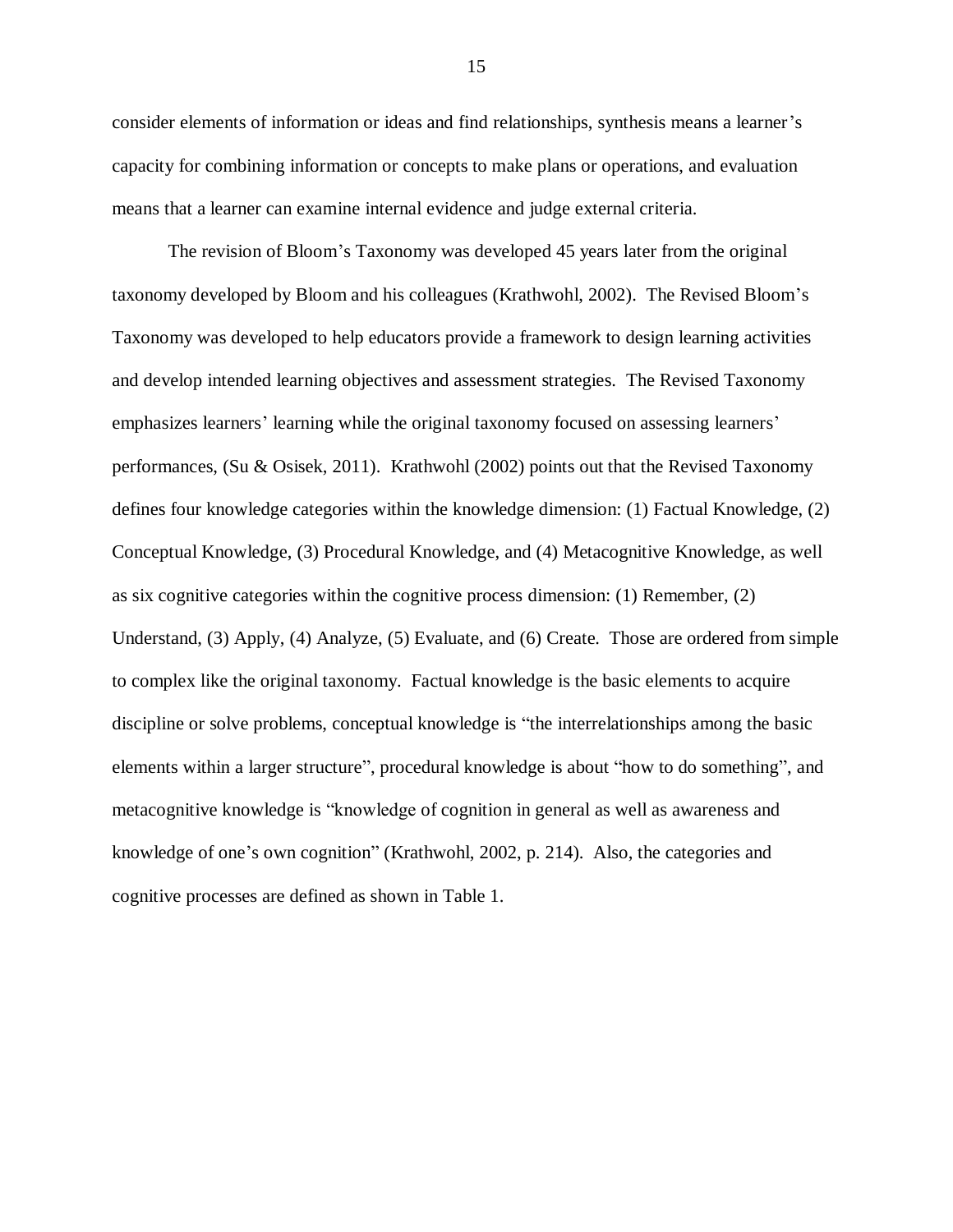consider elements of information or ideas and find relationships, synthesis means a learner's capacity for combining information or concepts to make plans or operations, and evaluation means that a learner can examine internal evidence and judge external criteria.

The revision of Bloom's Taxonomy was developed 45 years later from the original taxonomy developed by Bloom and his colleagues (Krathwohl, 2002). The Revised Bloom's Taxonomy was developed to help educators provide a framework to design learning activities and develop intended learning objectives and assessment strategies. The Revised Taxonomy emphasizes learners' learning while the original taxonomy focused on assessing learners' performances, (Su & Osisek, 2011). Krathwohl (2002) points out that the Revised Taxonomy defines four knowledge categories within the knowledge dimension: (1) Factual Knowledge, (2) Conceptual Knowledge, (3) Procedural Knowledge, and (4) Metacognitive Knowledge, as well as six cognitive categories within the cognitive process dimension: (1) Remember, (2) Understand, (3) Apply, (4) Analyze, (5) Evaluate, and (6) Create. Those are ordered from simple to complex like the original taxonomy. Factual knowledge is the basic elements to acquire discipline or solve problems, conceptual knowledge is "the interrelationships among the basic elements within a larger structure", procedural knowledge is about "how to do something", and metacognitive knowledge is "knowledge of cognition in general as well as awareness and knowledge of one's own cognition" (Krathwohl, 2002, p. 214). Also, the categories and cognitive processes are defined as shown in Table 1.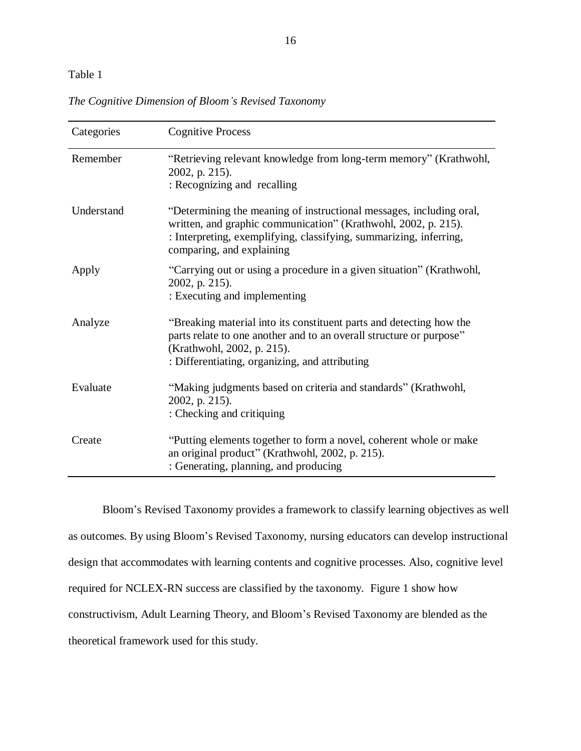Table 1

*The Cognitive Dimension of Bloom's Revised Taxonomy*

| Categories | Cognitive Process |
| --- | --- |
| Remember | "Retrieving relevant knowledge from long-term memory" (Krathwohl, 2002, p. 215).<br>: Recognizing and recalling |
| Understand | "Determining the meaning of instructional messages, including oral, written, and graphic communication" (Krathwohl, 2002, p. 215).<br>: Interpreting, exemplifying, classifying, summarizing, inferring, comparing, and explaining |
| Apply | "Carrying out or using a procedure in a given situation" (Krathwohl, 2002, p. 215).<br>: Executing and implementing |
| Analyze | "Breaking material into its constituent parts and detecting how the parts relate to one another and to an overall structure or purpose" (Krathwohl, 2002, p. 215).<br>: Differentiating, organizing, and attributing |
| Evaluate | "Making judgments based on criteria and standards" (Krathwohl, 2002, p. 215).<br>: Checking and critiquing |
| Create | "Putting elements together to form a novel, coherent whole or make an original product" (Krathwohl, 2002, p. 215).<br>: Generating, planning, and producing |

Bloom's Revised Taxonomy provides a framework to classify learning objectives as well as outcomes. By using Bloom's Revised Taxonomy, nursing educators can develop instructional design that accommodates with learning contents and cognitive processes. Also, cognitive level required for NCLEX-RN success are classified by the taxonomy. Figure 1 show how constructivism, Adult Learning Theory, and Bloom's Revised Taxonomy are blended as the theoretical framework used for this study.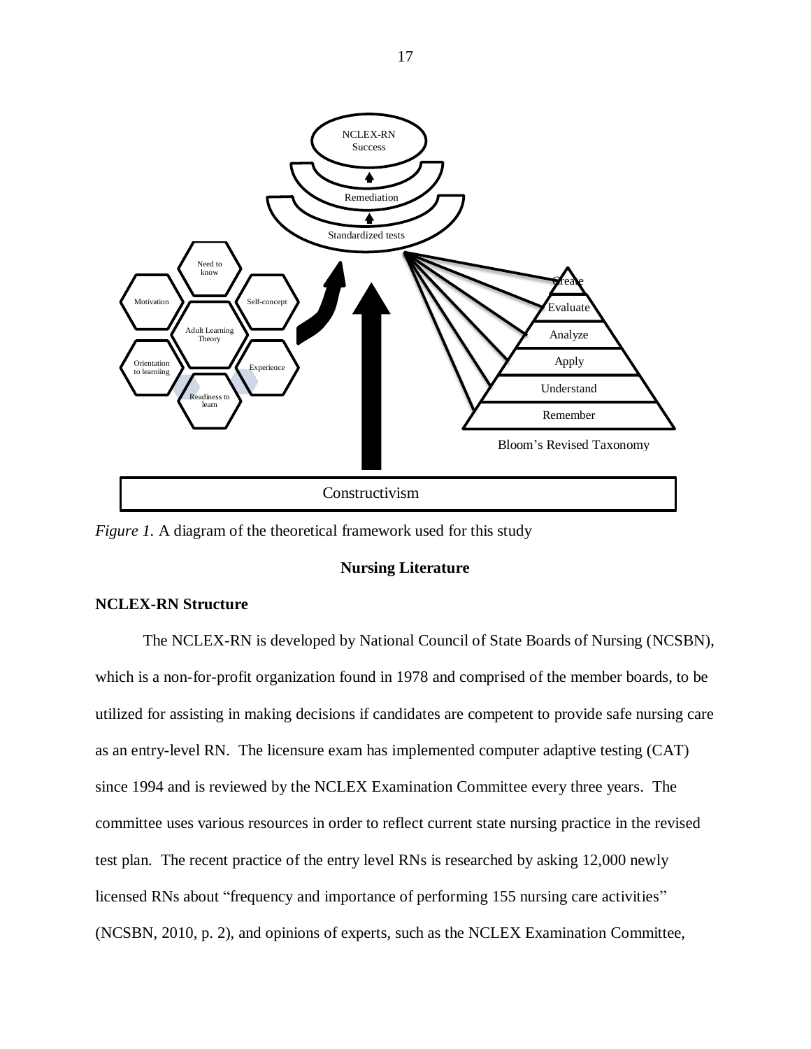*Figure 1.* A diagram of the theoretical framework used for this study

## Nursing Literature

### NCLEX-RN Structure

The NCLEX-RN is developed by National Council of State Boards of Nursing (NCSBN), which is a non-for-profit organization found in 1978 and comprised of the member boards, to be utilized for assisting in making decisions if candidates are competent to provide safe nursing care as an entry-level RN. The licensure exam has implemented computer adaptive testing (CAT) since 1994 and is reviewed by the NCLEX Examination Committee every three years. The committee uses various resources in order to reflect current state nursing practice in the revised test plan. The recent practice of the entry level RNs is researched by asking 12,000 newly licensed RNs about "frequency and importance of performing 155 nursing care activities" (NCSBN, 2010, p. 2), and opinions of experts, such as the NCLEX Examination Committee,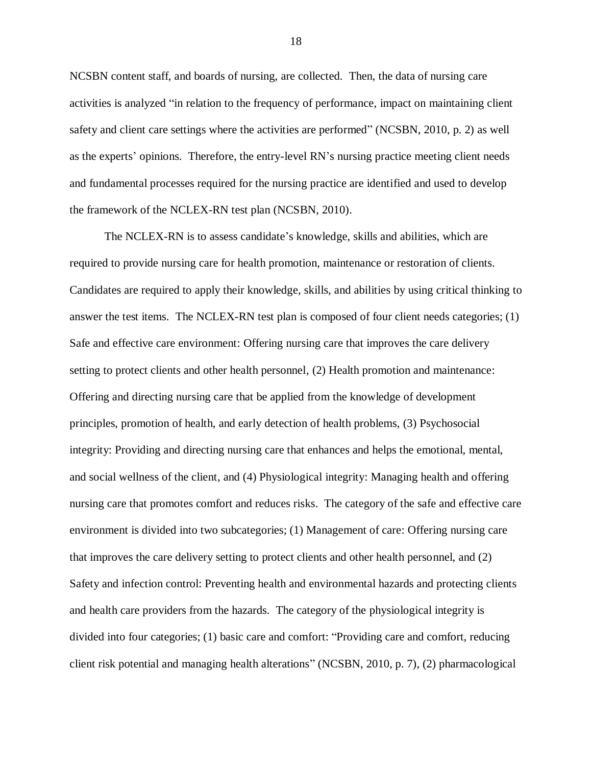NCSBN content staff, and boards of nursing, are collected. Then, the data of nursing care activities is analyzed "in relation to the frequency of performance, impact on maintaining client safety and client care settings where the activities are performed" (NCSBN, 2010, p. 2) as well as the experts' opinions. Therefore, the entry-level RN's nursing practice meeting client needs and fundamental processes required for the nursing practice are identified and used to develop the framework of the NCLEX-RN test plan (NCSBN, 2010).

The NCLEX-RN is to assess candidate's knowledge, skills and abilities, which are required to provide nursing care for health promotion, maintenance or restoration of clients. Candidates are required to apply their knowledge, skills, and abilities by using critical thinking to answer the test items. The NCLEX-RN test plan is composed of four client needs categories; (1) Safe and effective care environment: Offering nursing care that improves the care delivery setting to protect clients and other health personnel, (2) Health promotion and maintenance: Offering and directing nursing care that be applied from the knowledge of development principles, promotion of health, and early detection of health problems, (3) Psychosocial integrity: Providing and directing nursing care that enhances and helps the emotional, mental, and social wellness of the client, and (4) Physiological integrity: Managing health and offering nursing care that promotes comfort and reduces risks. The category of the safe and effective care environment is divided into two subcategories; (1) Management of care: Offering nursing care that improves the care delivery setting to protect clients and other health personnel, and (2) Safety and infection control: Preventing health and environmental hazards and protecting clients and health care providers from the hazards. The category of the physiological integrity is divided into four categories; (1) basic care and comfort: "Providing care and comfort, reducing client risk potential and managing health alterations" (NCSBN, 2010, p. 7), (2) pharmacological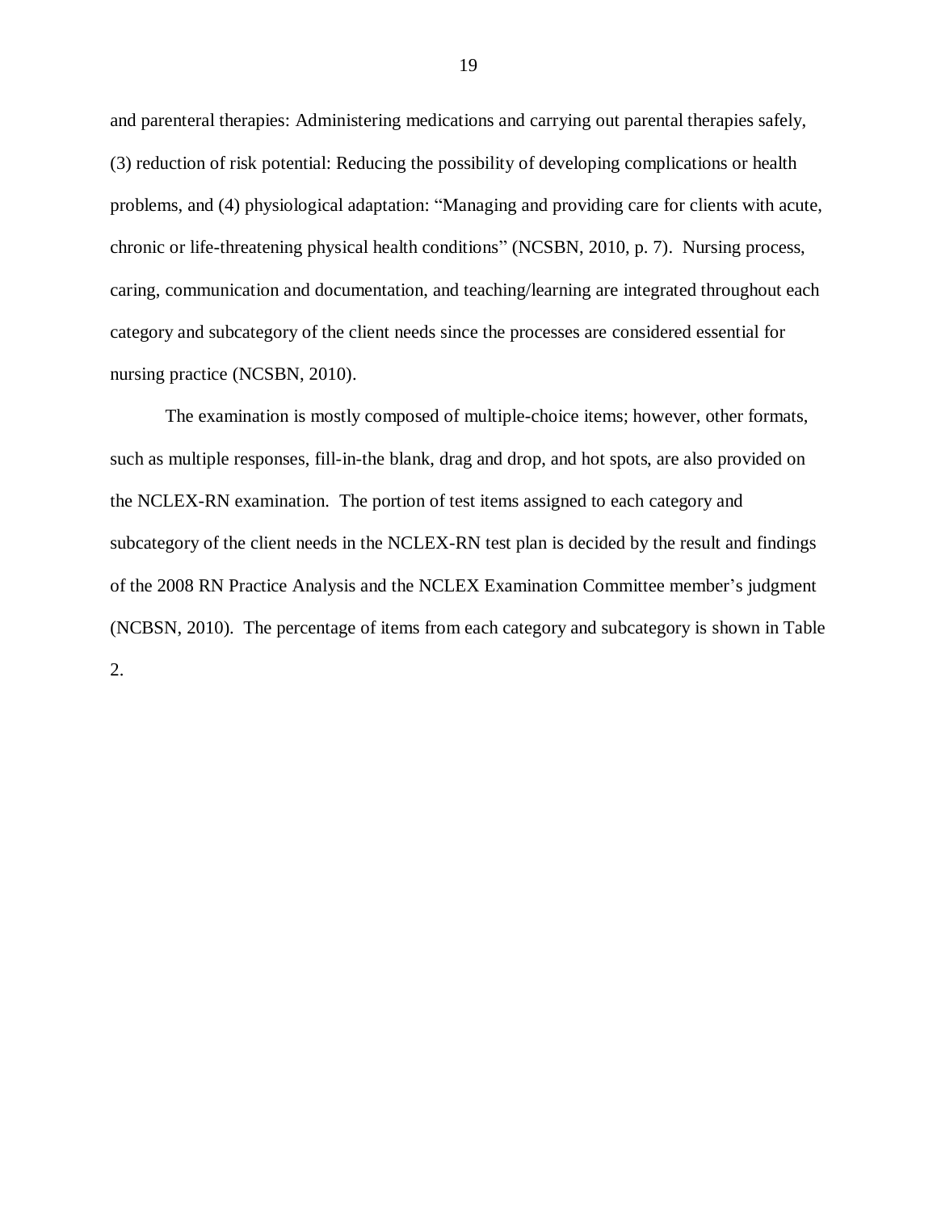and parenteral therapies: Administering medications and carrying out parental therapies safely, (3) reduction of risk potential: Reducing the possibility of developing complications or health problems, and (4) physiological adaptation: "Managing and providing care for clients with acute, chronic or life-threatening physical health conditions" (NCSBN, 2010, p. 7). Nursing process, caring, communication and documentation, and teaching/learning are integrated throughout each category and subcategory of the client needs since the processes are considered essential for nursing practice (NCSBN, 2010).

The examination is mostly composed of multiple-choice items; however, other formats, such as multiple responses, fill-in-the blank, drag and drop, and hot spots, are also provided on the NCLEX-RN examination. The portion of test items assigned to each category and subcategory of the client needs in the NCLEX-RN test plan is decided by the result and findings of the 2008 RN Practice Analysis and the NCLEX Examination Committee member's judgment (NCBSN, 2010). The percentage of items from each category and subcategory is shown in Table 2.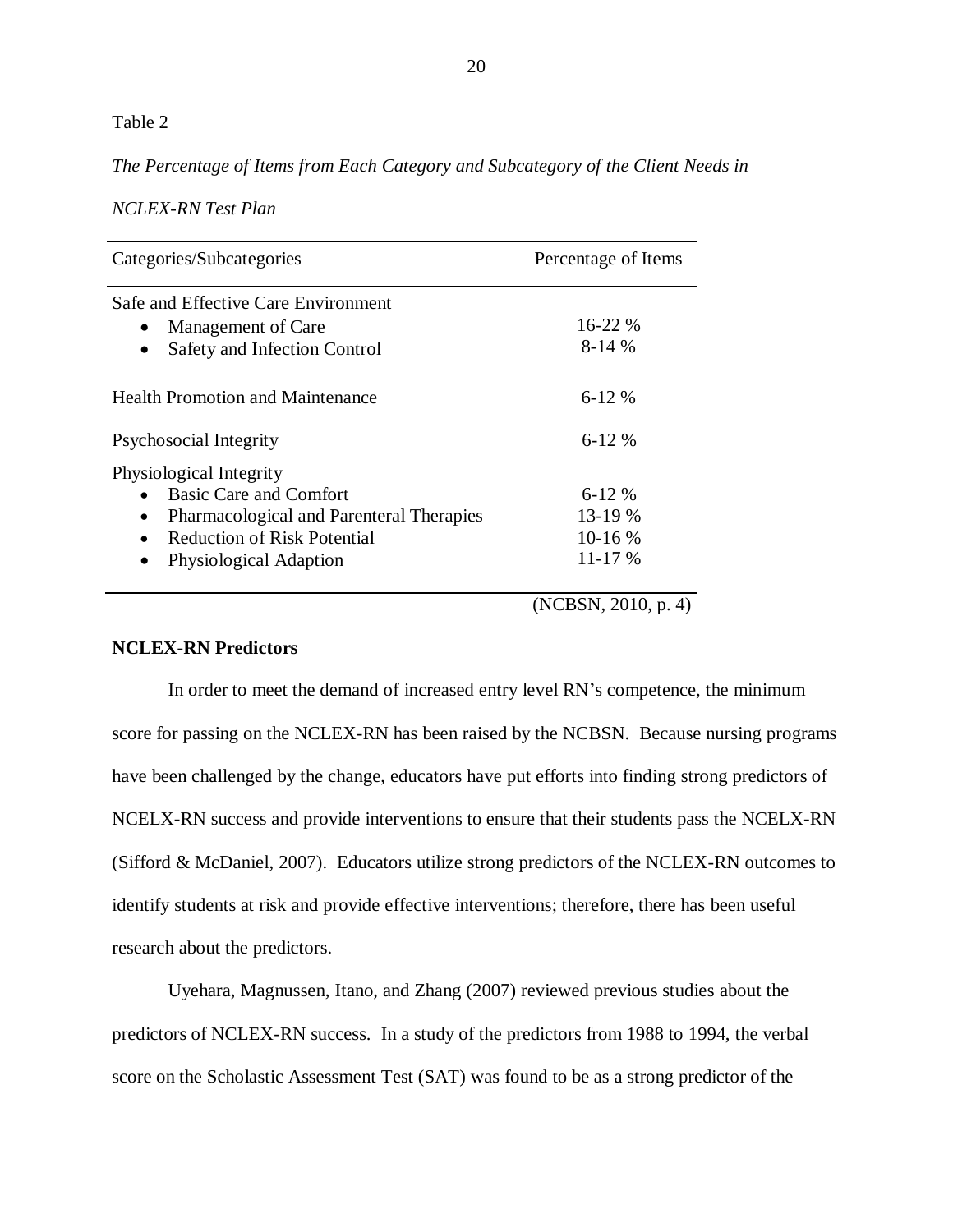Table 2

*The Percentage of Items from Each Category and Subcategory of the Client Needs in NCLEX-RN Test Plan*

| Categories/Subcategories | Percentage of Items |
|---|---|
| Safe and Effective Care Environment | |
| • Management of Care | 16-22 % |
| • Safety and Infection Control | 8-14 % |
| Health Promotion and Maintenance | 6-12 % |
| Psychosocial Integrity | 6-12 % |
| Physiological Integrity | |
| • Basic Care and Comfort | 6-12 % |
| • Pharmacological and Parenteral Therapies | 13-19 % |
| • Reduction of Risk Potential | 10-16 % |
| • Physiological Adaption | 11-17 % |

(NCBSN, 2010, p. 4)

**NCLEX-RN Predictors**

In order to meet the demand of increased entry level RN's competence, the minimum score for passing on the NCLEX-RN has been raised by the NCBSN. Because nursing programs have been challenged by the change, educators have put efforts into finding strong predictors of NCELX-RN success and provide interventions to ensure that their students pass the NCELX-RN (Sifford & McDaniel, 2007). Educators utilize strong predictors of the NCLEX-RN outcomes to identify students at risk and provide effective interventions; therefore, there has been useful research about the predictors.

Uyehara, Magnussen, Itano, and Zhang (2007) reviewed previous studies about the predictors of NCLEX-RN success. In a study of the predictors from 1988 to 1994, the verbal score on the Scholastic Assessment Test (SAT) was found to be as a strong predictor of the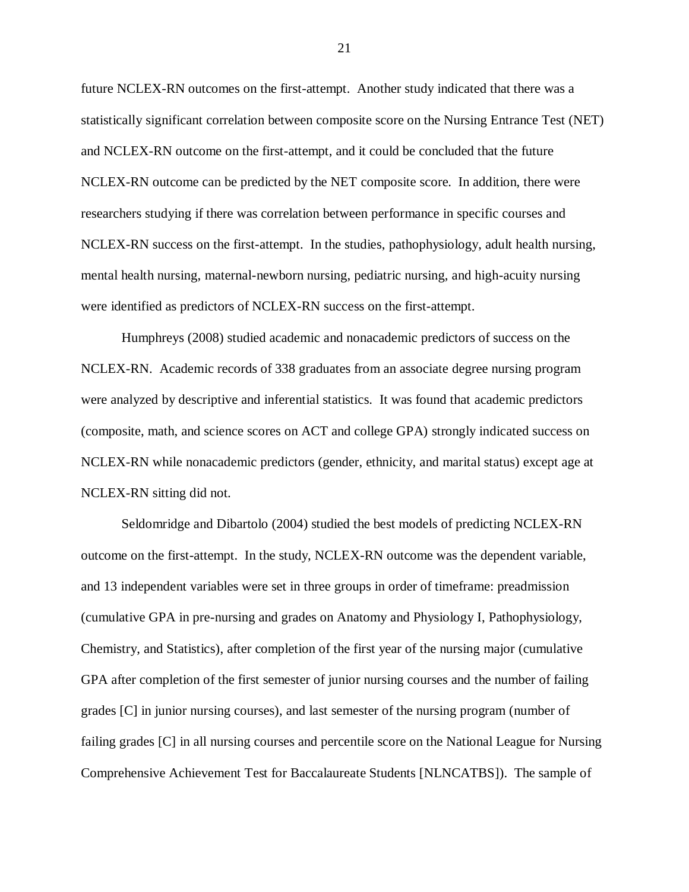future NCLEX-RN outcomes on the first-attempt. Another study indicated that there was a statistically significant correlation between composite score on the Nursing Entrance Test (NET) and NCLEX-RN outcome on the first-attempt, and it could be concluded that the future NCLEX-RN outcome can be predicted by the NET composite score. In addition, there were researchers studying if there was correlation between performance in specific courses and NCLEX-RN success on the first-attempt. In the studies, pathophysiology, adult health nursing, mental health nursing, maternal-newborn nursing, pediatric nursing, and high-acuity nursing were identified as predictors of NCLEX-RN success on the first-attempt.

Humphreys (2008) studied academic and nonacademic predictors of success on the NCLEX-RN. Academic records of 338 graduates from an associate degree nursing program were analyzed by descriptive and inferential statistics. It was found that academic predictors (composite, math, and science scores on ACT and college GPA) strongly indicated success on NCLEX-RN while nonacademic predictors (gender, ethnicity, and marital status) except age at NCLEX-RN sitting did not.

Seldomridge and Dibartolo (2004) studied the best models of predicting NCLEX-RN outcome on the first-attempt. In the study, NCLEX-RN outcome was the dependent variable, and 13 independent variables were set in three groups in order of timeframe: preadmission (cumulative GPA in pre-nursing and grades on Anatomy and Physiology I, Pathophysiology, Chemistry, and Statistics), after completion of the first year of the nursing major (cumulative GPA after completion of the first semester of junior nursing courses and the number of failing grades [C] in junior nursing courses), and last semester of the nursing program (number of failing grades [C] in all nursing courses and percentile score on the National League for Nursing Comprehensive Achievement Test for Baccalaureate Students [NLNCATBS]). The sample of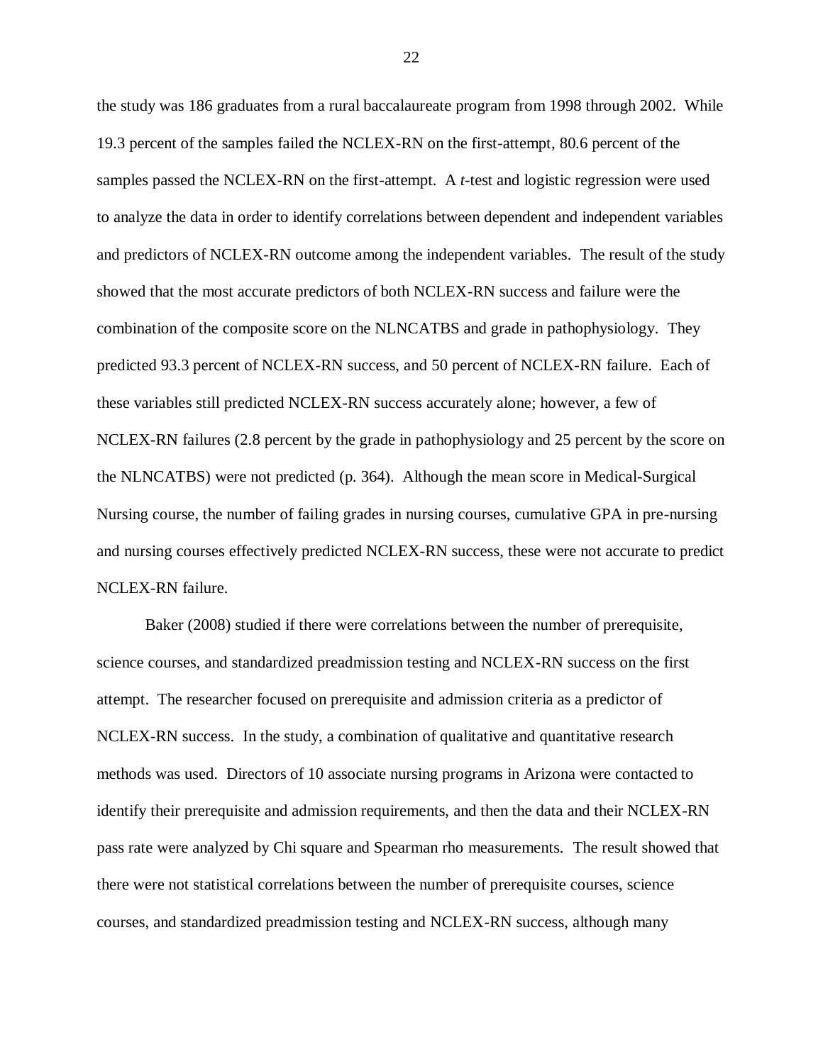the study was 186 graduates from a rural baccalaureate program from 1998 through 2002. While 19.3 percent of the samples failed the NCLEX-RN on the first-attempt, 80.6 percent of the samples passed the NCLEX-RN on the first-attempt. A *t*-test and logistic regression were used to analyze the data in order to identify correlations between dependent and independent variables and predictors of NCLEX-RN outcome among the independent variables. The result of the study showed that the most accurate predictors of both NCLEX-RN success and failure were the combination of the composite score on the NLNCATBS and grade in pathophysiology. They predicted 93.3 percent of NCLEX-RN success, and 50 percent of NCLEX-RN failure. Each of these variables still predicted NCLEX-RN success accurately alone; however, a few of NCLEX-RN failures (2.8 percent by the grade in pathophysiology and 25 percent by the score on the NLNCATBS) were not predicted (p. 364). Although the mean score in Medical-Surgical Nursing course, the number of failing grades in nursing courses, cumulative GPA in pre-nursing and nursing courses effectively predicted NCLEX-RN success, these were not accurate to predict NCLEX-RN failure.

Baker (2008) studied if there were correlations between the number of prerequisite, science courses, and standardized preadmission testing and NCLEX-RN success on the first attempt. The researcher focused on prerequisite and admission criteria as a predictor of NCLEX-RN success. In the study, a combination of qualitative and quantitative research methods was used. Directors of 10 associate nursing programs in Arizona were contacted to identify their prerequisite and admission requirements, and then the data and their NCLEX-RN pass rate were analyzed by Chi square and Spearman rho measurements. The result showed that there were not statistical correlations between the number of prerequisite courses, science courses, and standardized preadmission testing and NCLEX-RN success, although many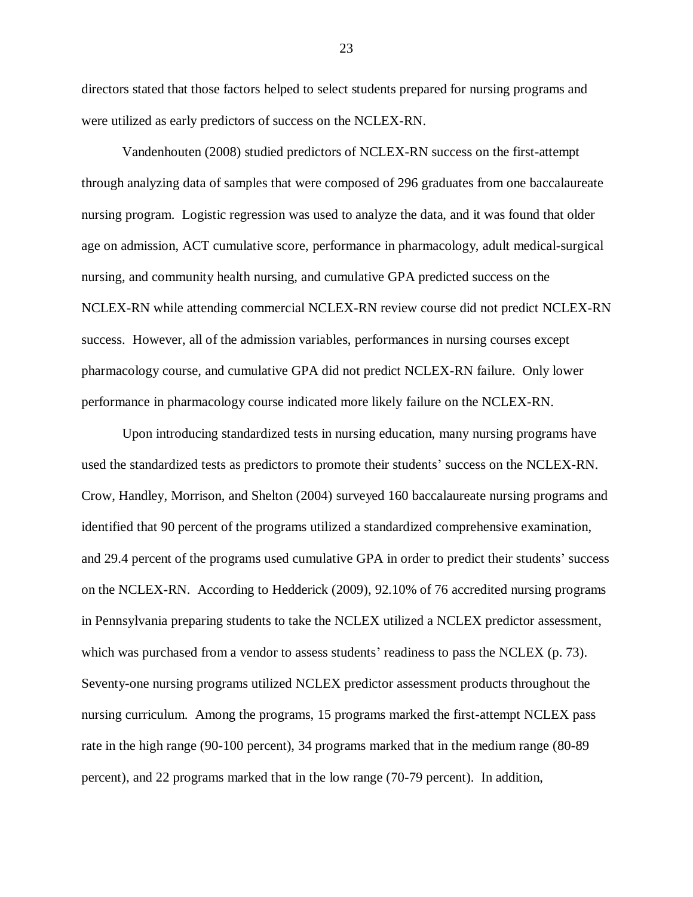directors stated that those factors helped to select students prepared for nursing programs and were utilized as early predictors of success on the NCLEX-RN.

Vandenhouten (2008) studied predictors of NCLEX-RN success on the first-attempt through analyzing data of samples that were composed of 296 graduates from one baccalaureate nursing program. Logistic regression was used to analyze the data, and it was found that older age on admission, ACT cumulative score, performance in pharmacology, adult medical-surgical nursing, and community health nursing, and cumulative GPA predicted success on the NCLEX-RN while attending commercial NCLEX-RN review course did not predict NCLEX-RN success. However, all of the admission variables, performances in nursing courses except pharmacology course, and cumulative GPA did not predict NCLEX-RN failure. Only lower performance in pharmacology course indicated more likely failure on the NCLEX-RN.

Upon introducing standardized tests in nursing education, many nursing programs have used the standardized tests as predictors to promote their students' success on the NCLEX-RN. Crow, Handley, Morrison, and Shelton (2004) surveyed 160 baccalaureate nursing programs and identified that 90 percent of the programs utilized a standardized comprehensive examination, and 29.4 percent of the programs used cumulative GPA in order to predict their students' success on the NCLEX-RN. According to Hedderick (2009), 92.10% of 76 accredited nursing programs in Pennsylvania preparing students to take the NCLEX utilized a NCLEX predictor assessment, which was purchased from a vendor to assess students' readiness to pass the NCLEX (p. 73). Seventy-one nursing programs utilized NCLEX predictor assessment products throughout the nursing curriculum. Among the programs, 15 programs marked the first-attempt NCLEX pass rate in the high range (90-100 percent), 34 programs marked that in the medium range (80-89 percent), and 22 programs marked that in the low range (70-79 percent). In addition,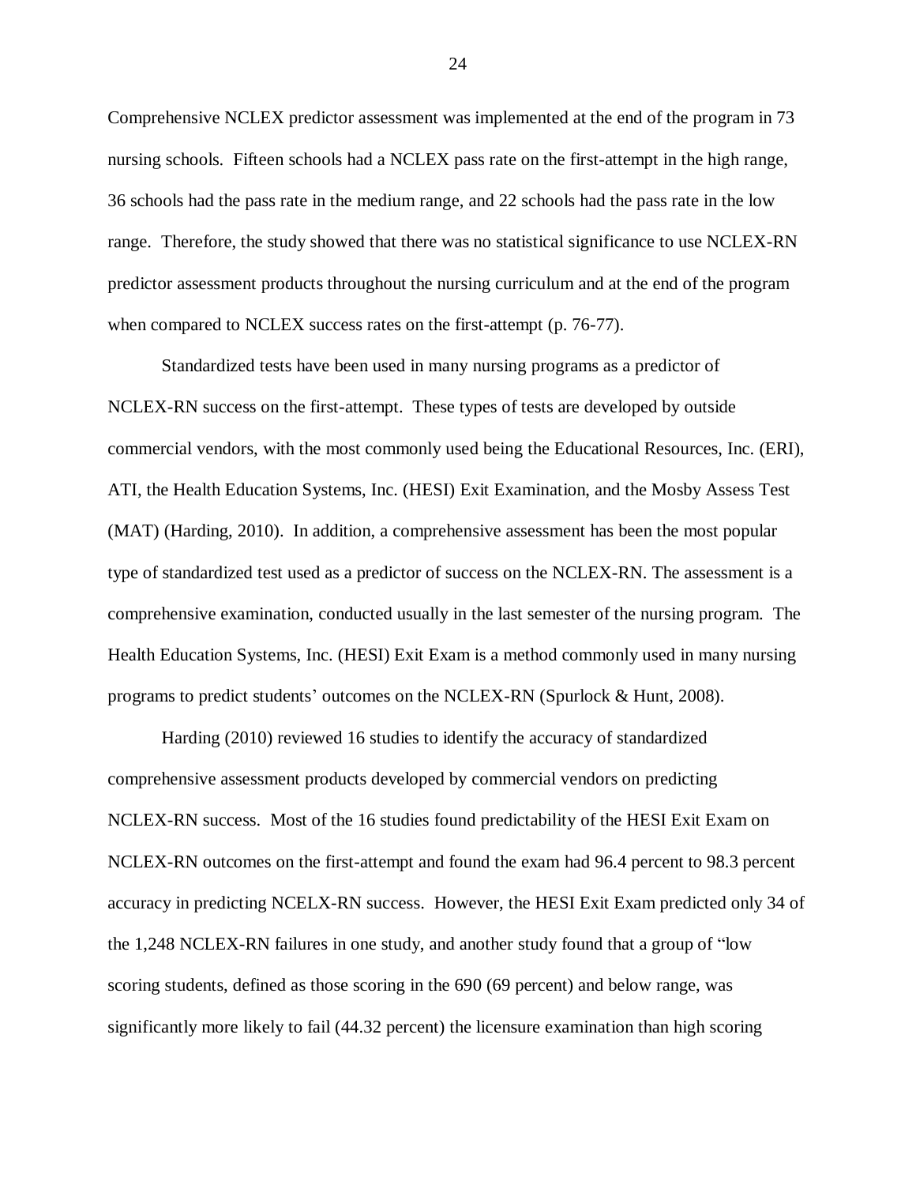Comprehensive NCLEX predictor assessment was implemented at the end of the program in 73 nursing schools. Fifteen schools had a NCLEX pass rate on the first-attempt in the high range, 36 schools had the pass rate in the medium range, and 22 schools had the pass rate in the low range. Therefore, the study showed that there was no statistical significance to use NCLEX-RN predictor assessment products throughout the nursing curriculum and at the end of the program when compared to NCLEX success rates on the first-attempt (p. 76-77).

Standardized tests have been used in many nursing programs as a predictor of NCLEX-RN success on the first-attempt. These types of tests are developed by outside commercial vendors, with the most commonly used being the Educational Resources, Inc. (ERI), ATI, the Health Education Systems, Inc. (HESI) Exit Examination, and the Mosby Assess Test (MAT) (Harding, 2010). In addition, a comprehensive assessment has been the most popular type of standardized test used as a predictor of success on the NCLEX-RN. The assessment is a comprehensive examination, conducted usually in the last semester of the nursing program. The Health Education Systems, Inc. (HESI) Exit Exam is a method commonly used in many nursing programs to predict students' outcomes on the NCLEX-RN (Spurlock & Hunt, 2008).

Harding (2010) reviewed 16 studies to identify the accuracy of standardized comprehensive assessment products developed by commercial vendors on predicting NCLEX-RN success. Most of the 16 studies found predictability of the HESI Exit Exam on NCLEX-RN outcomes on the first-attempt and found the exam had 96.4 percent to 98.3 percent accuracy in predicting NCELX-RN success. However, the HESI Exit Exam predicted only 34 of the 1,248 NCLEX-RN failures in one study, and another study found that a group of "low scoring students, defined as those scoring in the 690 (69 percent) and below range, was significantly more likely to fail (44.32 percent) the licensure examination than high scoring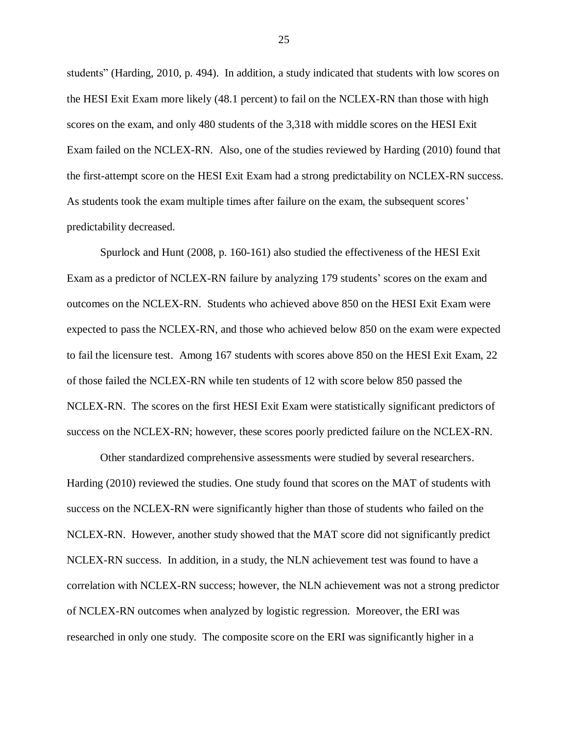students" (Harding, 2010, p. 494). In addition, a study indicated that students with low scores on the HESI Exit Exam more likely (48.1 percent) to fail on the NCLEX-RN than those with high scores on the exam, and only 480 students of the 3,318 with middle scores on the HESI Exit Exam failed on the NCLEX-RN. Also, one of the studies reviewed by Harding (2010) found that the first-attempt score on the HESI Exit Exam had a strong predictability on NCLEX-RN success. As students took the exam multiple times after failure on the exam, the subsequent scores' predictability decreased.

Spurlock and Hunt (2008, p. 160-161) also studied the effectiveness of the HESI Exit Exam as a predictor of NCLEX-RN failure by analyzing 179 students' scores on the exam and outcomes on the NCLEX-RN. Students who achieved above 850 on the HESI Exit Exam were expected to pass the NCLEX-RN, and those who achieved below 850 on the exam were expected to fail the licensure test. Among 167 students with scores above 850 on the HESI Exit Exam, 22 of those failed the NCLEX-RN while ten students of 12 with score below 850 passed the NCLEX-RN. The scores on the first HESI Exit Exam were statistically significant predictors of success on the NCLEX-RN; however, these scores poorly predicted failure on the NCLEX-RN.

Other standardized comprehensive assessments were studied by several researchers. Harding (2010) reviewed the studies. One study found that scores on the MAT of students with success on the NCLEX-RN were significantly higher than those of students who failed on the NCLEX-RN. However, another study showed that the MAT score did not significantly predict NCLEX-RN success. In addition, in a study, the NLN achievement test was found to have a correlation with NCLEX-RN success; however, the NLN achievement was not a strong predictor of NCLEX-RN outcomes when analyzed by logistic regression. Moreover, the ERI was researched in only one study. The composite score on the ERI was significantly higher in a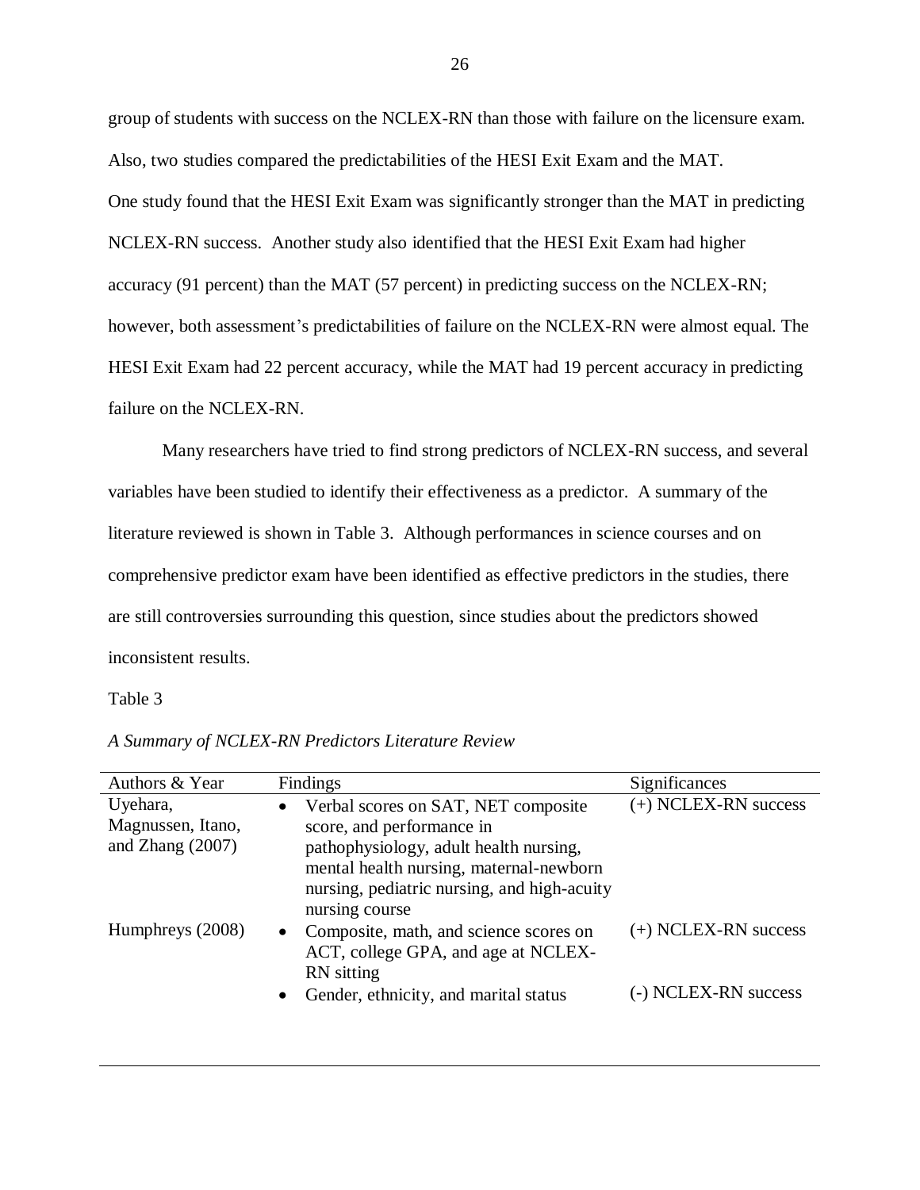group of students with success on the NCLEX-RN than those with failure on the licensure exam. Also, two studies compared the predictabilities of the HESI Exit Exam and the MAT. One study found that the HESI Exit Exam was significantly stronger than the MAT in predicting NCLEX-RN success. Another study also identified that the HESI Exit Exam had higher accuracy (91 percent) than the MAT (57 percent) in predicting success on the NCLEX-RN; however, both assessment's predictabilities of failure on the NCLEX-RN were almost equal. The HESI Exit Exam had 22 percent accuracy, while the MAT had 19 percent accuracy in predicting failure on the NCLEX-RN.

Many researchers have tried to find strong predictors of NCLEX-RN success, and several variables have been studied to identify their effectiveness as a predictor. A summary of the literature reviewed is shown in Table 3. Although performances in science courses and on comprehensive predictor exam have been identified as effective predictors in the studies, there are still controversies surrounding this question, since studies about the predictors showed inconsistent results.

Table 3

*A Summary of NCLEX-RN Predictors Literature Review*

| Authors & Year | Findings | Significances |
|---|---|---|
| Uyehara, Magnussen, Itano, and Zhang (2007) | • Verbal scores on SAT, NET composite score, and performance in pathophysiology, adult health nursing, mental health nursing, maternal-newborn nursing, pediatric nursing, and high-acuity nursing course | (+) NCLEX-RN success |
| Humphreys (2008) | • Composite, math, and science scores on ACT, college GPA, and age at NCLEX-RN sitting | (+) NCLEX-RN success |
| | • Gender, ethnicity, and marital status | (-) NCLEX-RN success |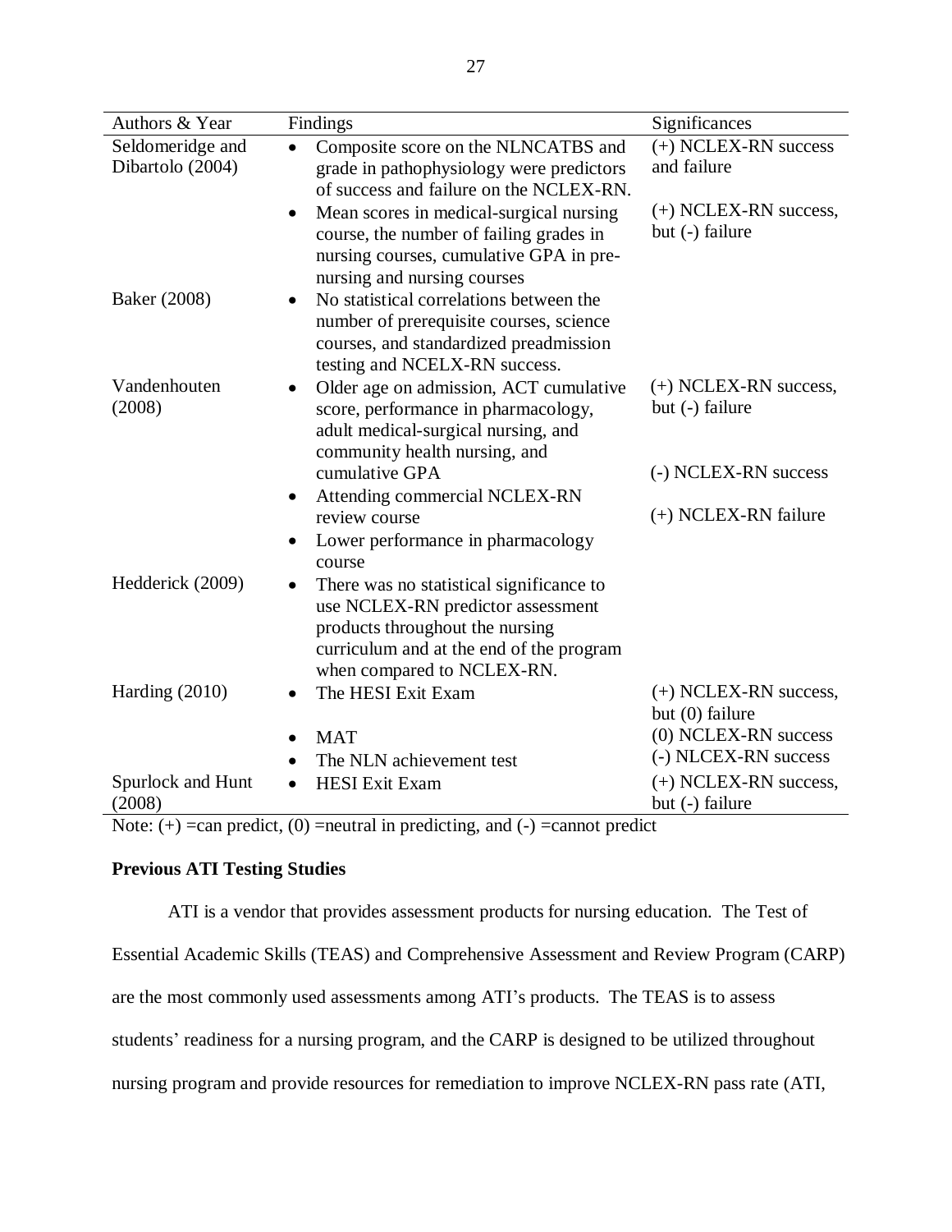| Authors & Year | Findings | Significances |
|---|---|---|
| Seldomeridge and Dibartolo (2004) | • Composite score on the NLNCATBS and grade in pathophysiology were predictors of success and failure on the NCLEX-RN. | (+) NCLEX-RN success and failure |
| | • Mean scores in medical-surgical nursing course, the number of failing grades in nursing courses, cumulative GPA in pre-nursing and nursing courses | (+) NCLEX-RN success, but (-) failure |
| Baker (2008) | • No statistical correlations between the number of prerequisite courses, science courses, and standardized preadmission testing and NCELX-RN success. | |
| Vandenhouten (2008) | • Older age on admission, ACT cumulative score, performance in pharmacology, adult medical-surgical nursing, and community health nursing, and cumulative GPA | (+) NCLEX-RN success, but (-) failure |
| | • Attending commercial NCLEX-RN review course | (-) NCLEX-RN success |
| | • Lower performance in pharmacology course | (+) NCLEX-RN failure |
| Hedderick (2009) | • There was no statistical significance to use NCLEX-RN predictor assessment products throughout the nursing curriculum and at the end of the program when compared to NCLEX-RN. | |
| Harding (2010) | • The HESI Exit Exam | (+) NCLEX-RN success, but (0) failure |
| | • MAT | (0) NCLEX-RN success |
| | • The NLN achievement test | (-) NLCEX-RN success |
| Spurlock and Hunt (2008) | • HESI Exit Exam | (+) NCLEX-RN success, but (-) failure |

Note: (+) =can predict, (0) =neutral in predicting, and (-) =cannot predict

**Previous ATI Testing Studies**

ATI is a vendor that provides assessment products for nursing education. The Test of Essential Academic Skills (TEAS) and Comprehensive Assessment and Review Program (CARP) are the most commonly used assessments among ATI's products. The TEAS is to assess students' readiness for a nursing program, and the CARP is designed to be utilized throughout nursing program and provide resources for remediation to improve NCLEX-RN pass rate (ATI,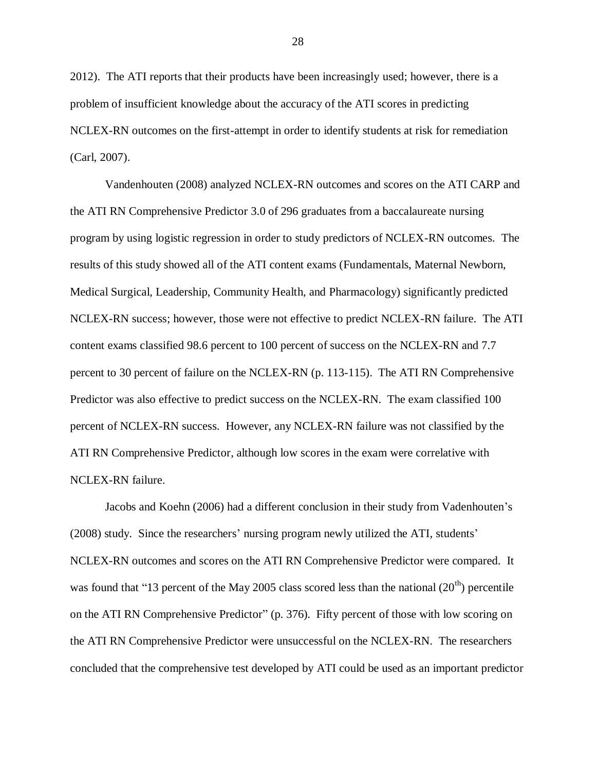2012). The ATI reports that their products have been increasingly used; however, there is a problem of insufficient knowledge about the accuracy of the ATI scores in predicting NCLEX-RN outcomes on the first-attempt in order to identify students at risk for remediation (Carl, 2007).

Vandenhouten (2008) analyzed NCLEX-RN outcomes and scores on the ATI CARP and the ATI RN Comprehensive Predictor 3.0 of 296 graduates from a baccalaureate nursing program by using logistic regression in order to study predictors of NCLEX-RN outcomes. The results of this study showed all of the ATI content exams (Fundamentals, Maternal Newborn, Medical Surgical, Leadership, Community Health, and Pharmacology) significantly predicted NCLEX-RN success; however, those were not effective to predict NCLEX-RN failure. The ATI content exams classified 98.6 percent to 100 percent of success on the NCLEX-RN and 7.7 percent to 30 percent of failure on the NCLEX-RN (p. 113-115). The ATI RN Comprehensive Predictor was also effective to predict success on the NCLEX-RN. The exam classified 100 percent of NCLEX-RN success. However, any NCLEX-RN failure was not classified by the ATI RN Comprehensive Predictor, although low scores in the exam were correlative with NCLEX-RN failure.

Jacobs and Koehn (2006) had a different conclusion in their study from Vadenhouten's (2008) study. Since the researchers' nursing program newly utilized the ATI, students' NCLEX-RN outcomes and scores on the ATI RN Comprehensive Predictor were compared. It was found that "13 percent of the May 2005 class scored less than the national ($20^{th}$) percentile on the ATI RN Comprehensive Predictor" (p. 376). Fifty percent of those with low scoring on the ATI RN Comprehensive Predictor were unsuccessful on the NCLEX-RN. The researchers concluded that the comprehensive test developed by ATI could be used as an important predictor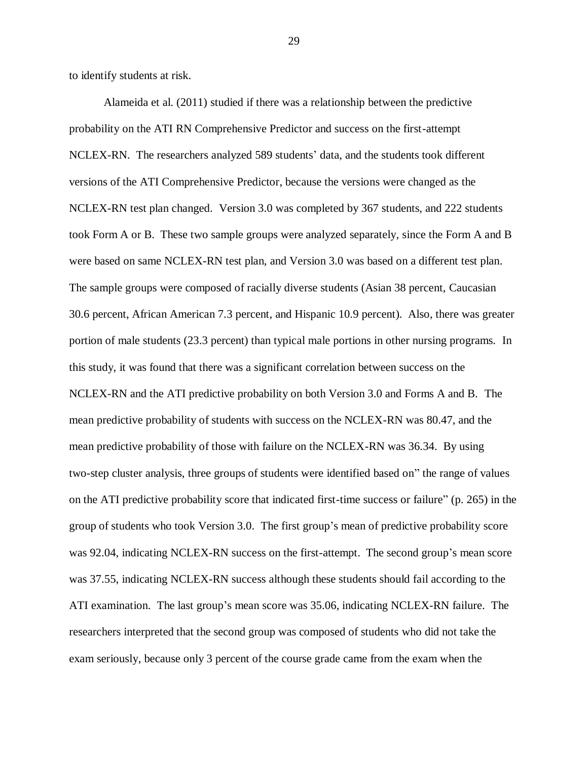to identify students at risk.

Alameida et al. (2011) studied if there was a relationship between the predictive probability on the ATI RN Comprehensive Predictor and success on the first-attempt NCLEX-RN. The researchers analyzed 589 students' data, and the students took different versions of the ATI Comprehensive Predictor, because the versions were changed as the NCLEX-RN test plan changed. Version 3.0 was completed by 367 students, and 222 students took Form A or B. These two sample groups were analyzed separately, since the Form A and B were based on same NCLEX-RN test plan, and Version 3.0 was based on a different test plan. The sample groups were composed of racially diverse students (Asian 38 percent, Caucasian 30.6 percent, African American 7.3 percent, and Hispanic 10.9 percent). Also, there was greater portion of male students (23.3 percent) than typical male portions in other nursing programs. In this study, it was found that there was a significant correlation between success on the NCLEX-RN and the ATI predictive probability on both Version 3.0 and Forms A and B. The mean predictive probability of students with success on the NCLEX-RN was 80.47, and the mean predictive probability of those with failure on the NCLEX-RN was 36.34. By using two-step cluster analysis, three groups of students were identified based on" the range of values on the ATI predictive probability score that indicated first-time success or failure" (p. 265) in the group of students who took Version 3.0. The first group's mean of predictive probability score was 92.04, indicating NCLEX-RN success on the first-attempt. The second group's mean score was 37.55, indicating NCLEX-RN success although these students should fail according to the ATI examination. The last group's mean score was 35.06, indicating NCLEX-RN failure. The researchers interpreted that the second group was composed of students who did not take the exam seriously, because only 3 percent of the course grade came from the exam when the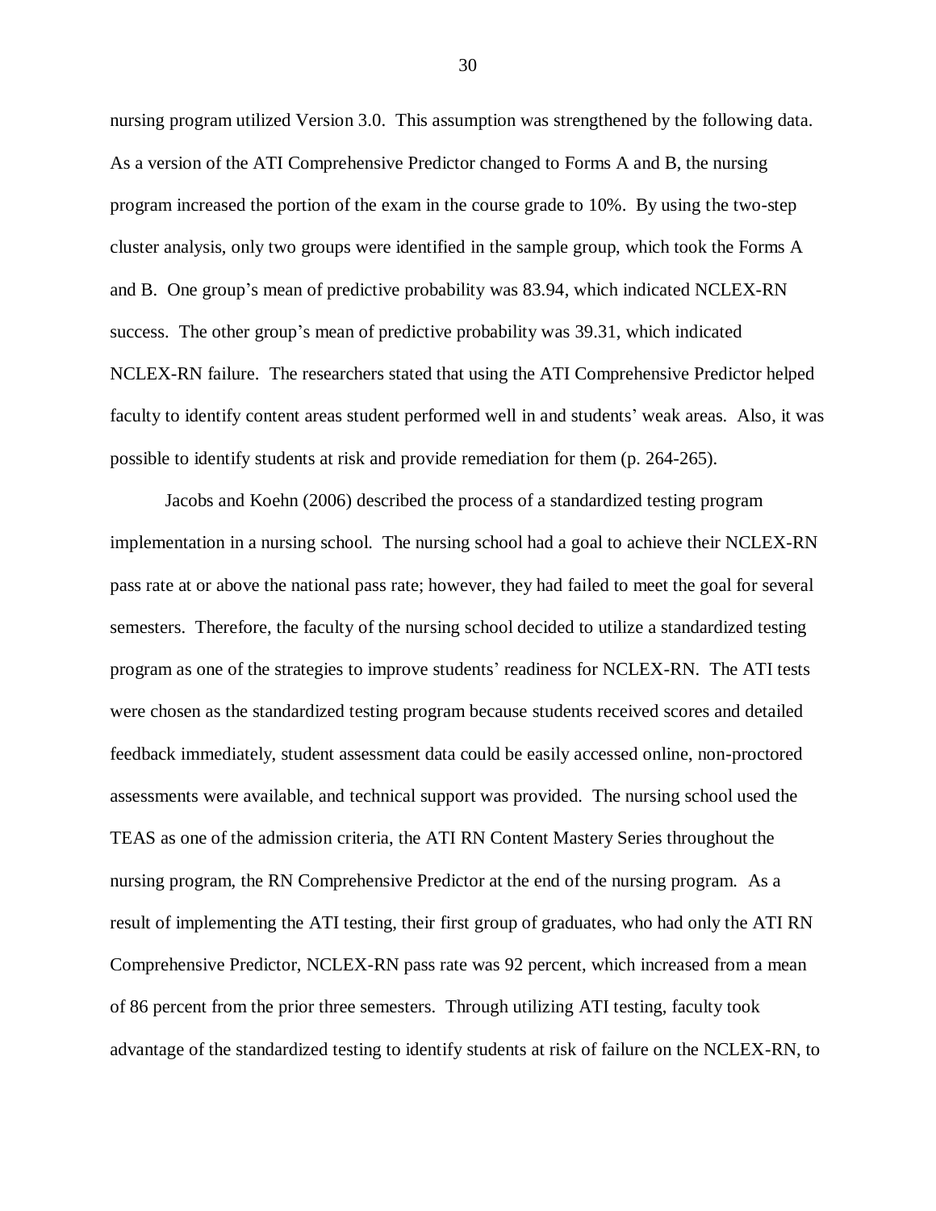nursing program utilized Version 3.0. This assumption was strengthened by the following data. As a version of the ATI Comprehensive Predictor changed to Forms A and B, the nursing program increased the portion of the exam in the course grade to 10%. By using the two-step cluster analysis, only two groups were identified in the sample group, which took the Forms A and B. One group's mean of predictive probability was 83.94, which indicated NCLEX-RN success. The other group's mean of predictive probability was 39.31, which indicated NCLEX-RN failure. The researchers stated that using the ATI Comprehensive Predictor helped faculty to identify content areas student performed well in and students' weak areas. Also, it was possible to identify students at risk and provide remediation for them (p. 264-265).

Jacobs and Koehn (2006) described the process of a standardized testing program implementation in a nursing school. The nursing school had a goal to achieve their NCLEX-RN pass rate at or above the national pass rate; however, they had failed to meet the goal for several semesters. Therefore, the faculty of the nursing school decided to utilize a standardized testing program as one of the strategies to improve students' readiness for NCLEX-RN. The ATI tests were chosen as the standardized testing program because students received scores and detailed feedback immediately, student assessment data could be easily accessed online, non-proctored assessments were available, and technical support was provided. The nursing school used the TEAS as one of the admission criteria, the ATI RN Content Mastery Series throughout the nursing program, the RN Comprehensive Predictor at the end of the nursing program. As a result of implementing the ATI testing, their first group of graduates, who had only the ATI RN Comprehensive Predictor, NCLEX-RN pass rate was 92 percent, which increased from a mean of 86 percent from the prior three semesters. Through utilizing ATI testing, faculty took advantage of the standardized testing to identify students at risk of failure on the NCLEX-RN, to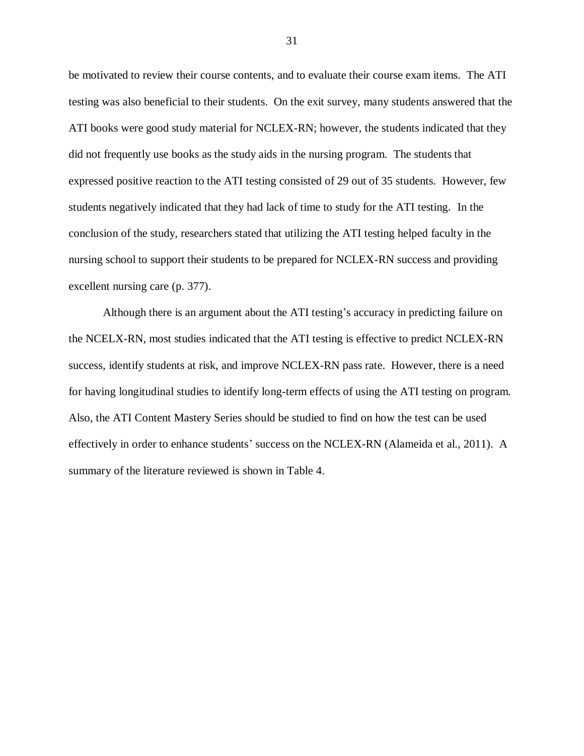be motivated to review their course contents, and to evaluate their course exam items. The ATI testing was also beneficial to their students. On the exit survey, many students answered that the ATI books were good study material for NCLEX-RN; however, the students indicated that they did not frequently use books as the study aids in the nursing program. The students that expressed positive reaction to the ATI testing consisted of 29 out of 35 students. However, few students negatively indicated that they had lack of time to study for the ATI testing. In the conclusion of the study, researchers stated that utilizing the ATI testing helped faculty in the nursing school to support their students to be prepared for NCLEX-RN success and providing excellent nursing care (p. 377).

Although there is an argument about the ATI testing's accuracy in predicting failure on the NCELX-RN, most studies indicated that the ATI testing is effective to predict NCLEX-RN success, identify students at risk, and improve NCLEX-RN pass rate. However, there is a need for having longitudinal studies to identify long-term effects of using the ATI testing on program. Also, the ATI Content Mastery Series should be studied to find on how the test can be used effectively in order to enhance students' success on the NCLEX-RN (Alameida et al., 2011). A summary of the literature reviewed is shown in Table 4.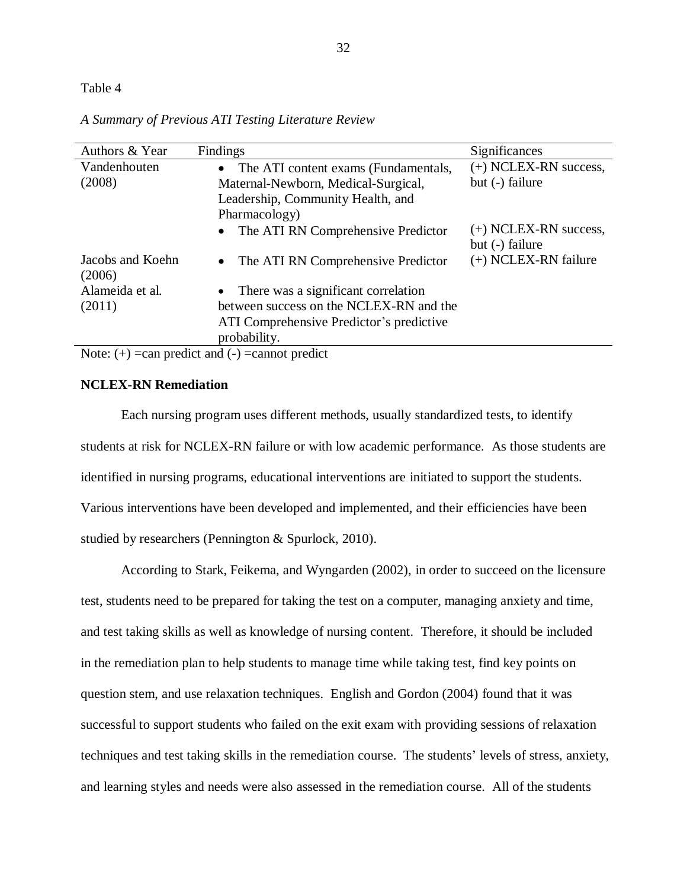Table 4

*A Summary of Previous ATI Testing Literature Review*

| Authors & Year | Findings | Significances |
|---|---|---|
| Vandenhouten (2008) | • The ATI content exams (Fundamentals, Maternal-Newborn, Medical-Surgical, Leadership, Community Health, and Pharmacology) | (+) NCLEX-RN success, but (-) failure |
| | • The ATI RN Comprehensive Predictor | (+) NCLEX-RN success, but (-) failure |
| Jacobs and Koehn (2006) | • The ATI RN Comprehensive Predictor | (+) NCLEX-RN failure |
| Alameida et al. (2011) | • There was a significant correlation between success on the NCLEX-RN and the ATI Comprehensive Predictor's predictive probability. | |

Note: (+) =can predict and (-) =cannot predict

**NCLEX-RN Remediation**

Each nursing program uses different methods, usually standardized tests, to identify students at risk for NCLEX-RN failure or with low academic performance. As those students are identified in nursing programs, educational interventions are initiated to support the students. Various interventions have been developed and implemented, and their efficiencies have been studied by researchers (Pennington & Spurlock, 2010).

According to Stark, Feikema, and Wyngarden (2002), in order to succeed on the licensure test, students need to be prepared for taking the test on a computer, managing anxiety and time, and test taking skills as well as knowledge of nursing content. Therefore, it should be included in the remediation plan to help students to manage time while taking test, find key points on question stem, and use relaxation techniques. English and Gordon (2004) found that it was successful to support students who failed on the exit exam with providing sessions of relaxation techniques and test taking skills in the remediation course. The students' levels of stress, anxiety, and learning styles and needs were also assessed in the remediation course. All of the students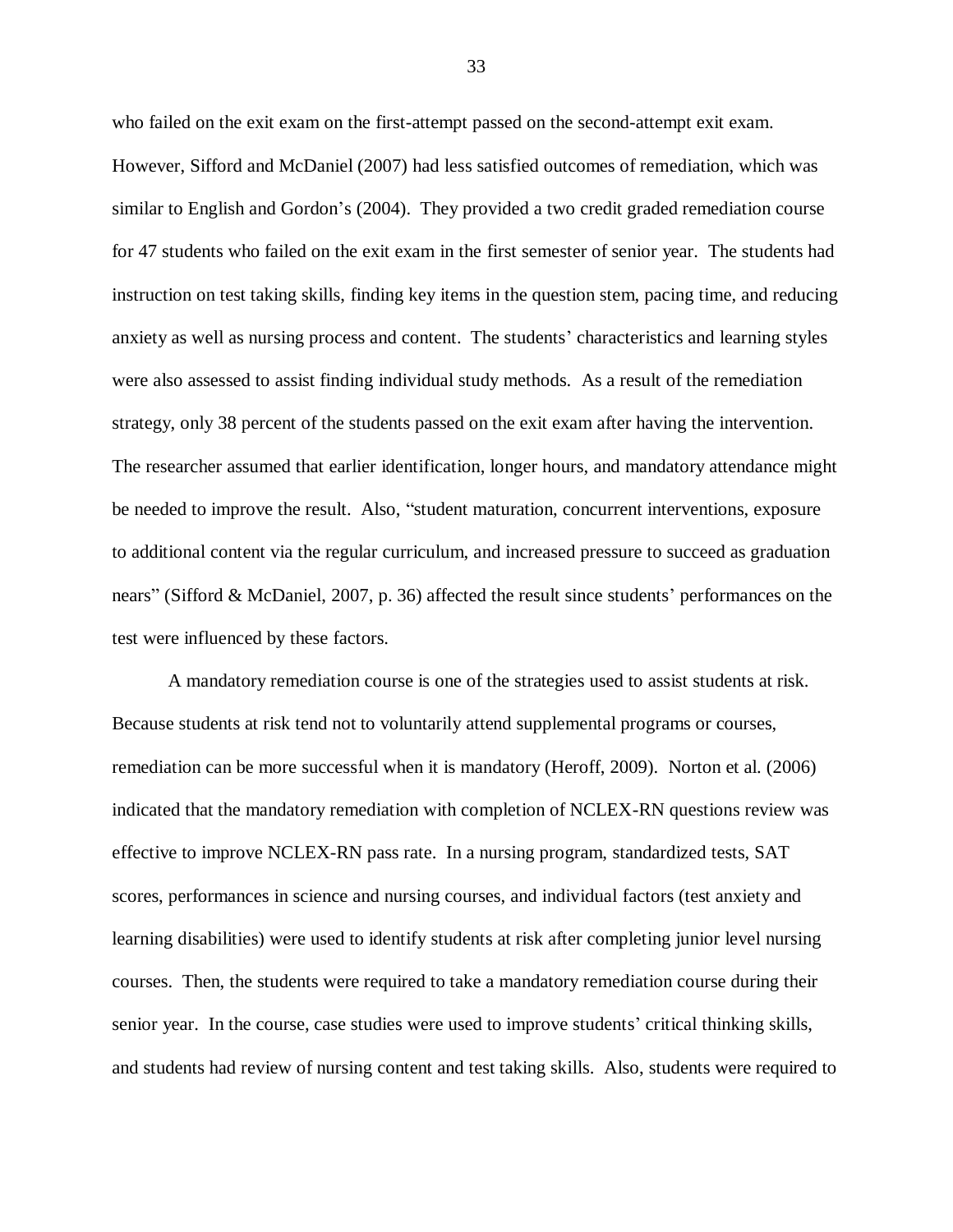who failed on the exit exam on the first-attempt passed on the second-attempt exit exam. However, Sifford and McDaniel (2007) had less satisfied outcomes of remediation, which was similar to English and Gordon's (2004). They provided a two credit graded remediation course for 47 students who failed on the exit exam in the first semester of senior year. The students had instruction on test taking skills, finding key items in the question stem, pacing time, and reducing anxiety as well as nursing process and content. The students' characteristics and learning styles were also assessed to assist finding individual study methods. As a result of the remediation strategy, only 38 percent of the students passed on the exit exam after having the intervention. The researcher assumed that earlier identification, longer hours, and mandatory attendance might be needed to improve the result. Also, "student maturation, concurrent interventions, exposure to additional content via the regular curriculum, and increased pressure to succeed as graduation nears" (Sifford & McDaniel, 2007, p. 36) affected the result since students' performances on the test were influenced by these factors.

A mandatory remediation course is one of the strategies used to assist students at risk. Because students at risk tend not to voluntarily attend supplemental programs or courses, remediation can be more successful when it is mandatory (Heroff, 2009). Norton et al. (2006) indicated that the mandatory remediation with completion of NCLEX-RN questions review was effective to improve NCLEX-RN pass rate. In a nursing program, standardized tests, SAT scores, performances in science and nursing courses, and individual factors (test anxiety and learning disabilities) were used to identify students at risk after completing junior level nursing courses. Then, the students were required to take a mandatory remediation course during their senior year. In the course, case studies were used to improve students' critical thinking skills, and students had review of nursing content and test taking skills. Also, students were required to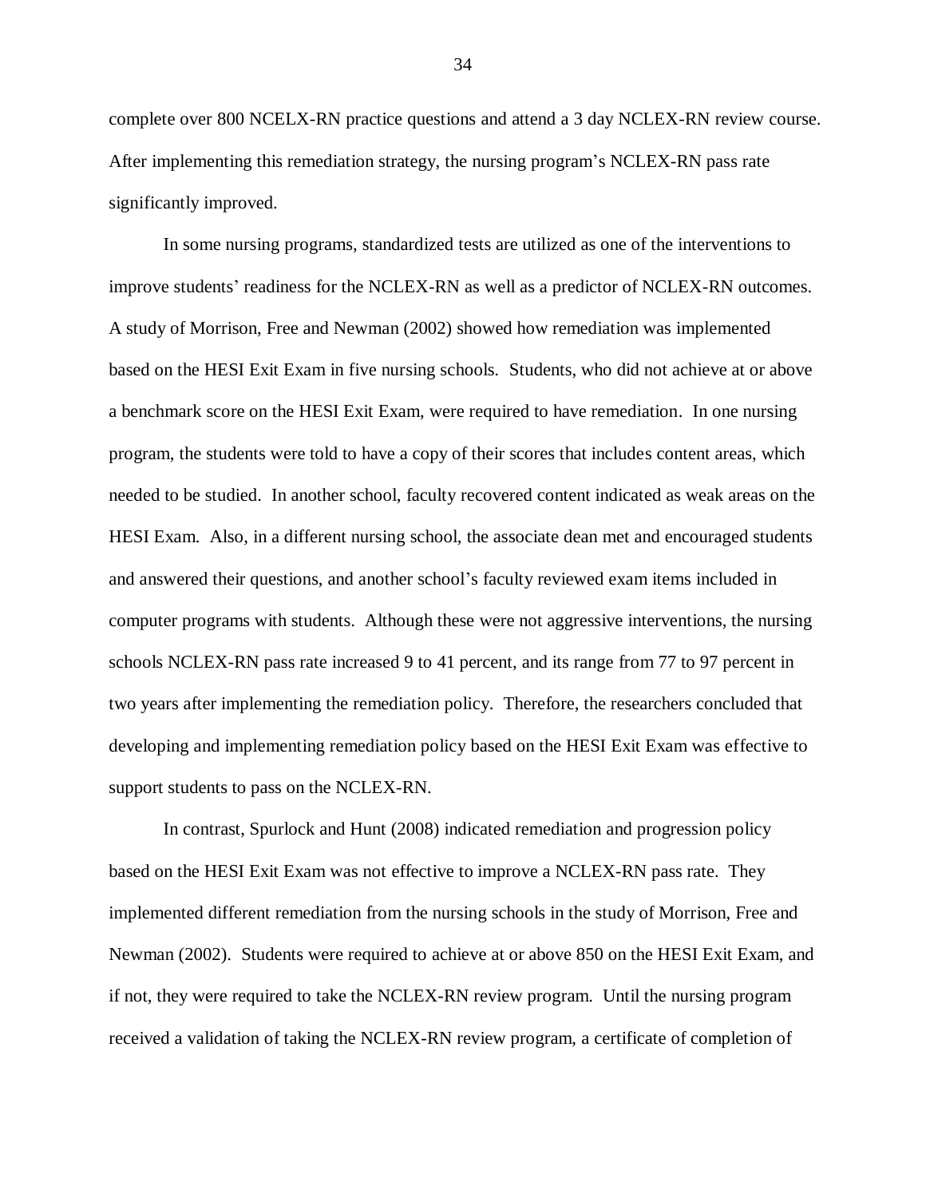complete over 800 NCELX-RN practice questions and attend a 3 day NCLEX-RN review course. After implementing this remediation strategy, the nursing program's NCLEX-RN pass rate significantly improved.

In some nursing programs, standardized tests are utilized as one of the interventions to improve students' readiness for the NCLEX-RN as well as a predictor of NCLEX-RN outcomes. A study of Morrison, Free and Newman (2002) showed how remediation was implemented based on the HESI Exit Exam in five nursing schools. Students, who did not achieve at or above a benchmark score on the HESI Exit Exam, were required to have remediation. In one nursing program, the students were told to have a copy of their scores that includes content areas, which needed to be studied. In another school, faculty recovered content indicated as weak areas on the HESI Exam. Also, in a different nursing school, the associate dean met and encouraged students and answered their questions, and another school's faculty reviewed exam items included in computer programs with students. Although these were not aggressive interventions, the nursing schools NCLEX-RN pass rate increased 9 to 41 percent, and its range from 77 to 97 percent in two years after implementing the remediation policy. Therefore, the researchers concluded that developing and implementing remediation policy based on the HESI Exit Exam was effective to support students to pass on the NCLEX-RN.

In contrast, Spurlock and Hunt (2008) indicated remediation and progression policy based on the HESI Exit Exam was not effective to improve a NCLEX-RN pass rate. They implemented different remediation from the nursing schools in the study of Morrison, Free and Newman (2002). Students were required to achieve at or above 850 on the HESI Exit Exam, and if not, they were required to take the NCLEX-RN review program. Until the nursing program received a validation of taking the NCLEX-RN review program, a certificate of completion of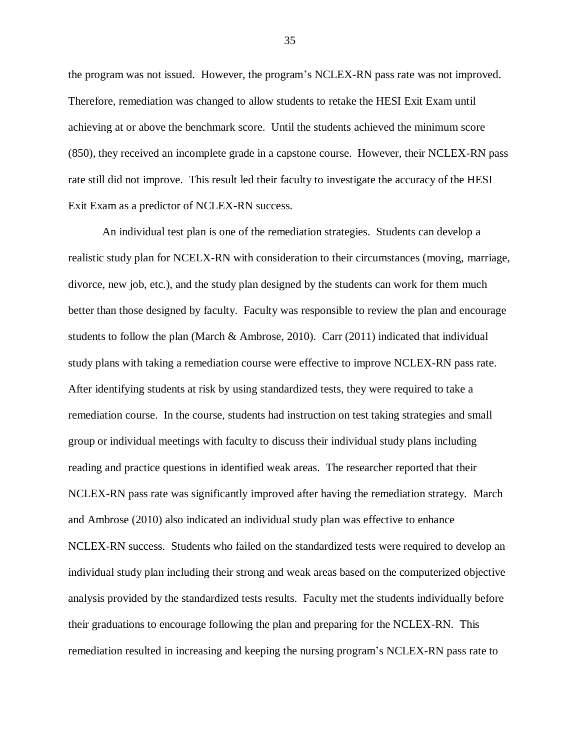the program was not issued. However, the program's NCLEX-RN pass rate was not improved. Therefore, remediation was changed to allow students to retake the HESI Exit Exam until achieving at or above the benchmark score. Until the students achieved the minimum score (850), they received an incomplete grade in a capstone course. However, their NCLEX-RN pass rate still did not improve. This result led their faculty to investigate the accuracy of the HESI Exit Exam as a predictor of NCLEX-RN success.

An individual test plan is one of the remediation strategies. Students can develop a realistic study plan for NCELX-RN with consideration to their circumstances (moving, marriage, divorce, new job, etc.), and the study plan designed by the students can work for them much better than those designed by faculty. Faculty was responsible to review the plan and encourage students to follow the plan (March & Ambrose, 2010). Carr (2011) indicated that individual study plans with taking a remediation course were effective to improve NCLEX-RN pass rate. After identifying students at risk by using standardized tests, they were required to take a remediation course. In the course, students had instruction on test taking strategies and small group or individual meetings with faculty to discuss their individual study plans including reading and practice questions in identified weak areas. The researcher reported that their NCLEX-RN pass rate was significantly improved after having the remediation strategy. March and Ambrose (2010) also indicated an individual study plan was effective to enhance NCLEX-RN success. Students who failed on the standardized tests were required to develop an individual study plan including their strong and weak areas based on the computerized objective analysis provided by the standardized tests results. Faculty met the students individually before their graduations to encourage following the plan and preparing for the NCLEX-RN. This remediation resulted in increasing and keeping the nursing program's NCLEX-RN pass rate to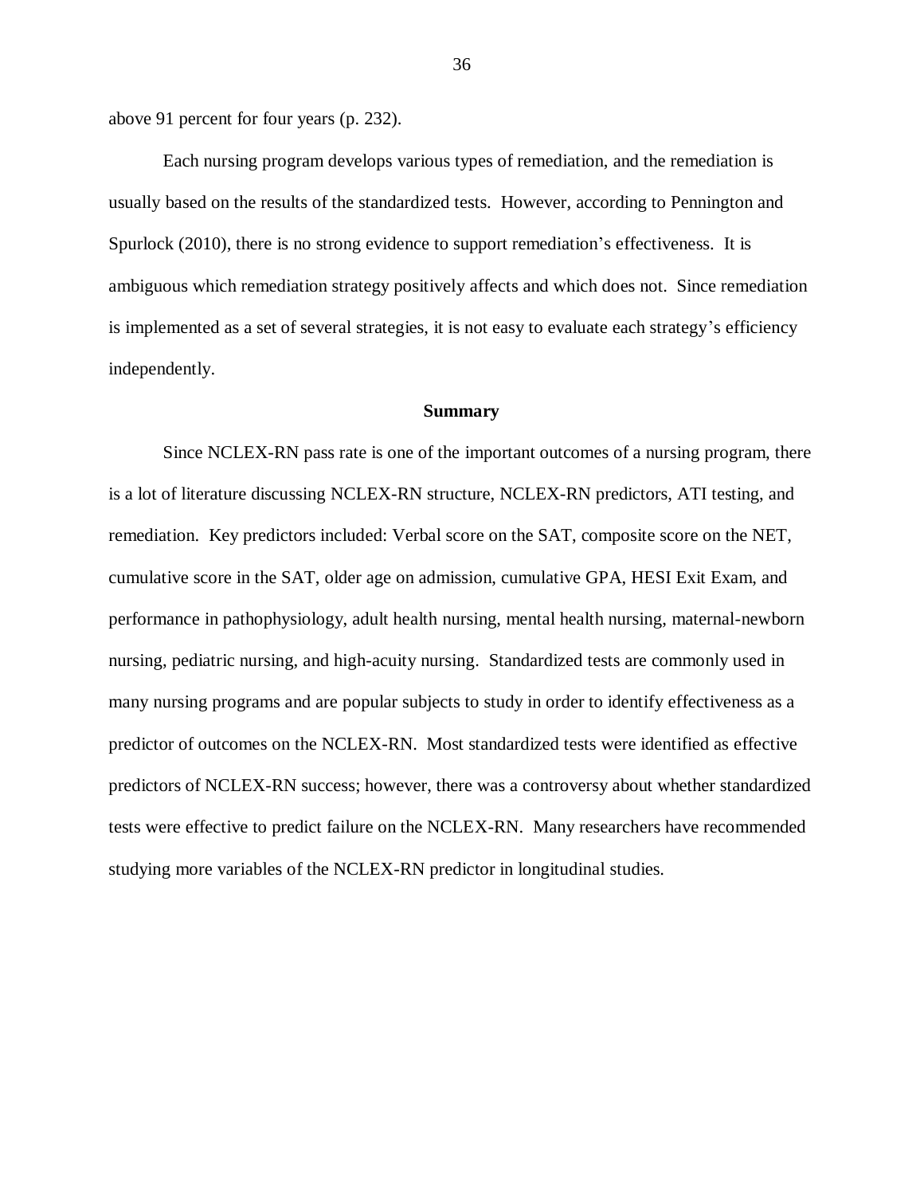above 91 percent for four years (p. 232).

Each nursing program develops various types of remediation, and the remediation is usually based on the results of the standardized tests. However, according to Pennington and Spurlock (2010), there is no strong evidence to support remediation's effectiveness. It is ambiguous which remediation strategy positively affects and which does not. Since remediation is implemented as a set of several strategies, it is not easy to evaluate each strategy's efficiency independently.

## Summary

Since NCLEX-RN pass rate is one of the important outcomes of a nursing program, there is a lot of literature discussing NCLEX-RN structure, NCLEX-RN predictors, ATI testing, and remediation. Key predictors included: Verbal score on the SAT, composite score on the NET, cumulative score in the SAT, older age on admission, cumulative GPA, HESI Exit Exam, and performance in pathophysiology, adult health nursing, mental health nursing, maternal-newborn nursing, pediatric nursing, and high-acuity nursing. Standardized tests are commonly used in many nursing programs and are popular subjects to study in order to identify effectiveness as a predictor of outcomes on the NCLEX-RN. Most standardized tests were identified as effective predictors of NCLEX-RN success; however, there was a controversy about whether standardized tests were effective to predict failure on the NCLEX-RN. Many researchers have recommended studying more variables of the NCLEX-RN predictor in longitudinal studies.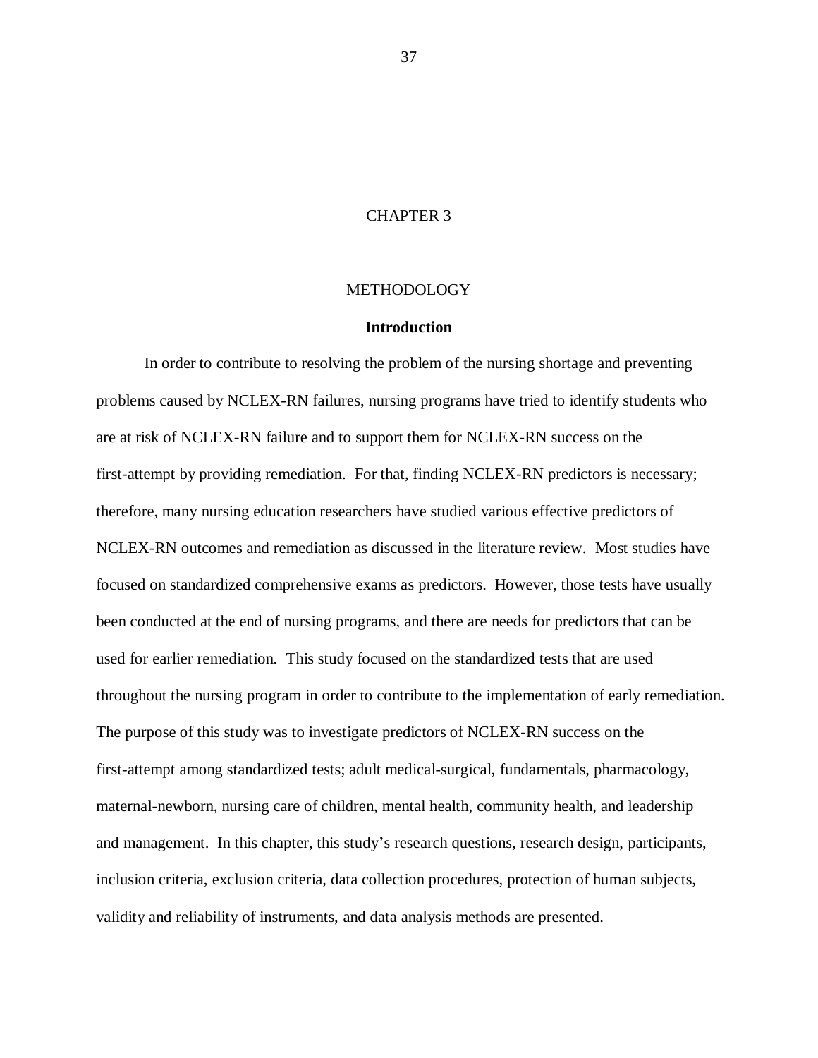# CHAPTER 3

# METHODOLOGY

## Introduction

In order to contribute to resolving the problem of the nursing shortage and preventing problems caused by NCLEX-RN failures, nursing programs have tried to identify students who are at risk of NCLEX-RN failure and to support them for NCLEX-RN success on the first-attempt by providing remediation. For that, finding NCLEX-RN predictors is necessary; therefore, many nursing education researchers have studied various effective predictors of NCLEX-RN outcomes and remediation as discussed in the literature review. Most studies have focused on standardized comprehensive exams as predictors. However, those tests have usually been conducted at the end of nursing programs, and there are needs for predictors that can be used for earlier remediation. This study focused on the standardized tests that are used throughout the nursing program in order to contribute to the implementation of early remediation. The purpose of this study was to investigate predictors of NCLEX-RN success on the first-attempt among standardized tests; adult medical-surgical, fundamentals, pharmacology, maternal-newborn, nursing care of children, mental health, community health, and leadership and management. In this chapter, this study's research questions, research design, participants, inclusion criteria, exclusion criteria, data collection procedures, protection of human subjects, validity and reliability of instruments, and data analysis methods are presented.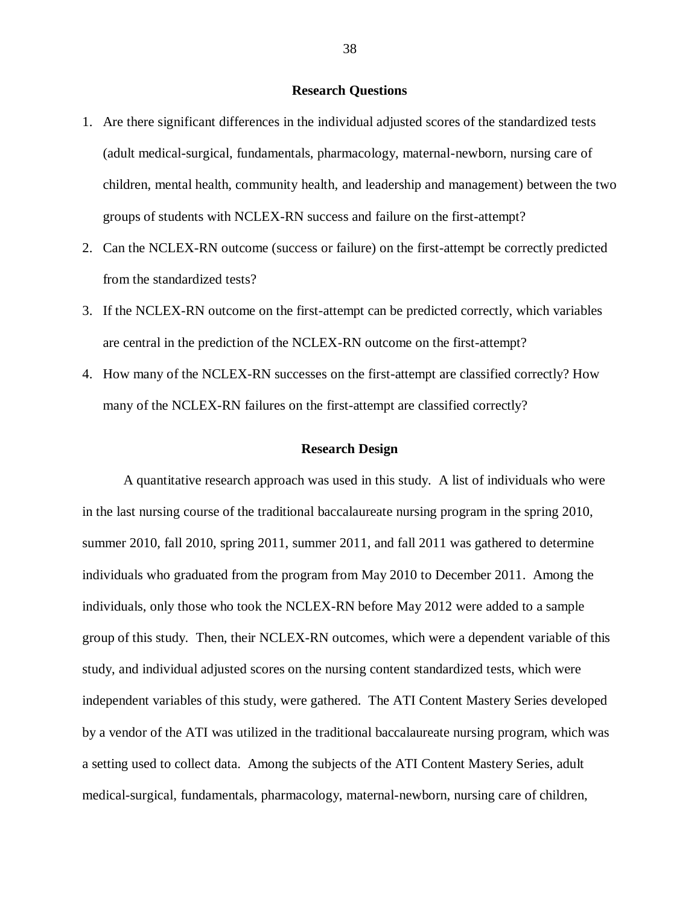## Research Questions

1. Are there significant differences in the individual adjusted scores of the standardized tests (adult medical-surgical, fundamentals, pharmacology, maternal-newborn, nursing care of children, mental health, community health, and leadership and management) between the two groups of students with NCLEX-RN success and failure on the first-attempt?
2. Can the NCLEX-RN outcome (success or failure) on the first-attempt be correctly predicted from the standardized tests?
3. If the NCLEX-RN outcome on the first-attempt can be predicted correctly, which variables are central in the prediction of the NCLEX-RN outcome on the first-attempt?
4. How many of the NCLEX-RN successes on the first-attempt are classified correctly? How many of the NCLEX-RN failures on the first-attempt are classified correctly?

## Research Design

A quantitative research approach was used in this study. A list of individuals who were in the last nursing course of the traditional baccalaureate nursing program in the spring 2010, summer 2010, fall 2010, spring 2011, summer 2011, and fall 2011 was gathered to determine individuals who graduated from the program from May 2010 to December 2011. Among the individuals, only those who took the NCLEX-RN before May 2012 were added to a sample group of this study. Then, their NCLEX-RN outcomes, which were a dependent variable of this study, and individual adjusted scores on the nursing content standardized tests, which were independent variables of this study, were gathered. The ATI Content Mastery Series developed by a vendor of the ATI was utilized in the traditional baccalaureate nursing program, which was a setting used to collect data. Among the subjects of the ATI Content Mastery Series, adult medical-surgical, fundamentals, pharmacology, maternal-newborn, nursing care of children,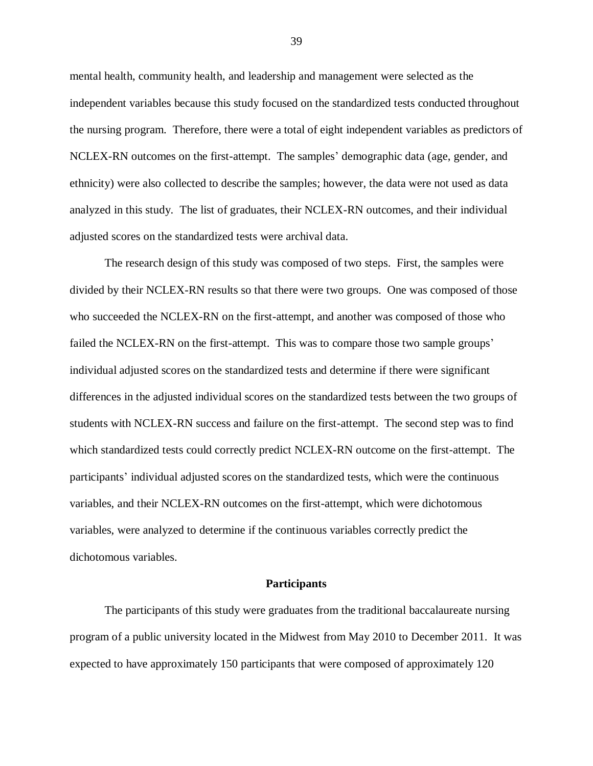mental health, community health, and leadership and management were selected as the independent variables because this study focused on the standardized tests conducted throughout the nursing program. Therefore, there were a total of eight independent variables as predictors of NCLEX-RN outcomes on the first-attempt. The samples' demographic data (age, gender, and ethnicity) were also collected to describe the samples; however, the data were not used as data analyzed in this study. The list of graduates, their NCLEX-RN outcomes, and their individual adjusted scores on the standardized tests were archival data.

The research design of this study was composed of two steps. First, the samples were divided by their NCLEX-RN results so that there were two groups. One was composed of those who succeeded the NCLEX-RN on the first-attempt, and another was composed of those who failed the NCLEX-RN on the first-attempt. This was to compare those two sample groups' individual adjusted scores on the standardized tests and determine if there were significant differences in the adjusted individual scores on the standardized tests between the two groups of students with NCLEX-RN success and failure on the first-attempt. The second step was to find which standardized tests could correctly predict NCLEX-RN outcome on the first-attempt. The participants' individual adjusted scores on the standardized tests, which were the continuous variables, and their NCLEX-RN outcomes on the first-attempt, which were dichotomous variables, were analyzed to determine if the continuous variables correctly predict the dichotomous variables.

## Participants

The participants of this study were graduates from the traditional baccalaureate nursing program of a public university located in the Midwest from May 2010 to December 2011. It was expected to have approximately 150 participants that were composed of approximately 120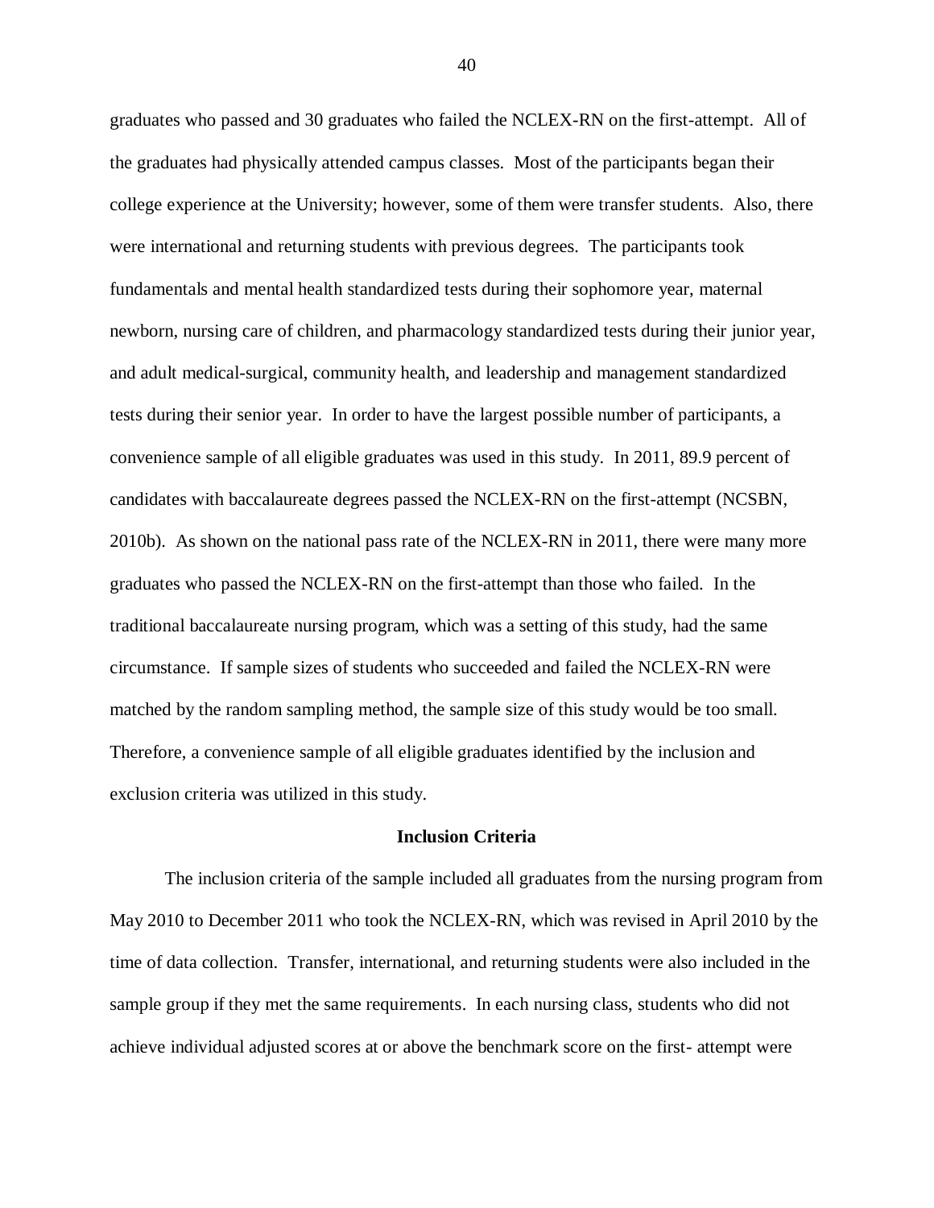graduates who passed and 30 graduates who failed the NCLEX-RN on the first-attempt. All of the graduates had physically attended campus classes. Most of the participants began their college experience at the University; however, some of them were transfer students. Also, there were international and returning students with previous degrees. The participants took fundamentals and mental health standardized tests during their sophomore year, maternal newborn, nursing care of children, and pharmacology standardized tests during their junior year, and adult medical-surgical, community health, and leadership and management standardized tests during their senior year. In order to have the largest possible number of participants, a convenience sample of all eligible graduates was used in this study. In 2011, 89.9 percent of candidates with baccalaureate degrees passed the NCLEX-RN on the first-attempt (NCSBN, 2010b). As shown on the national pass rate of the NCLEX-RN in 2011, there were many more graduates who passed the NCLEX-RN on the first-attempt than those who failed. In the traditional baccalaureate nursing program, which was a setting of this study, had the same circumstance. If sample sizes of students who succeeded and failed the NCLEX-RN were matched by the random sampling method, the sample size of this study would be too small. Therefore, a convenience sample of all eligible graduates identified by the inclusion and exclusion criteria was utilized in this study.

## Inclusion Criteria

The inclusion criteria of the sample included all graduates from the nursing program from May 2010 to December 2011 who took the NCLEX-RN, which was revised in April 2010 by the time of data collection. Transfer, international, and returning students were also included in the sample group if they met the same requirements. In each nursing class, students who did not achieve individual adjusted scores at or above the benchmark score on the first- attempt were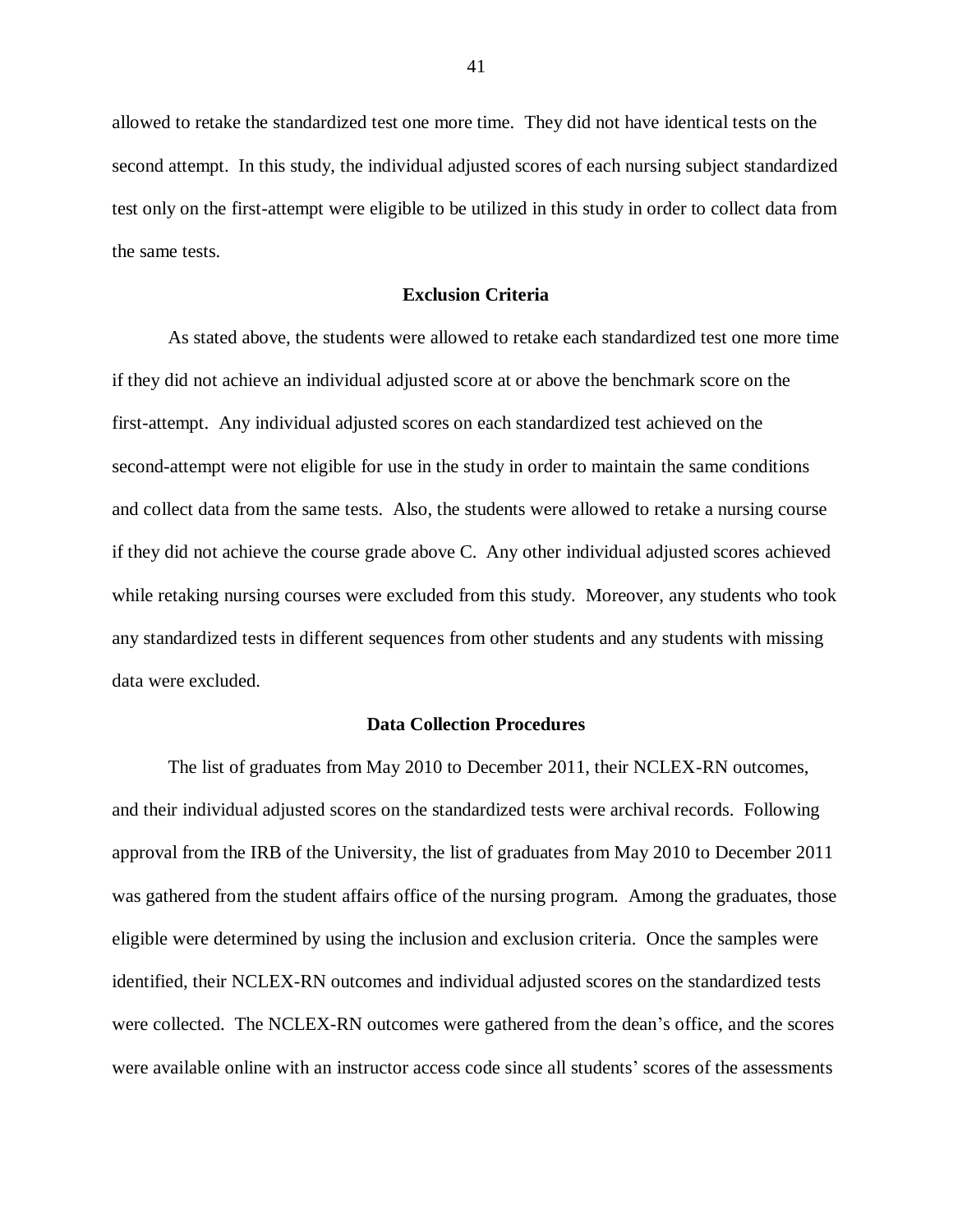allowed to retake the standardized test one more time. They did not have identical tests on the second attempt. In this study, the individual adjusted scores of each nursing subject standardized test only on the first-attempt were eligible to be utilized in this study in order to collect data from the same tests.

### Exclusion Criteria

As stated above, the students were allowed to retake each standardized test one more time if they did not achieve an individual adjusted score at or above the benchmark score on the first-attempt. Any individual adjusted scores on each standardized test achieved on the second-attempt were not eligible for use in the study in order to maintain the same conditions and collect data from the same tests. Also, the students were allowed to retake a nursing course if they did not achieve the course grade above C. Any other individual adjusted scores achieved while retaking nursing courses were excluded from this study. Moreover, any students who took any standardized tests in different sequences from other students and any students with missing data were excluded.

### Data Collection Procedures

The list of graduates from May 2010 to December 2011, their NCLEX-RN outcomes, and their individual adjusted scores on the standardized tests were archival records. Following approval from the IRB of the University, the list of graduates from May 2010 to December 2011 was gathered from the student affairs office of the nursing program. Among the graduates, those eligible were determined by using the inclusion and exclusion criteria. Once the samples were identified, their NCLEX-RN outcomes and individual adjusted scores on the standardized tests were collected. The NCLEX-RN outcomes were gathered from the dean's office, and the scores were available online with an instructor access code since all students' scores of the assessments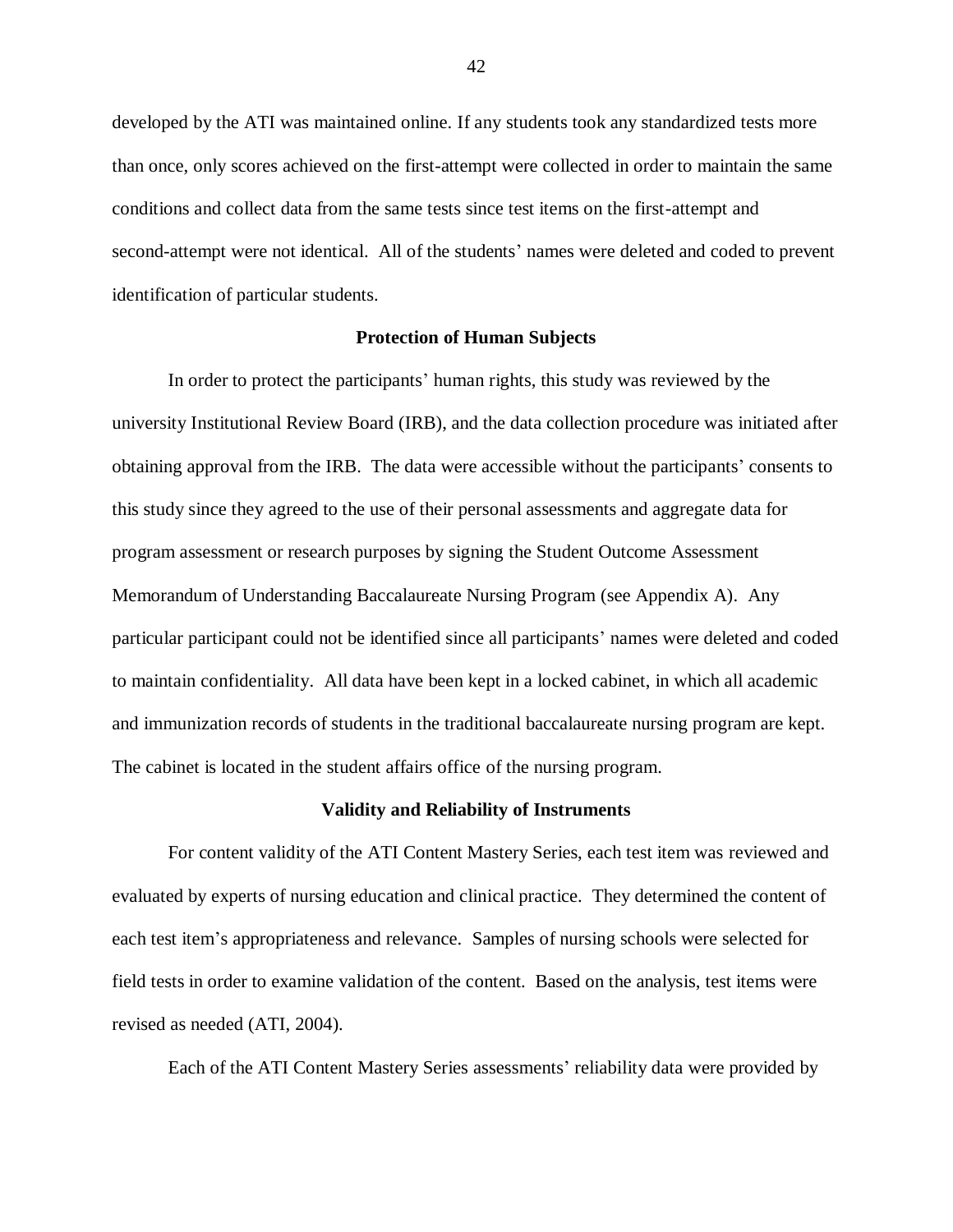developed by the ATI was maintained online. If any students took any standardized tests more than once, only scores achieved on the first-attempt were collected in order to maintain the same conditions and collect data from the same tests since test items on the first-attempt and second-attempt were not identical. All of the students' names were deleted and coded to prevent identification of particular students.

## Protection of Human Subjects

In order to protect the participants' human rights, this study was reviewed by the university Institutional Review Board (IRB), and the data collection procedure was initiated after obtaining approval from the IRB. The data were accessible without the participants' consents to this study since they agreed to the use of their personal assessments and aggregate data for program assessment or research purposes by signing the Student Outcome Assessment Memorandum of Understanding Baccalaureate Nursing Program (see Appendix A). Any particular participant could not be identified since all participants' names were deleted and coded to maintain confidentiality. All data have been kept in a locked cabinet, in which all academic and immunization records of students in the traditional baccalaureate nursing program are kept. The cabinet is located in the student affairs office of the nursing program.

## Validity and Reliability of Instruments

For content validity of the ATI Content Mastery Series, each test item was reviewed and evaluated by experts of nursing education and clinical practice. They determined the content of each test item's appropriateness and relevance. Samples of nursing schools were selected for field tests in order to examine validation of the content. Based on the analysis, test items were revised as needed (ATI, 2004).

Each of the ATI Content Mastery Series assessments' reliability data were provided by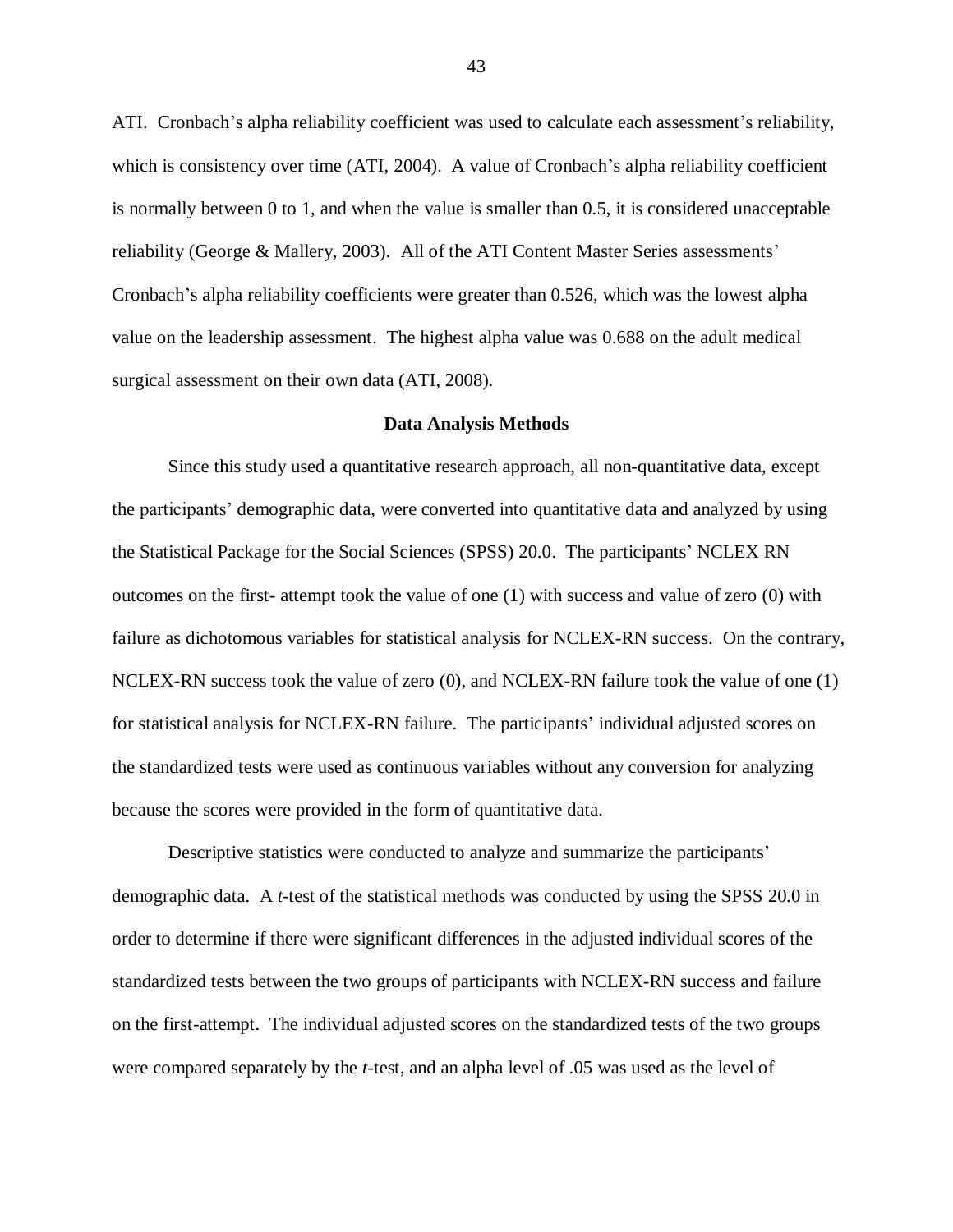ATI. Cronbach's alpha reliability coefficient was used to calculate each assessment's reliability, which is consistency over time (ATI, 2004). A value of Cronbach's alpha reliability coefficient is normally between 0 to 1, and when the value is smaller than 0.5, it is considered unacceptable reliability (George & Mallery, 2003). All of the ATI Content Master Series assessments' Cronbach's alpha reliability coefficients were greater than 0.526, which was the lowest alpha value on the leadership assessment. The highest alpha value was 0.688 on the adult medical surgical assessment on their own data (ATI, 2008).

## Data Analysis Methods

Since this study used a quantitative research approach, all non-quantitative data, except the participants' demographic data, were converted into quantitative data and analyzed by using the Statistical Package for the Social Sciences (SPSS) 20.0. The participants' NCLEX RN outcomes on the first- attempt took the value of one (1) with success and value of zero (0) with failure as dichotomous variables for statistical analysis for NCLEX-RN success. On the contrary, NCLEX-RN success took the value of zero (0), and NCLEX-RN failure took the value of one (1) for statistical analysis for NCLEX-RN failure. The participants' individual adjusted scores on the standardized tests were used as continuous variables without any conversion for analyzing because the scores were provided in the form of quantitative data.

Descriptive statistics were conducted to analyze and summarize the participants' demographic data. A *t*-test of the statistical methods was conducted by using the SPSS 20.0 in order to determine if there were significant differences in the adjusted individual scores of the standardized tests between the two groups of participants with NCLEX-RN success and failure on the first-attempt. The individual adjusted scores on the standardized tests of the two groups were compared separately by the *t*-test, and an alpha level of .05 was used as the level of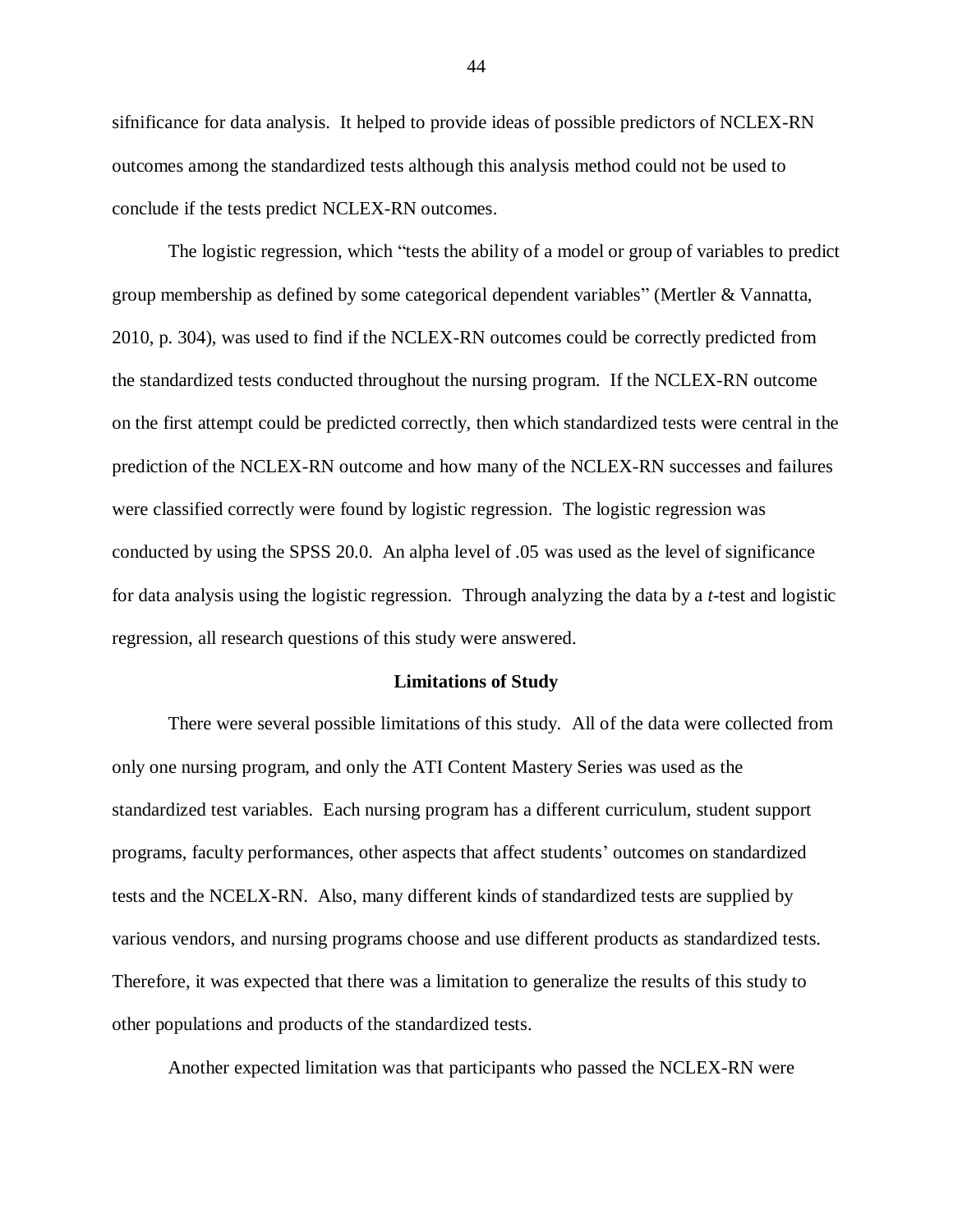sifnificance for data analysis. It helped to provide ideas of possible predictors of NCLEX-RN outcomes among the standardized tests although this analysis method could not be used to conclude if the tests predict NCLEX-RN outcomes.

The logistic regression, which "tests the ability of a model or group of variables to predict group membership as defined by some categorical dependent variables" (Mertler & Vannatta, 2010, p. 304), was used to find if the NCLEX-RN outcomes could be correctly predicted from the standardized tests conducted throughout the nursing program. If the NCLEX-RN outcome on the first attempt could be predicted correctly, then which standardized tests were central in the prediction of the NCLEX-RN outcome and how many of the NCLEX-RN successes and failures were classified correctly were found by logistic regression. The logistic regression was conducted by using the SPSS 20.0. An alpha level of .05 was used as the level of significance for data analysis using the logistic regression. Through analyzing the data by a *t*-test and logistic regression, all research questions of this study were answered.

**Limitations of Study**

There were several possible limitations of this study. All of the data were collected from only one nursing program, and only the ATI Content Mastery Series was used as the standardized test variables. Each nursing program has a different curriculum, student support programs, faculty performances, other aspects that affect students' outcomes on standardized tests and the NCELX-RN. Also, many different kinds of standardized tests are supplied by various vendors, and nursing programs choose and use different products as standardized tests. Therefore, it was expected that there was a limitation to generalize the results of this study to other populations and products of the standardized tests.

Another expected limitation was that participants who passed the NCLEX-RN were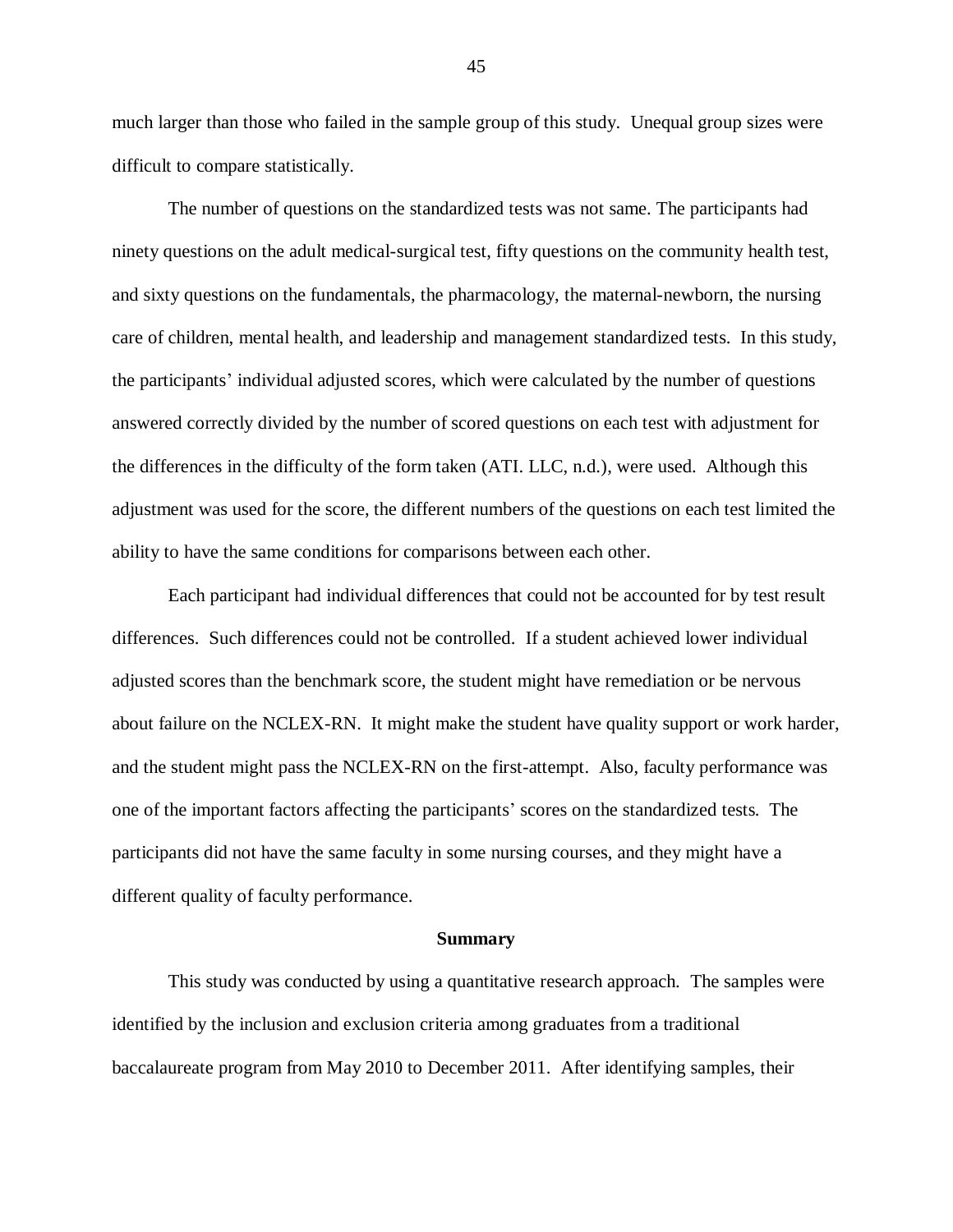much larger than those who failed in the sample group of this study. Unequal group sizes were difficult to compare statistically.

The number of questions on the standardized tests was not same. The participants had ninety questions on the adult medical-surgical test, fifty questions on the community health test, and sixty questions on the fundamentals, the pharmacology, the maternal-newborn, the nursing care of children, mental health, and leadership and management standardized tests. In this study, the participants' individual adjusted scores, which were calculated by the number of questions answered correctly divided by the number of scored questions on each test with adjustment for the differences in the difficulty of the form taken (ATI. LLC, n.d.), were used. Although this adjustment was used for the score, the different numbers of the questions on each test limited the ability to have the same conditions for comparisons between each other.

Each participant had individual differences that could not be accounted for by test result differences. Such differences could not be controlled. If a student achieved lower individual adjusted scores than the benchmark score, the student might have remediation or be nervous about failure on the NCLEX-RN. It might make the student have quality support or work harder, and the student might pass the NCLEX-RN on the first-attempt. Also, faculty performance was one of the important factors affecting the participants' scores on the standardized tests. The participants did not have the same faculty in some nursing courses, and they might have a different quality of faculty performance.

## Summary

This study was conducted by using a quantitative research approach. The samples were identified by the inclusion and exclusion criteria among graduates from a traditional baccalaureate program from May 2010 to December 2011. After identifying samples, their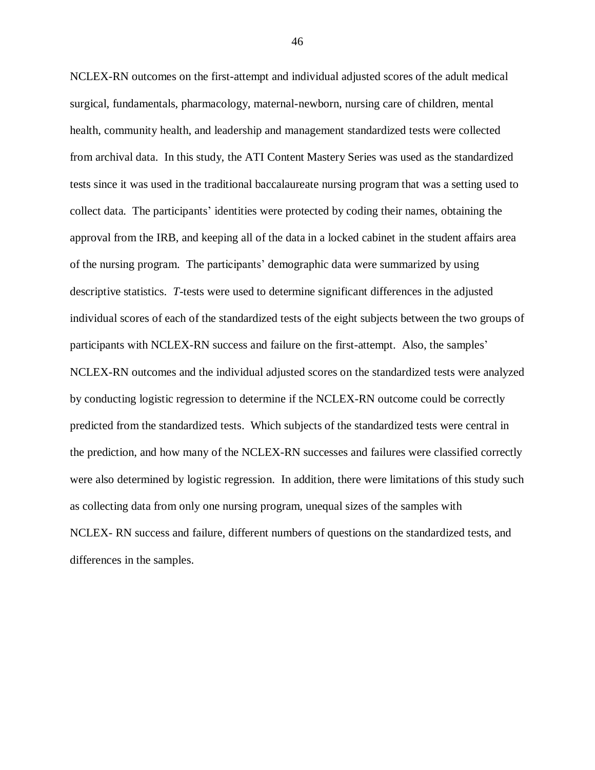NCLEX-RN outcomes on the first-attempt and individual adjusted scores of the adult medical surgical, fundamentals, pharmacology, maternal-newborn, nursing care of children, mental health, community health, and leadership and management standardized tests were collected from archival data. In this study, the ATI Content Mastery Series was used as the standardized tests since it was used in the traditional baccalaureate nursing program that was a setting used to collect data. The participants' identities were protected by coding their names, obtaining the approval from the IRB, and keeping all of the data in a locked cabinet in the student affairs area of the nursing program. The participants' demographic data were summarized by using descriptive statistics. *T*-tests were used to determine significant differences in the adjusted individual scores of each of the standardized tests of the eight subjects between the two groups of participants with NCLEX-RN success and failure on the first-attempt. Also, the samples' NCLEX-RN outcomes and the individual adjusted scores on the standardized tests were analyzed by conducting logistic regression to determine if the NCLEX-RN outcome could be correctly predicted from the standardized tests. Which subjects of the standardized tests were central in the prediction, and how many of the NCLEX-RN successes and failures were classified correctly were also determined by logistic regression. In addition, there were limitations of this study such as collecting data from only one nursing program, unequal sizes of the samples with NCLEX- RN success and failure, different numbers of questions on the standardized tests, and differences in the samples.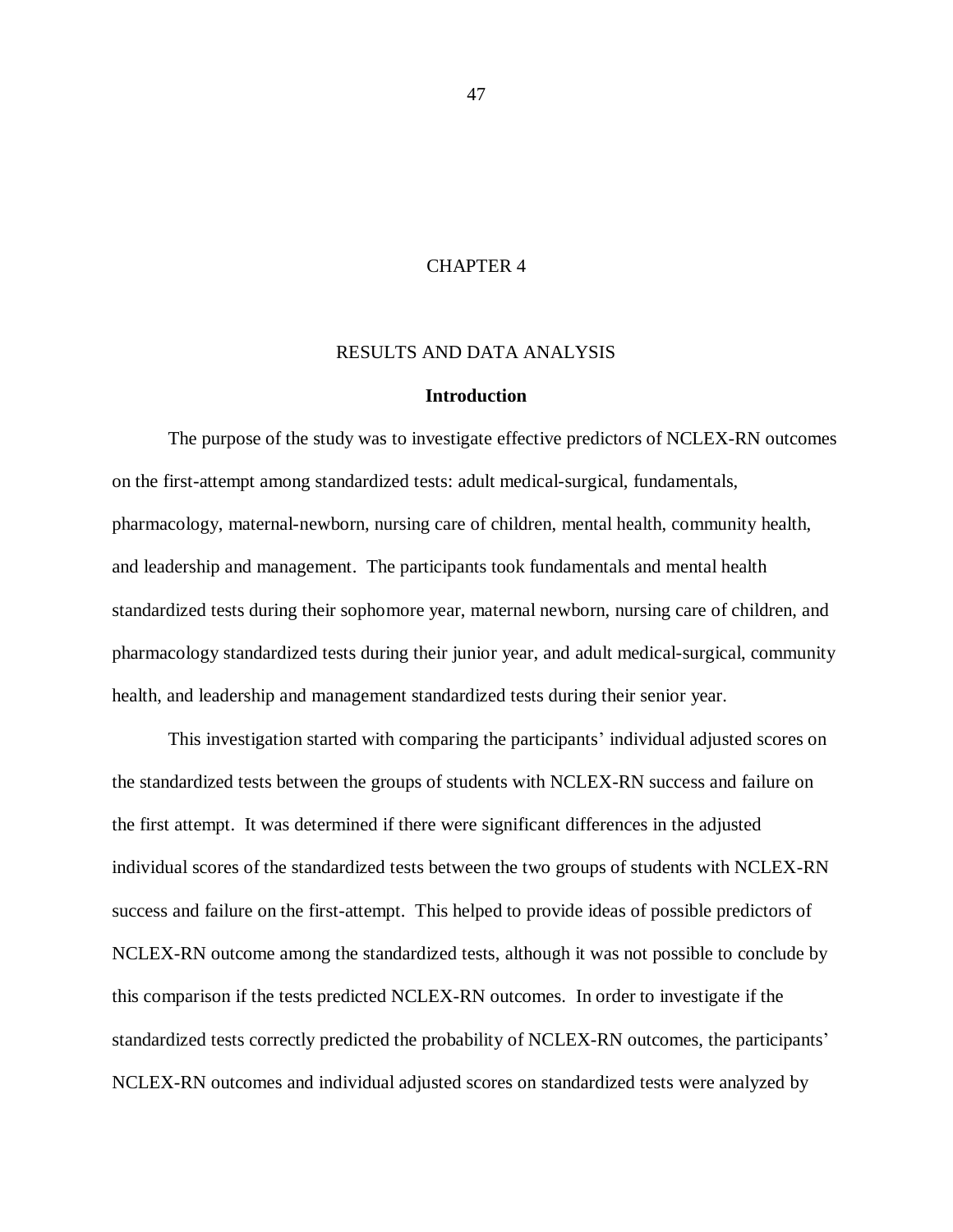# CHAPTER 4

# RESULTS AND DATA ANALYSIS

## Introduction

The purpose of the study was to investigate effective predictors of NCLEX-RN outcomes on the first-attempt among standardized tests: adult medical-surgical, fundamentals, pharmacology, maternal-newborn, nursing care of children, mental health, community health, and leadership and management. The participants took fundamentals and mental health standardized tests during their sophomore year, maternal newborn, nursing care of children, and pharmacology standardized tests during their junior year, and adult medical-surgical, community health, and leadership and management standardized tests during their senior year.

This investigation started with comparing the participants' individual adjusted scores on the standardized tests between the groups of students with NCLEX-RN success and failure on the first attempt. It was determined if there were significant differences in the adjusted individual scores of the standardized tests between the two groups of students with NCLEX-RN success and failure on the first-attempt. This helped to provide ideas of possible predictors of NCLEX-RN outcome among the standardized tests, although it was not possible to conclude by this comparison if the tests predicted NCLEX-RN outcomes. In order to investigate if the standardized tests correctly predicted the probability of NCLEX-RN outcomes, the participants' NCLEX-RN outcomes and individual adjusted scores on standardized tests were analyzed by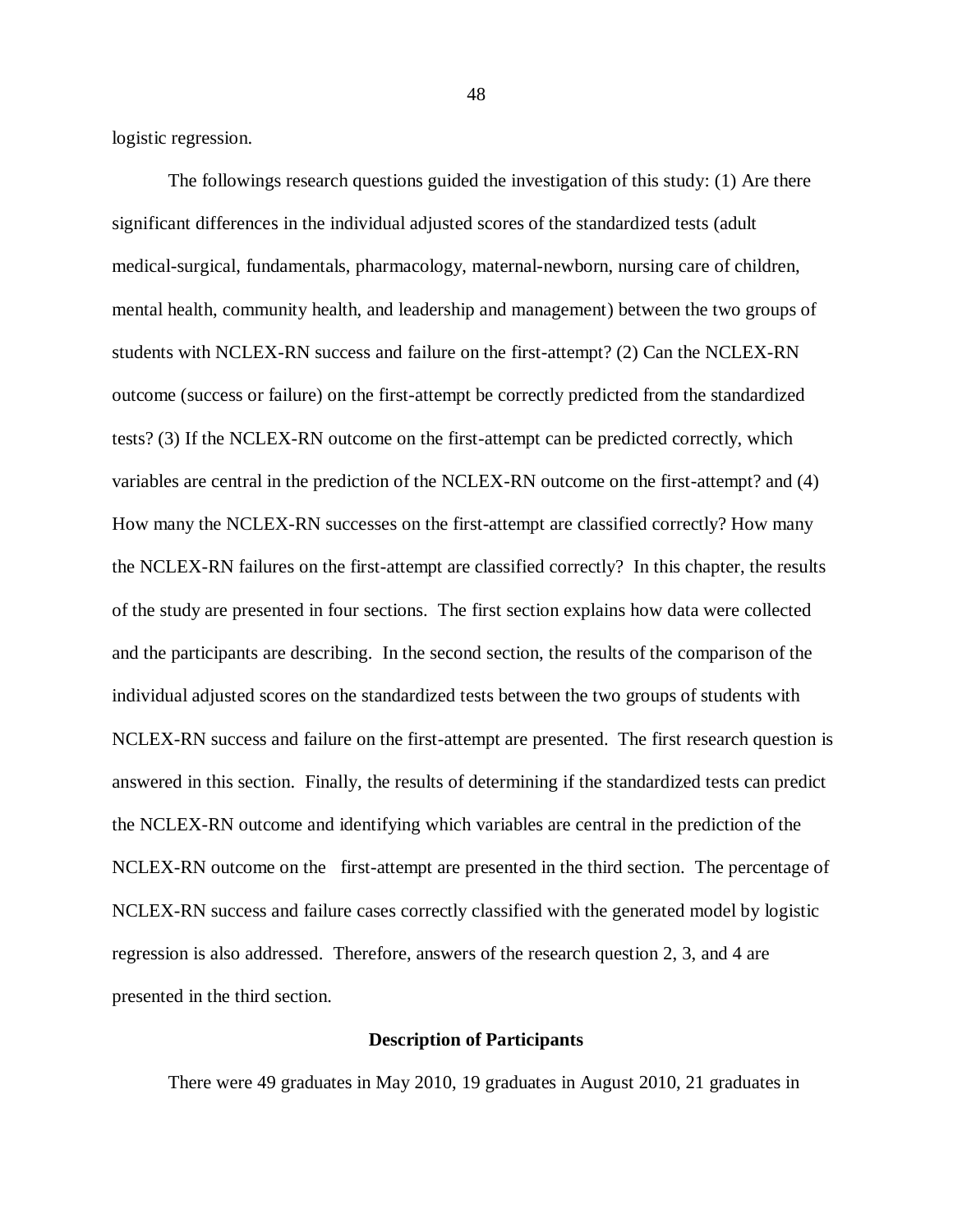logistic regression.

The followings research questions guided the investigation of this study: (1) Are there significant differences in the individual adjusted scores of the standardized tests (adult medical-surgical, fundamentals, pharmacology, maternal-newborn, nursing care of children, mental health, community health, and leadership and management) between the two groups of students with NCLEX-RN success and failure on the first-attempt? (2) Can the NCLEX-RN outcome (success or failure) on the first-attempt be correctly predicted from the standardized tests? (3) If the NCLEX-RN outcome on the first-attempt can be predicted correctly, which variables are central in the prediction of the NCLEX-RN outcome on the first-attempt? and (4) How many the NCLEX-RN successes on the first-attempt are classified correctly? How many the NCLEX-RN failures on the first-attempt are classified correctly? In this chapter, the results of the study are presented in four sections. The first section explains how data were collected and the participants are describing. In the second section, the results of the comparison of the individual adjusted scores on the standardized tests between the two groups of students with NCLEX-RN success and failure on the first-attempt are presented. The first research question is answered in this section. Finally, the results of determining if the standardized tests can predict the NCLEX-RN outcome and identifying which variables are central in the prediction of the NCLEX-RN outcome on the first-attempt are presented in the third section. The percentage of NCLEX-RN success and failure cases correctly classified with the generated model by logistic regression is also addressed. Therefore, answers of the research question 2, 3, and 4 are presented in the third section.

## Description of Participants

There were 49 graduates in May 2010, 19 graduates in August 2010, 21 graduates in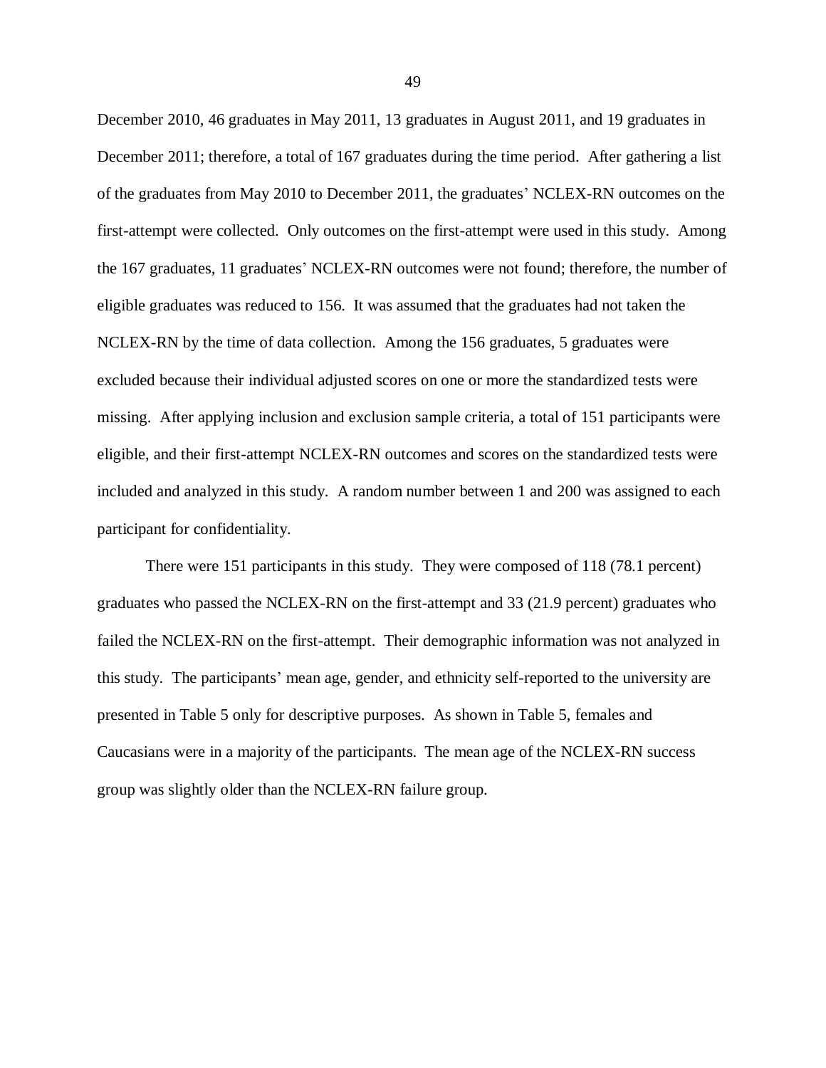December 2010, 46 graduates in May 2011, 13 graduates in August 2011, and 19 graduates in December 2011; therefore, a total of 167 graduates during the time period. After gathering a list of the graduates from May 2010 to December 2011, the graduates' NCLEX-RN outcomes on the first-attempt were collected. Only outcomes on the first-attempt were used in this study. Among the 167 graduates, 11 graduates' NCLEX-RN outcomes were not found; therefore, the number of eligible graduates was reduced to 156. It was assumed that the graduates had not taken the NCLEX-RN by the time of data collection. Among the 156 graduates, 5 graduates were excluded because their individual adjusted scores on one or more the standardized tests were missing. After applying inclusion and exclusion sample criteria, a total of 151 participants were eligible, and their first-attempt NCLEX-RN outcomes and scores on the standardized tests were included and analyzed in this study. A random number between 1 and 200 was assigned to each participant for confidentiality.

There were 151 participants in this study. They were composed of 118 (78.1 percent) graduates who passed the NCLEX-RN on the first-attempt and 33 (21.9 percent) graduates who failed the NCLEX-RN on the first-attempt. Their demographic information was not analyzed in this study. The participants' mean age, gender, and ethnicity self-reported to the university are presented in Table 5 only for descriptive purposes. As shown in Table 5, females and Caucasians were in a majority of the participants. The mean age of the NCLEX-RN success group was slightly older than the NCLEX-RN failure group.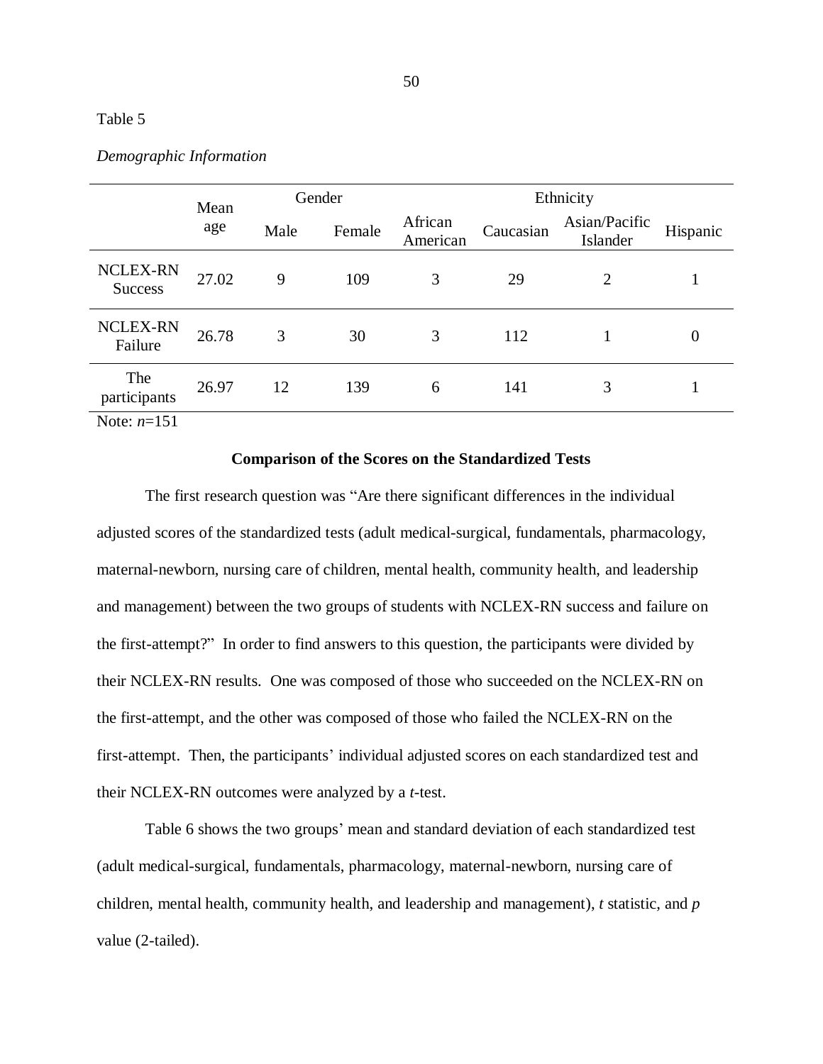Table 5

*Demographic Information*

| | Mean age | Gender | | Ethnicity | | | |
|---|---|---|---|---|---|---|---|
| | | Male | Female | African American | Caucasian | Asian/Pacific Islander | Hispanic |
| NCLEX-RN Success | 27.02 | 9 | 109 | 3 | 29 | 2 | 1 |
| NCLEX-RN Failure | 26.78 | 3 | 30 | 3 | 112 | 1 | 0 |
| The participants | 26.97 | 12 | 139 | 6 | 141 | 3 | 1 |

Note: $n$=151

**Comparison of the Scores on the Standardized Tests**

The first research question was "Are there significant differences in the individual adjusted scores of the standardized tests (adult medical-surgical, fundamentals, pharmacology, maternal-newborn, nursing care of children, mental health, community health, and leadership and management) between the two groups of students with NCLEX-RN success and failure on the first-attempt?" In order to find answers to this question, the participants were divided by their NCLEX-RN results. One was composed of those who succeeded on the NCLEX-RN on the first-attempt, and the other was composed of those who failed the NCLEX-RN on the first-attempt. Then, the participants' individual adjusted scores on each standardized test and their NCLEX-RN outcomes were analyzed by a *t*-test.

Table 6 shows the two groups' mean and standard deviation of each standardized test (adult medical-surgical, fundamentals, pharmacology, maternal-newborn, nursing care of children, mental health, community health, and leadership and management), *t* statistic, and *p* value (2-tailed).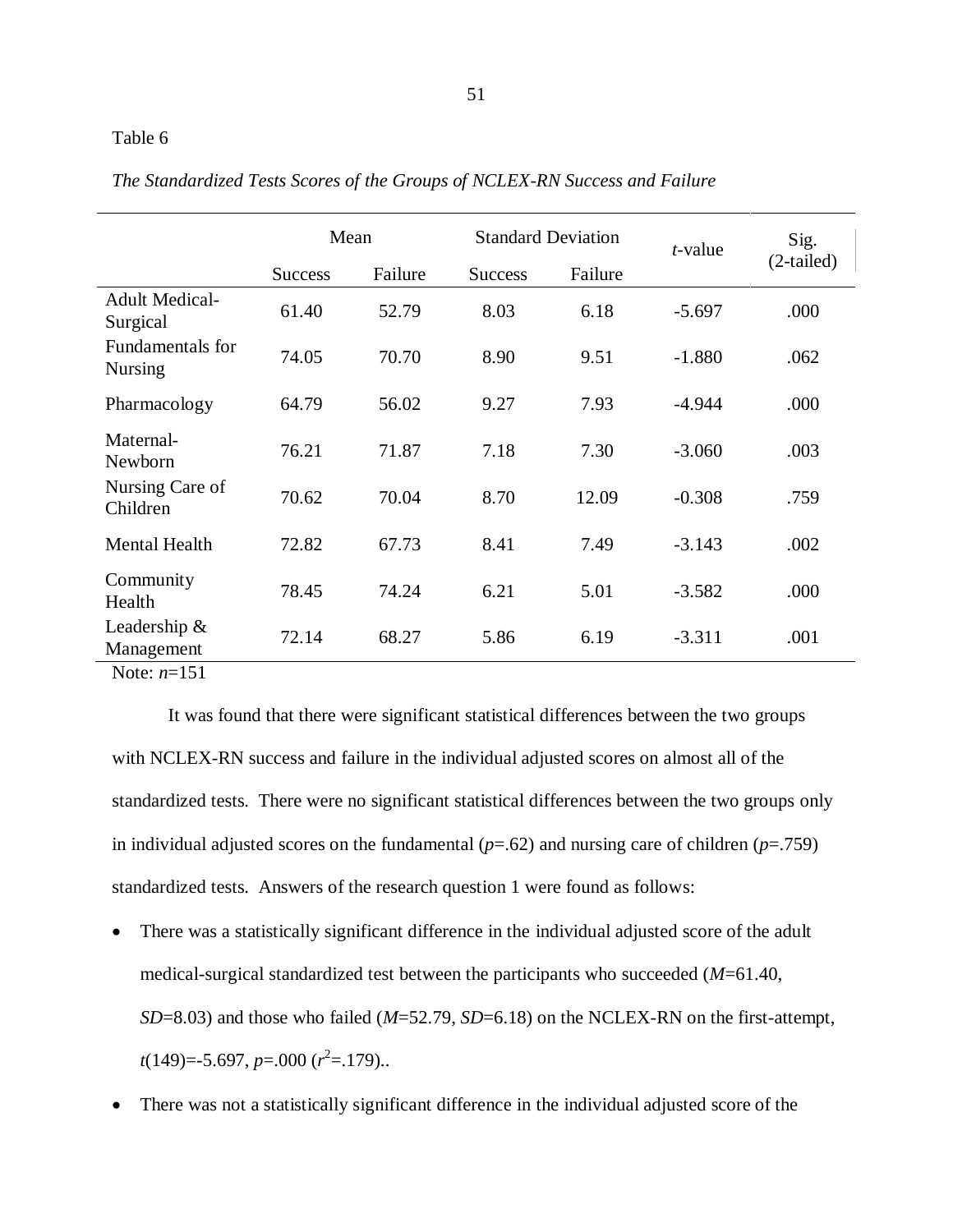Table 6

*The Standardized Tests Scores of the Groups of NCLEX-RN Success and Failure*

| | Mean | | Standard Deviation | | *t*-value | Sig. (2-tailed) |
|---|---|---|---|---|---|---|
| | Success | Failure | Success | Failure | | |
| Adult Medical-Surgical | 61.40 | 52.79 | 8.03 | 6.18 | -5.697 | .000 |
| Fundamentals for Nursing | 74.05 | 70.70 | 8.90 | 9.51 | -1.880 | .062 |
| Pharmacology | 64.79 | 56.02 | 9.27 | 7.93 | -4.944 | .000 |
| Maternal-Newborn | 76.21 | 71.87 | 7.18 | 7.30 | -3.060 | .003 |
| Nursing Care of Children | 70.62 | 70.04 | 8.70 | 12.09 | -0.308 | .759 |
| Mental Health | 72.82 | 67.73 | 8.41 | 7.49 | -3.143 | .002 |
| Community Health | 78.45 | 74.24 | 6.21 | 5.01 | -3.582 | .000 |
| Leadership & Management | 72.14 | 68.27 | 5.86 | 6.19 | -3.311 | .001 |

Note: $n$=151

It was found that there were significant statistical differences between the two groups with NCLEX-RN success and failure in the individual adjusted scores on almost all of the standardized tests. There were no significant statistical differences between the two groups only in individual adjusted scores on the fundamental ($p$=.62) and nursing care of children ($p$=.759) standardized tests. Answers of the research question 1 were found as follows:

- There was a statistically significant difference in the individual adjusted score of the adult medical-surgical standardized test between the participants who succeeded ($M$=61.40, $SD$=8.03) and those who failed ($M$=52.79, $SD$=6.18) on the NCLEX-RN on the first-attempt, $t(149)$=-5.697, $p$=.000 ($r^2$=.179)..
- There was not a statistically significant difference in the individual adjusted score of the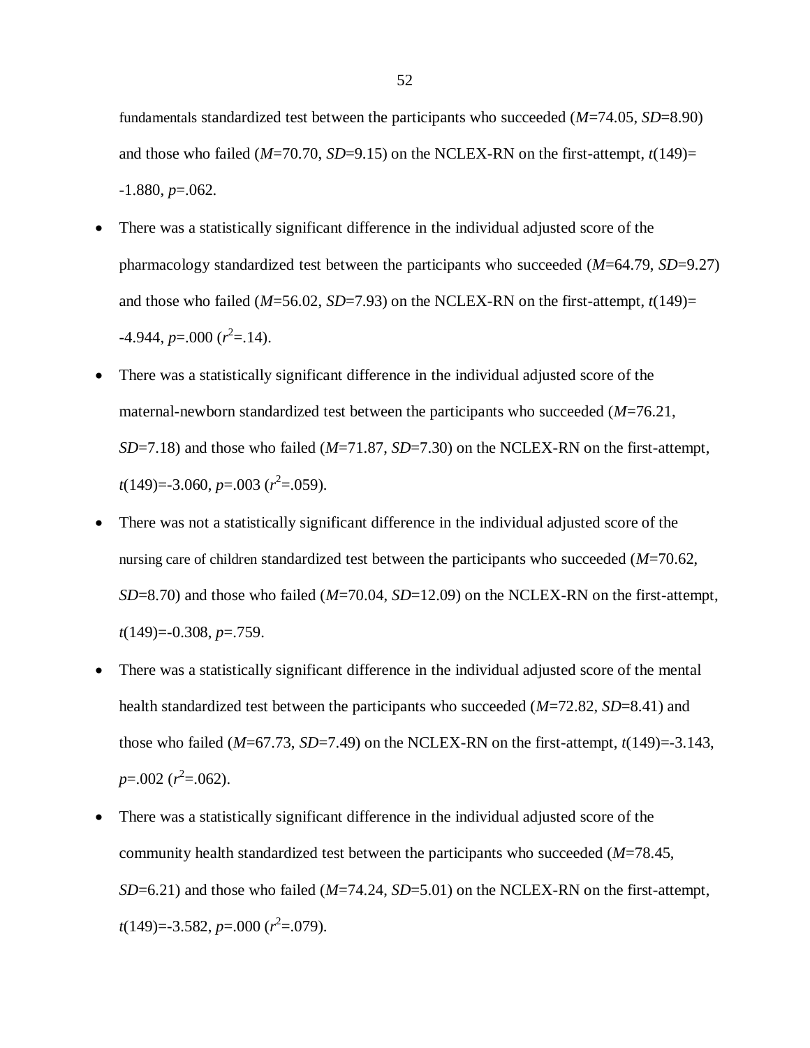fundamentals standardized test between the participants who succeeded ($M$=74.05, $SD$=8.90) and those who failed ($M$=70.70, $SD$=9.15) on the NCLEX-RN on the first-attempt, $t(149)$= -1.880, $p$=.062.

- There was a statistically significant difference in the individual adjusted score of the pharmacology standardized test between the participants who succeeded ($M$=64.79, $SD$=9.27) and those who failed ($M$=56.02, $SD$=7.93) on the NCLEX-RN on the first-attempt, $t(149)$= -4.944, $p$=.000 ($r^2$=.14).
- There was a statistically significant difference in the individual adjusted score of the maternal-newborn standardized test between the participants who succeeded ($M$=76.21, $SD$=7.18) and those who failed ($M$=71.87, $SD$=7.30) on the NCLEX-RN on the first-attempt, $t(149)$=-3.060, $p$=.003 ($r^2$=.059).
- There was not a statistically significant difference in the individual adjusted score of the nursing care of children standardized test between the participants who succeeded ($M$=70.62, $SD$=8.70) and those who failed ($M$=70.04, $SD$=12.09) on the NCLEX-RN on the first-attempt, $t(149)$=-0.308, $p$=.759.
- There was a statistically significant difference in the individual adjusted score of the mental health standardized test between the participants who succeeded ($M$=72.82, $SD$=8.41) and those who failed ($M$=67.73, $SD$=7.49) on the NCLEX-RN on the first-attempt, $t(149)$=-3.143, $p$=.002 ($r^2$=.062).
- There was a statistically significant difference in the individual adjusted score of the community health standardized test between the participants who succeeded ($M$=78.45, $SD$=6.21) and those who failed ($M$=74.24, $SD$=5.01) on the NCLEX-RN on the first-attempt, $t(149)$=-3.582, $p$=.000 ($r^2$=.079).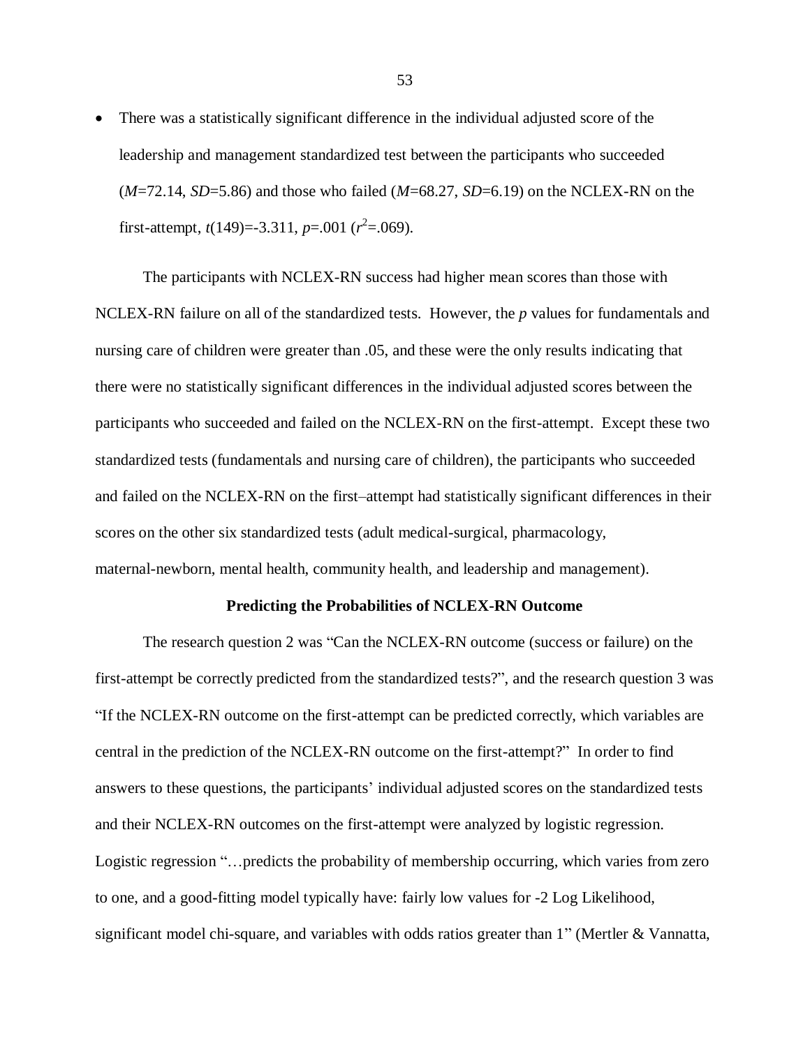- There was a statistically significant difference in the individual adjusted score of the leadership and management standardized test between the participants who succeeded ($M$=72.14, $SD$=5.86) and those who failed ($M$=68.27, $SD$=6.19) on the NCLEX-RN on the first-attempt, $t(149)=-3.311$, $p=.001$ ($r^2=.069$).

The participants with NCLEX-RN success had higher mean scores than those with NCLEX-RN failure on all of the standardized tests. However, the $p$ values for fundamentals and nursing care of children were greater than .05, and these were the only results indicating that there were no statistically significant differences in the individual adjusted scores between the participants who succeeded and failed on the NCLEX-RN on the first-attempt. Except these two standardized tests (fundamentals and nursing care of children), the participants who succeeded and failed on the NCLEX-RN on the first–attempt had statistically significant differences in their scores on the other six standardized tests (adult medical-surgical, pharmacology, maternal-newborn, mental health, community health, and leadership and management).

**Predicting the Probabilities of NCLEX-RN Outcome**

The research question 2 was "Can the NCLEX-RN outcome (success or failure) on the first-attempt be correctly predicted from the standardized tests?", and the research question 3 was "If the NCLEX-RN outcome on the first-attempt can be predicted correctly, which variables are central in the prediction of the NCLEX-RN outcome on the first-attempt?" In order to find answers to these questions, the participants' individual adjusted scores on the standardized tests and their NCLEX-RN outcomes on the first-attempt were analyzed by logistic regression. Logistic regression "…predicts the probability of membership occurring, which varies from zero to one, and a good-fitting model typically have: fairly low values for -2 Log Likelihood, significant model chi-square, and variables with odds ratios greater than 1" (Mertler & Vannatta,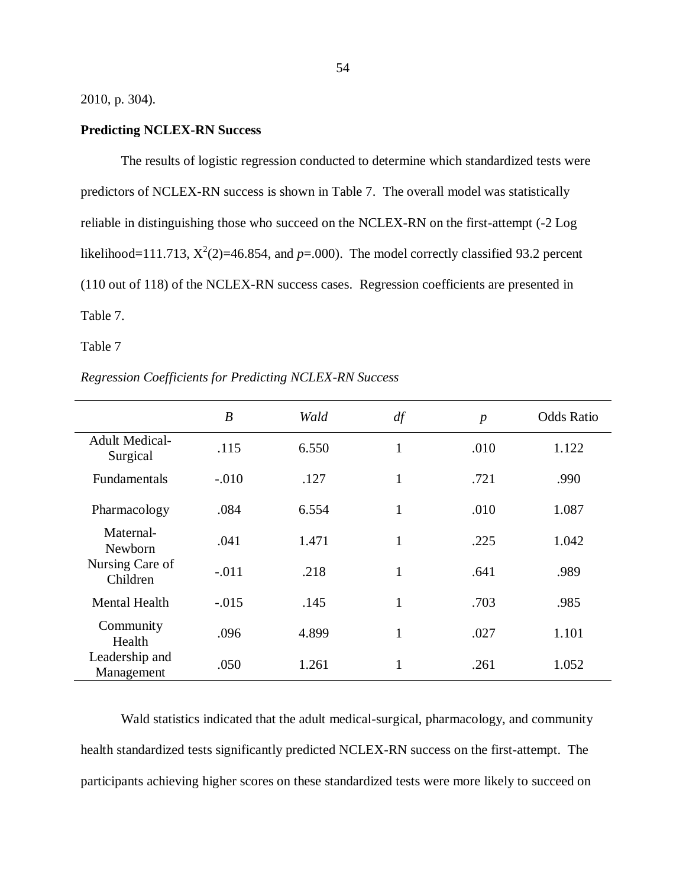2010, p. 304).

**Predicting NCLEX-RN Success**

The results of logistic regression conducted to determine which standardized tests were predictors of NCLEX-RN success is shown in Table 7. The overall model was statistically reliable in distinguishing those who succeed on the NCLEX-RN on the first-attempt (-2 Log likelihood=111.713, $X^2(2)=46.854$, and $p=.000$). The model correctly classified 93.2 percent (110 out of 118) of the NCLEX-RN success cases. Regression coefficients are presented in Table 7.

Table 7

*Regression Coefficients for Predicting NCLEX-RN Success*

| | *B* | *Wald* | *df* | *p* | Odds Ratio |
|---|---|---|---|---|---|
| Adult Medical-Surgical | .115 | 6.550 | 1 | .010 | 1.122 |
| Fundamentals | -.010 | .127 | 1 | .721 | .990 |
| Pharmacology | .084 | 6.554 | 1 | .010 | 1.087 |
| Maternal-Newborn | .041 | 1.471 | 1 | .225 | 1.042 |
| Nursing Care of Children | -.011 | .218 | 1 | .641 | .989 |
| Mental Health | -.015 | .145 | 1 | .703 | .985 |
| Community Health | .096 | 4.899 | 1 | .027 | 1.101 |
| Leadership and Management | .050 | 1.261 | 1 | .261 | 1.052 |

Wald statistics indicated that the adult medical-surgical, pharmacology, and community health standardized tests significantly predicted NCLEX-RN success on the first-attempt. The participants achieving higher scores on these standardized tests were more likely to succeed on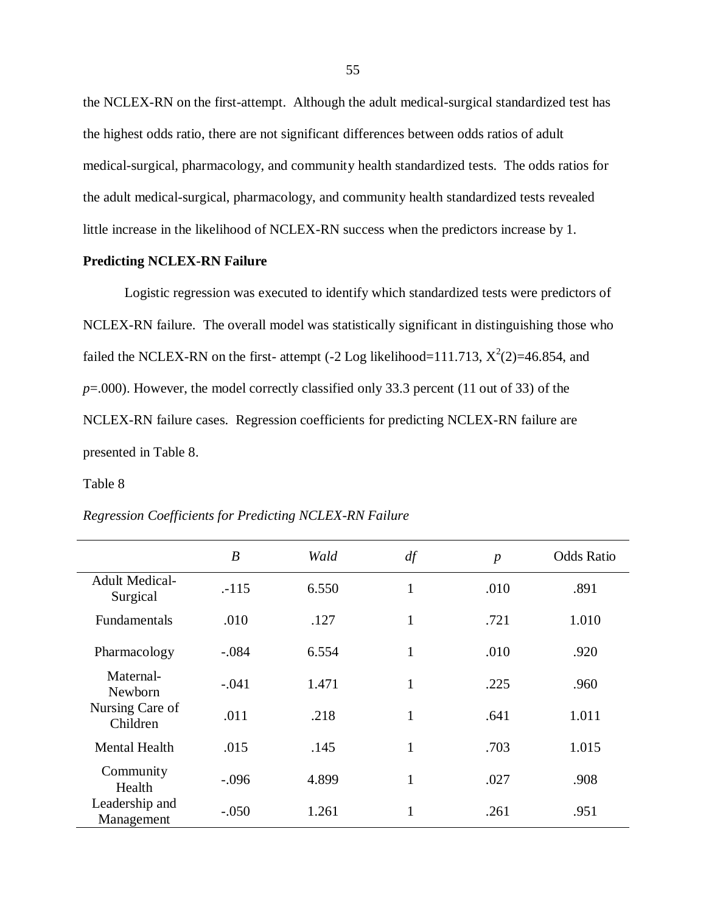the NCLEX-RN on the first-attempt. Although the adult medical-surgical standardized test has the highest odds ratio, there are not significant differences between odds ratios of adult medical-surgical, pharmacology, and community health standardized tests. The odds ratios for the adult medical-surgical, pharmacology, and community health standardized tests revealed little increase in the likelihood of NCLEX-RN success when the predictors increase by 1.

**Predicting NCLEX-RN Failure**

Logistic regression was executed to identify which standardized tests were predictors of NCLEX-RN failure. The overall model was statistically significant in distinguishing those who failed the NCLEX-RN on the first- attempt (-2 Log likelihood=111.713, $X^2(2)$=46.854, and *p*=.000). However, the model correctly classified only 33.3 percent (11 out of 33) of the NCLEX-RN failure cases. Regression coefficients for predicting NCLEX-RN failure are presented in Table 8.

Table 8

*Regression Coefficients for Predicting NCLEX-RN Failure*

| | *B* | *Wald* | *df* | *p* | Odds Ratio |
|---|---|---|---|---|---|
| Adult Medical-Surgical | .-115 | 6.550 | 1 | .010 | .891 |
| Fundamentals | .010 | .127 | 1 | .721 | 1.010 |
| Pharmacology | -.084 | 6.554 | 1 | .010 | .920 |
| Maternal-Newborn | -.041 | 1.471 | 1 | .225 | .960 |
| Nursing Care of Children | .011 | .218 | 1 | .641 | 1.011 |
| Mental Health | .015 | .145 | 1 | .703 | 1.015 |
| Community Health | -.096 | 4.899 | 1 | .027 | .908 |
| Leadership and Management | -.050 | 1.261 | 1 | .261 | .951 |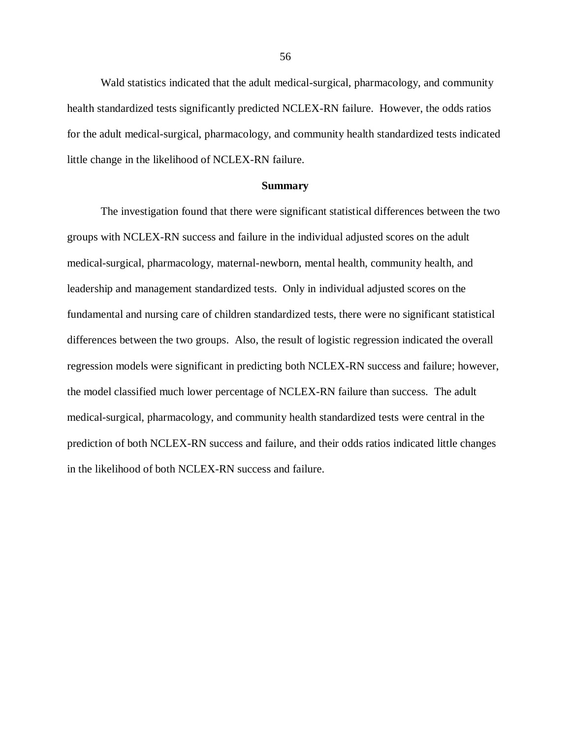Wald statistics indicated that the adult medical-surgical, pharmacology, and community health standardized tests significantly predicted NCLEX-RN failure. However, the odds ratios for the adult medical-surgical, pharmacology, and community health standardized tests indicated little change in the likelihood of NCLEX-RN failure.

## Summary

The investigation found that there were significant statistical differences between the two groups with NCLEX-RN success and failure in the individual adjusted scores on the adult medical-surgical, pharmacology, maternal-newborn, mental health, community health, and leadership and management standardized tests. Only in individual adjusted scores on the fundamental and nursing care of children standardized tests, there were no significant statistical differences between the two groups. Also, the result of logistic regression indicated the overall regression models were significant in predicting both NCLEX-RN success and failure; however, the model classified much lower percentage of NCLEX-RN failure than success. The adult medical-surgical, pharmacology, and community health standardized tests were central in the prediction of both NCLEX-RN success and failure, and their odds ratios indicated little changes in the likelihood of both NCLEX-RN success and failure.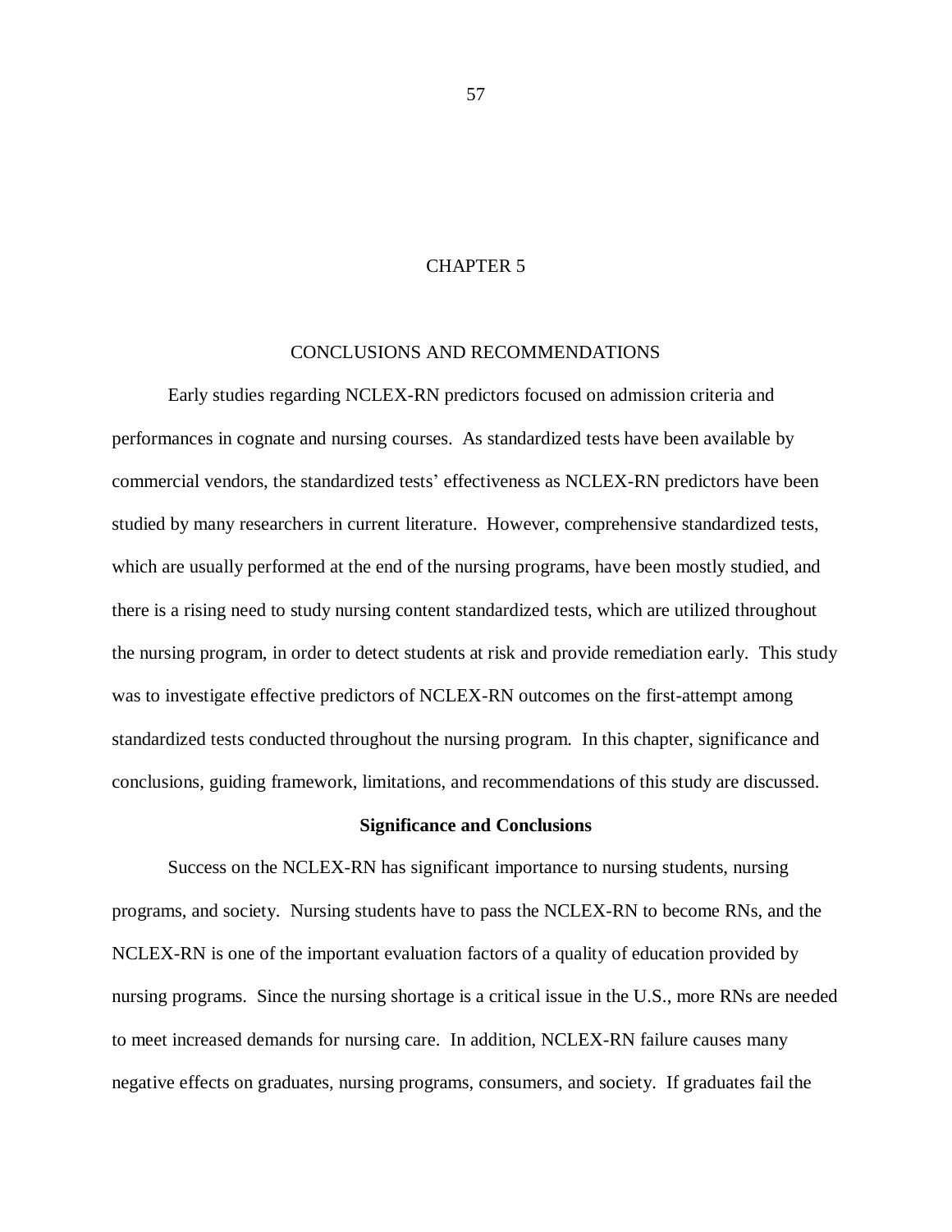# CHAPTER 5

## CONCLUSIONS AND RECOMMENDATIONS

Early studies regarding NCLEX-RN predictors focused on admission criteria and performances in cognate and nursing courses. As standardized tests have been available by commercial vendors, the standardized tests' effectiveness as NCLEX-RN predictors have been studied by many researchers in current literature. However, comprehensive standardized tests, which are usually performed at the end of the nursing programs, have been mostly studied, and there is a rising need to study nursing content standardized tests, which are utilized throughout the nursing program, in order to detect students at risk and provide remediation early. This study was to investigate effective predictors of NCLEX-RN outcomes on the first-attempt among standardized tests conducted throughout the nursing program. In this chapter, significance and conclusions, guiding framework, limitations, and recommendations of this study are discussed.

### Significance and Conclusions

Success on the NCLEX-RN has significant importance to nursing students, nursing programs, and society. Nursing students have to pass the NCLEX-RN to become RNs, and the NCLEX-RN is one of the important evaluation factors of a quality of education provided by nursing programs. Since the nursing shortage is a critical issue in the U.S., more RNs are needed to meet increased demands for nursing care. In addition, NCLEX-RN failure causes many negative effects on graduates, nursing programs, consumers, and society. If graduates fail the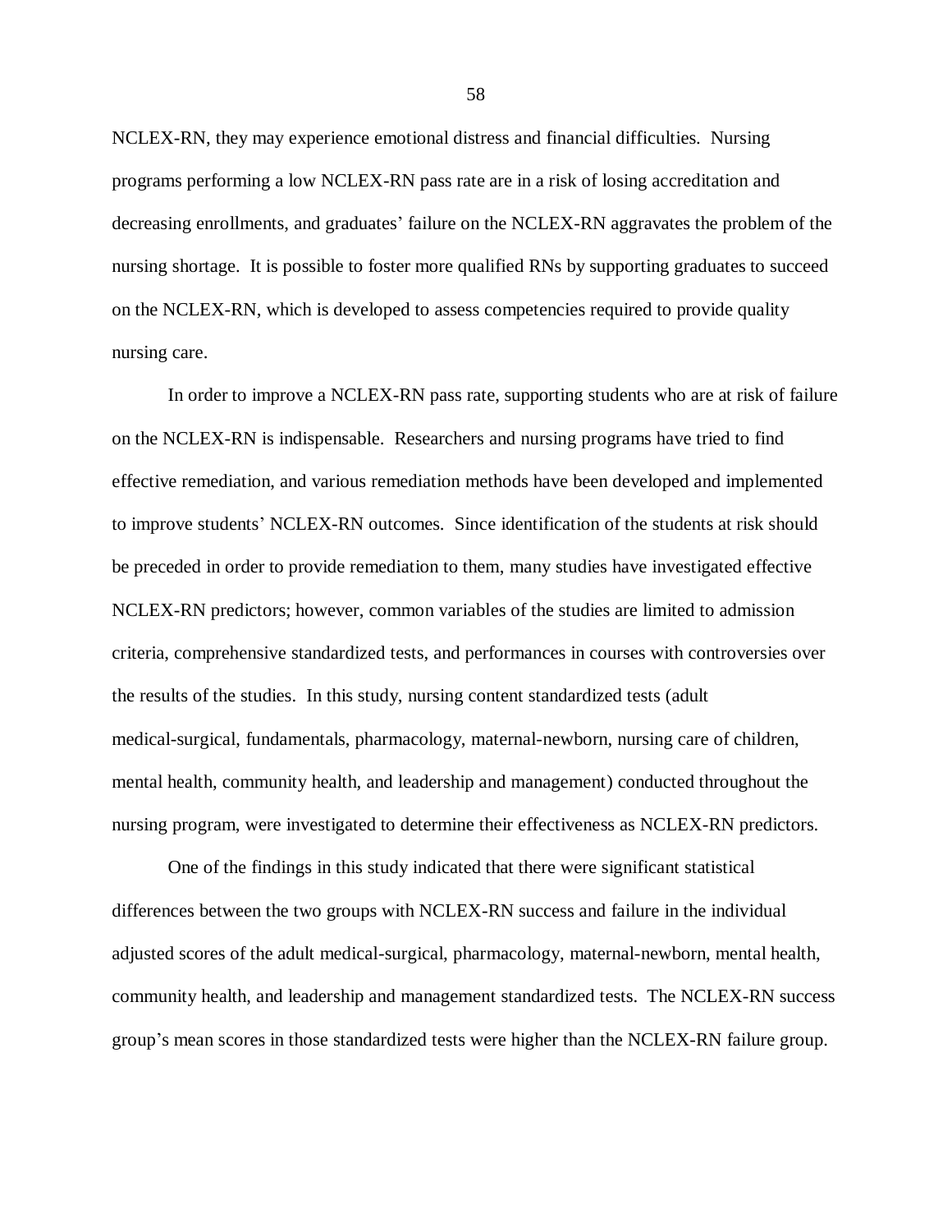NCLEX-RN, they may experience emotional distress and financial difficulties. Nursing programs performing a low NCLEX-RN pass rate are in a risk of losing accreditation and decreasing enrollments, and graduates' failure on the NCLEX-RN aggravates the problem of the nursing shortage. It is possible to foster more qualified RNs by supporting graduates to succeed on the NCLEX-RN, which is developed to assess competencies required to provide quality nursing care.

In order to improve a NCLEX-RN pass rate, supporting students who are at risk of failure on the NCLEX-RN is indispensable. Researchers and nursing programs have tried to find effective remediation, and various remediation methods have been developed and implemented to improve students' NCLEX-RN outcomes. Since identification of the students at risk should be preceded in order to provide remediation to them, many studies have investigated effective NCLEX-RN predictors; however, common variables of the studies are limited to admission criteria, comprehensive standardized tests, and performances in courses with controversies over the results of the studies. In this study, nursing content standardized tests (adult medical-surgical, fundamentals, pharmacology, maternal-newborn, nursing care of children, mental health, community health, and leadership and management) conducted throughout the nursing program, were investigated to determine their effectiveness as NCLEX-RN predictors.

One of the findings in this study indicated that there were significant statistical differences between the two groups with NCLEX-RN success and failure in the individual adjusted scores of the adult medical-surgical, pharmacology, maternal-newborn, mental health, community health, and leadership and management standardized tests. The NCLEX-RN success group's mean scores in those standardized tests were higher than the NCLEX-RN failure group.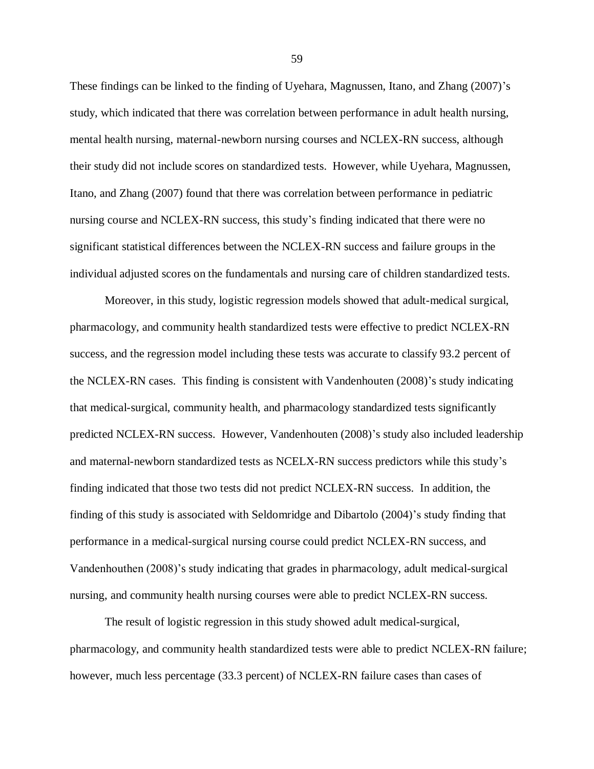These findings can be linked to the finding of Uyehara, Magnussen, Itano, and Zhang (2007)'s study, which indicated that there was correlation between performance in adult health nursing, mental health nursing, maternal-newborn nursing courses and NCLEX-RN success, although their study did not include scores on standardized tests. However, while Uyehara, Magnussen, Itano, and Zhang (2007) found that there was correlation between performance in pediatric nursing course and NCLEX-RN success, this study's finding indicated that there were no significant statistical differences between the NCLEX-RN success and failure groups in the individual adjusted scores on the fundamentals and nursing care of children standardized tests.

Moreover, in this study, logistic regression models showed that adult-medical surgical, pharmacology, and community health standardized tests were effective to predict NCLEX-RN success, and the regression model including these tests was accurate to classify 93.2 percent of the NCLEX-RN cases. This finding is consistent with Vandenhouten (2008)'s study indicating that medical-surgical, community health, and pharmacology standardized tests significantly predicted NCLEX-RN success. However, Vandenhouten (2008)'s study also included leadership and maternal-newborn standardized tests as NCELX-RN success predictors while this study's finding indicated that those two tests did not predict NCLEX-RN success. In addition, the finding of this study is associated with Seldomridge and Dibartolo (2004)'s study finding that performance in a medical-surgical nursing course could predict NCLEX-RN success, and Vandenhouthen (2008)'s study indicating that grades in pharmacology, adult medical-surgical nursing, and community health nursing courses were able to predict NCLEX-RN success.

The result of logistic regression in this study showed adult medical-surgical, pharmacology, and community health standardized tests were able to predict NCLEX-RN failure; however, much less percentage (33.3 percent) of NCLEX-RN failure cases than cases of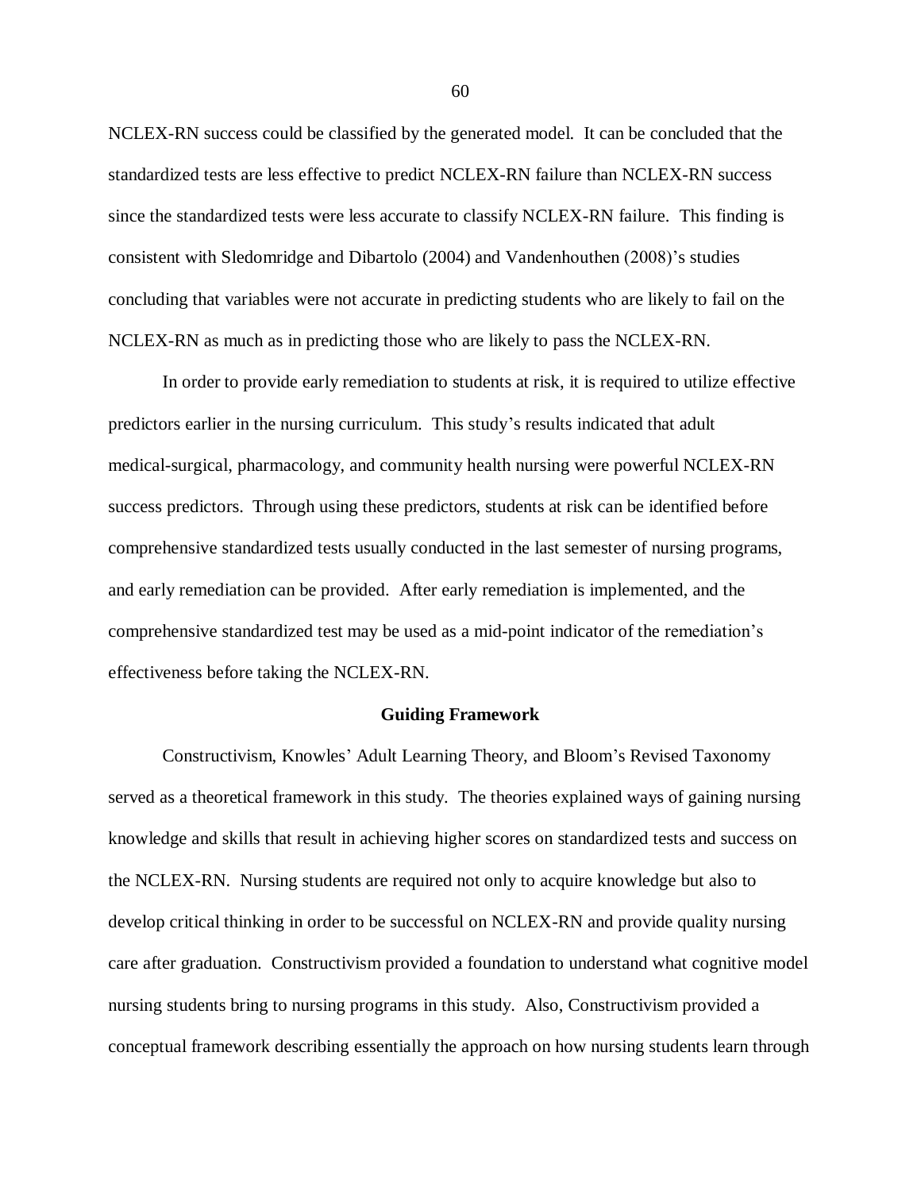NCLEX-RN success could be classified by the generated model. It can be concluded that the standardized tests are less effective to predict NCLEX-RN failure than NCLEX-RN success since the standardized tests were less accurate to classify NCLEX-RN failure. This finding is consistent with Sledomridge and Dibartolo (2004) and Vandenhouthen (2008)'s studies concluding that variables were not accurate in predicting students who are likely to fail on the NCLEX-RN as much as in predicting those who are likely to pass the NCLEX-RN.

In order to provide early remediation to students at risk, it is required to utilize effective predictors earlier in the nursing curriculum. This study's results indicated that adult medical-surgical, pharmacology, and community health nursing were powerful NCLEX-RN success predictors. Through using these predictors, students at risk can be identified before comprehensive standardized tests usually conducted in the last semester of nursing programs, and early remediation can be provided. After early remediation is implemented, and the comprehensive standardized test may be used as a mid-point indicator of the remediation's effectiveness before taking the NCLEX-RN.

## Guiding Framework

Constructivism, Knowles' Adult Learning Theory, and Bloom's Revised Taxonomy served as a theoretical framework in this study. The theories explained ways of gaining nursing knowledge and skills that result in achieving higher scores on standardized tests and success on the NCLEX-RN. Nursing students are required not only to acquire knowledge but also to develop critical thinking in order to be successful on NCLEX-RN and provide quality nursing care after graduation. Constructivism provided a foundation to understand what cognitive model nursing students bring to nursing programs in this study. Also, Constructivism provided a conceptual framework describing essentially the approach on how nursing students learn through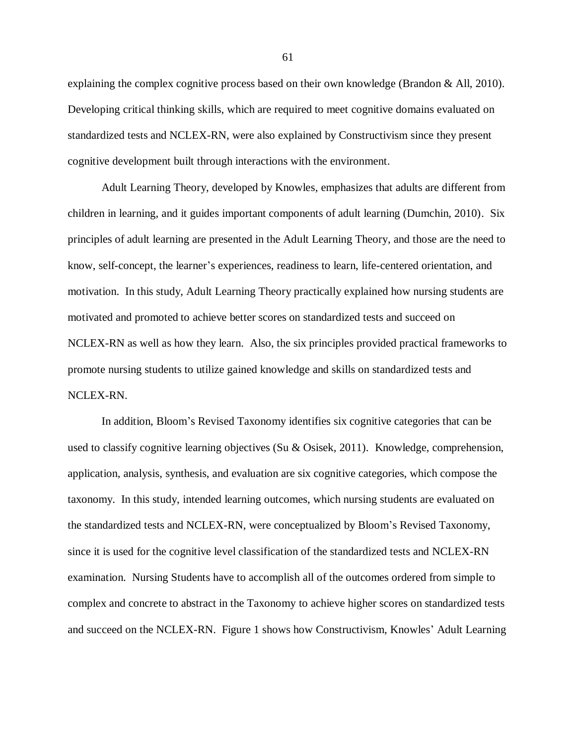explaining the complex cognitive process based on their own knowledge (Brandon & All, 2010). Developing critical thinking skills, which are required to meet cognitive domains evaluated on standardized tests and NCLEX-RN, were also explained by Constructivism since they present cognitive development built through interactions with the environment.

Adult Learning Theory, developed by Knowles, emphasizes that adults are different from children in learning, and it guides important components of adult learning (Dumchin, 2010). Six principles of adult learning are presented in the Adult Learning Theory, and those are the need to know, self-concept, the learner's experiences, readiness to learn, life-centered orientation, and motivation. In this study, Adult Learning Theory practically explained how nursing students are motivated and promoted to achieve better scores on standardized tests and succeed on NCLEX-RN as well as how they learn. Also, the six principles provided practical frameworks to promote nursing students to utilize gained knowledge and skills on standardized tests and NCLEX-RN.

In addition, Bloom's Revised Taxonomy identifies six cognitive categories that can be used to classify cognitive learning objectives (Su & Osisek, 2011). Knowledge, comprehension, application, analysis, synthesis, and evaluation are six cognitive categories, which compose the taxonomy. In this study, intended learning outcomes, which nursing students are evaluated on the standardized tests and NCLEX-RN, were conceptualized by Bloom's Revised Taxonomy, since it is used for the cognitive level classification of the standardized tests and NCLEX-RN examination. Nursing Students have to accomplish all of the outcomes ordered from simple to complex and concrete to abstract in the Taxonomy to achieve higher scores on standardized tests and succeed on the NCLEX-RN. Figure 1 shows how Constructivism, Knowles' Adult Learning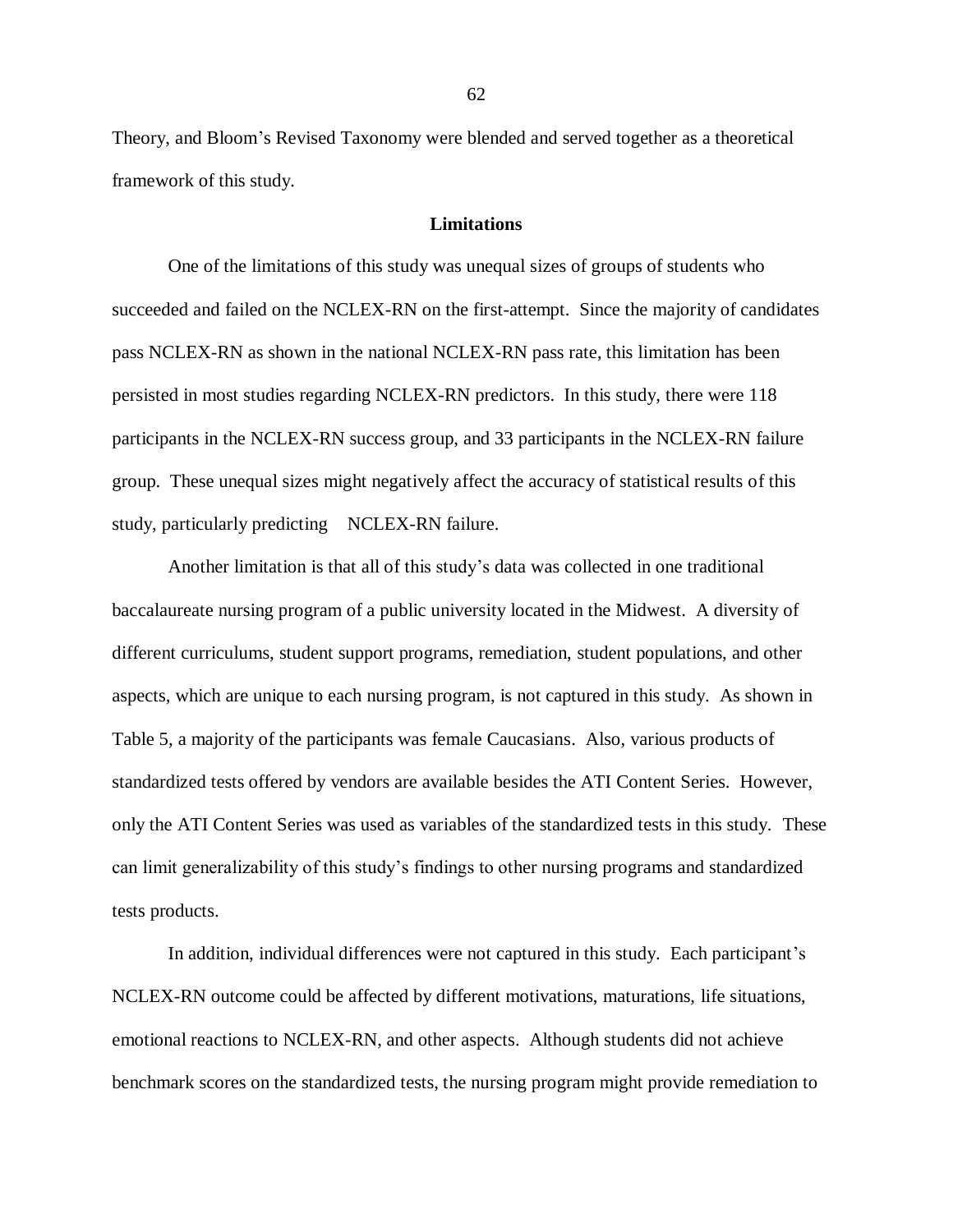Theory, and Bloom's Revised Taxonomy were blended and served together as a theoretical framework of this study.

## Limitations

One of the limitations of this study was unequal sizes of groups of students who succeeded and failed on the NCLEX-RN on the first-attempt. Since the majority of candidates pass NCLEX-RN as shown in the national NCLEX-RN pass rate, this limitation has been persisted in most studies regarding NCLEX-RN predictors. In this study, there were 118 participants in the NCLEX-RN success group, and 33 participants in the NCLEX-RN failure group. These unequal sizes might negatively affect the accuracy of statistical results of this study, particularly predicting NCLEX-RN failure.

Another limitation is that all of this study's data was collected in one traditional baccalaureate nursing program of a public university located in the Midwest. A diversity of different curriculums, student support programs, remediation, student populations, and other aspects, which are unique to each nursing program, is not captured in this study. As shown in Table 5, a majority of the participants was female Caucasians. Also, various products of standardized tests offered by vendors are available besides the ATI Content Series. However, only the ATI Content Series was used as variables of the standardized tests in this study. These can limit generalizability of this study's findings to other nursing programs and standardized tests products.

In addition, individual differences were not captured in this study. Each participant's NCLEX-RN outcome could be affected by different motivations, maturations, life situations, emotional reactions to NCLEX-RN, and other aspects. Although students did not achieve benchmark scores on the standardized tests, the nursing program might provide remediation to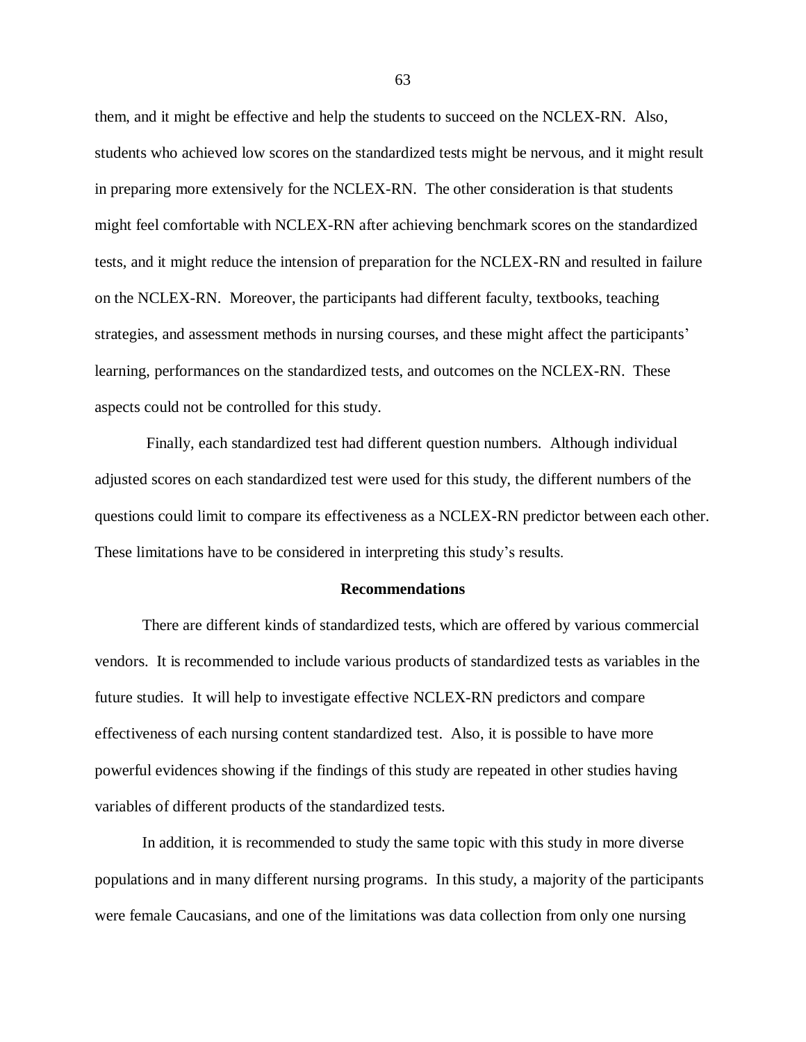them, and it might be effective and help the students to succeed on the NCLEX-RN. Also, students who achieved low scores on the standardized tests might be nervous, and it might result in preparing more extensively for the NCLEX-RN. The other consideration is that students might feel comfortable with NCLEX-RN after achieving benchmark scores on the standardized tests, and it might reduce the intension of preparation for the NCLEX-RN and resulted in failure on the NCLEX-RN. Moreover, the participants had different faculty, textbooks, teaching strategies, and assessment methods in nursing courses, and these might affect the participants' learning, performances on the standardized tests, and outcomes on the NCLEX-RN. These aspects could not be controlled for this study.

Finally, each standardized test had different question numbers. Although individual adjusted scores on each standardized test were used for this study, the different numbers of the questions could limit to compare its effectiveness as a NCLEX-RN predictor between each other. These limitations have to be considered in interpreting this study's results.

## Recommendations

There are different kinds of standardized tests, which are offered by various commercial vendors. It is recommended to include various products of standardized tests as variables in the future studies. It will help to investigate effective NCLEX-RN predictors and compare effectiveness of each nursing content standardized test. Also, it is possible to have more powerful evidences showing if the findings of this study are repeated in other studies having variables of different products of the standardized tests.

In addition, it is recommended to study the same topic with this study in more diverse populations and in many different nursing programs. In this study, a majority of the participants were female Caucasians, and one of the limitations was data collection from only one nursing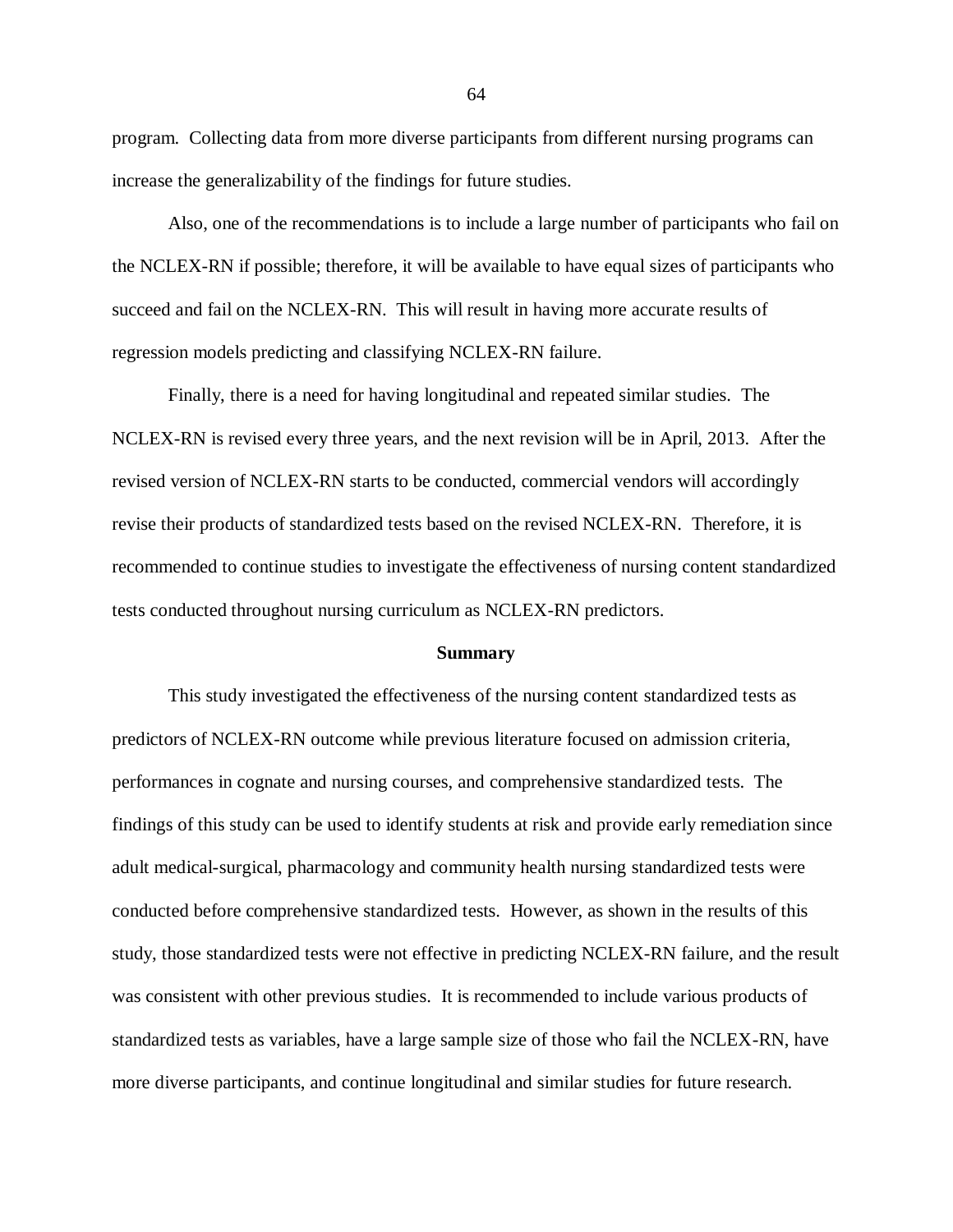program. Collecting data from more diverse participants from different nursing programs can increase the generalizability of the findings for future studies.

Also, one of the recommendations is to include a large number of participants who fail on the NCLEX-RN if possible; therefore, it will be available to have equal sizes of participants who succeed and fail on the NCLEX-RN. This will result in having more accurate results of regression models predicting and classifying NCLEX-RN failure.

Finally, there is a need for having longitudinal and repeated similar studies. The NCLEX-RN is revised every three years, and the next revision will be in April, 2013. After the revised version of NCLEX-RN starts to be conducted, commercial vendors will accordingly revise their products of standardized tests based on the revised NCLEX-RN. Therefore, it is recommended to continue studies to investigate the effectiveness of nursing content standardized tests conducted throughout nursing curriculum as NCLEX-RN predictors.

## Summary

This study investigated the effectiveness of the nursing content standardized tests as predictors of NCLEX-RN outcome while previous literature focused on admission criteria, performances in cognate and nursing courses, and comprehensive standardized tests. The findings of this study can be used to identify students at risk and provide early remediation since adult medical-surgical, pharmacology and community health nursing standardized tests were conducted before comprehensive standardized tests. However, as shown in the results of this study, those standardized tests were not effective in predicting NCLEX-RN failure, and the result was consistent with other previous studies. It is recommended to include various products of standardized tests as variables, have a large sample size of those who fail the NCLEX-RN, have more diverse participants, and continue longitudinal and similar studies for future research.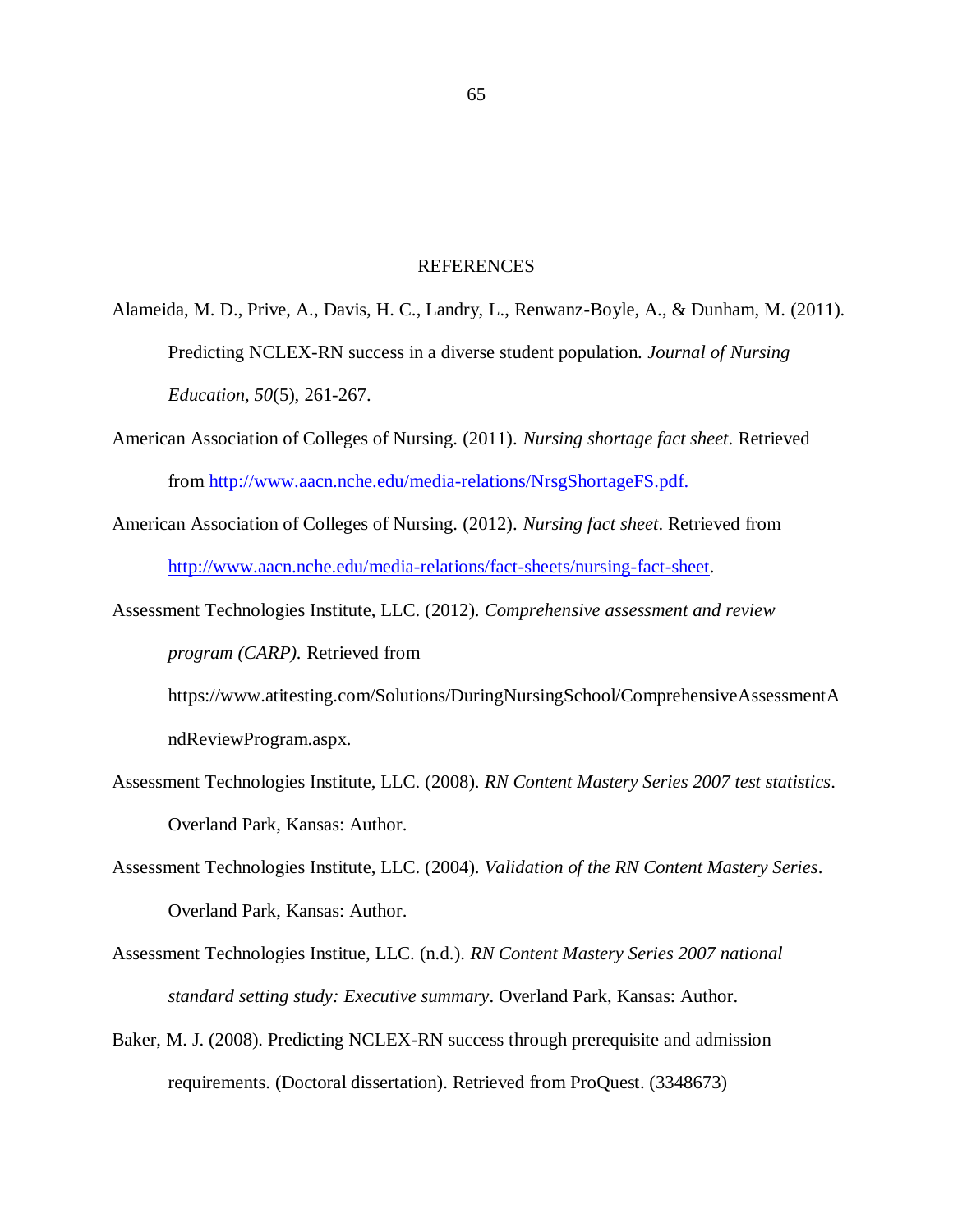# REFERENCES

Alameida, M. D., Prive, A., Davis, H. C., Landry, L., Renwanz-Boyle, A., & Dunham, M. (2011). Predicting NCLEX-RN success in a diverse student population. *Journal of Nursing Education, 50*(5), 261-267.

American Association of Colleges of Nursing. (2011). *Nursing shortage fact sheet*. Retrieved from http://www.aacn.nche.edu/media-relations/NrsgShortageFS.pdf.

American Association of Colleges of Nursing. (2012). *Nursing fact sheet*. Retrieved from http://www.aacn.nche.edu/media-relations/fact-sheets/nursing-fact-sheet.

Assessment Technologies Institute, LLC. (2012). *Comprehensive assessment and review program (CARP).* Retrieved from https://www.atitesting.com/Solutions/DuringNursingSchool/ComprehensiveAssessmentAndReviewProgram.aspx.

Assessment Technologies Institute, LLC. (2008). *RN Content Mastery Series 2007 test statistics*. Overland Park, Kansas: Author.

Assessment Technologies Institute, LLC. (2004). *Validation of the RN Content Mastery Series*. Overland Park, Kansas: Author.

Assessment Technologies Institue, LLC. (n.d.). *RN Content Mastery Series 2007 national standard setting study: Executive summary*. Overland Park, Kansas: Author.

Baker, M. J. (2008). Predicting NCLEX-RN success through prerequisite and admission requirements. (Doctoral dissertation). Retrieved from ProQuest. (3348673)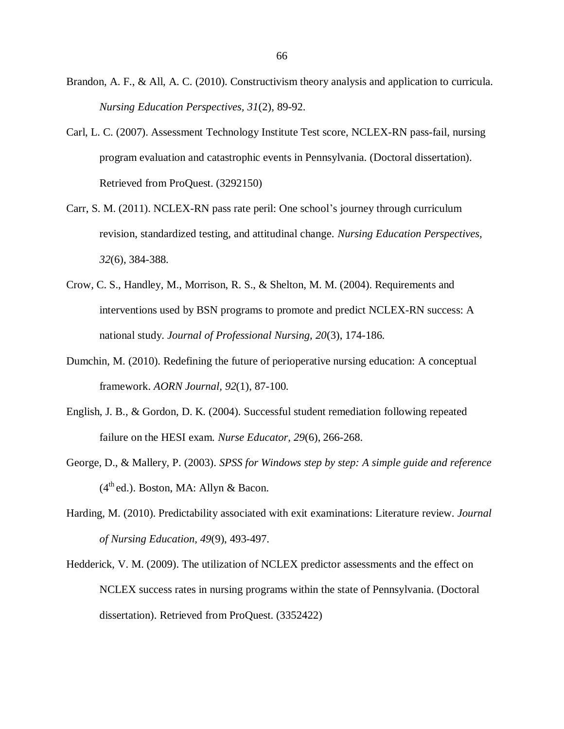Brandon, A. F., & All, A. C. (2010). Constructivism theory analysis and application to curricula. *Nursing Education Perspectives, 31*(2), 89-92.

Carl, L. C. (2007). Assessment Technology Institute Test score, NCLEX-RN pass-fail, nursing program evaluation and catastrophic events in Pennsylvania. (Doctoral dissertation). Retrieved from ProQuest. (3292150)

Carr, S. M. (2011). NCLEX-RN pass rate peril: One school's journey through curriculum revision, standardized testing, and attitudinal change. *Nursing Education Perspectives, 32*(6), 384-388.

Crow, C. S., Handley, M., Morrison, R. S., & Shelton, M. M. (2004). Requirements and interventions used by BSN programs to promote and predict NCLEX-RN success: A national study. *Journal of Professional Nursing, 20*(3), 174-186.

Dumchin, M. (2010). Redefining the future of perioperative nursing education: A conceptual framework. *AORN Journal, 92*(1), 87-100.

English, J. B., & Gordon, D. K. (2004). Successful student remediation following repeated failure on the HESI exam. *Nurse Educator, 29*(6), 266-268.

George, D., & Mallery, P. (2003). *SPSS for Windows step by step: A simple guide and reference* (4th ed.). Boston, MA: Allyn & Bacon.

Harding, M. (2010). Predictability associated with exit examinations: Literature review. *Journal of Nursing Education, 49*(9), 493-497.

Hedderick, V. M. (2009). The utilization of NCLEX predictor assessments and the effect on NCLEX success rates in nursing programs within the state of Pennsylvania. (Doctoral dissertation). Retrieved from ProQuest. (3352422)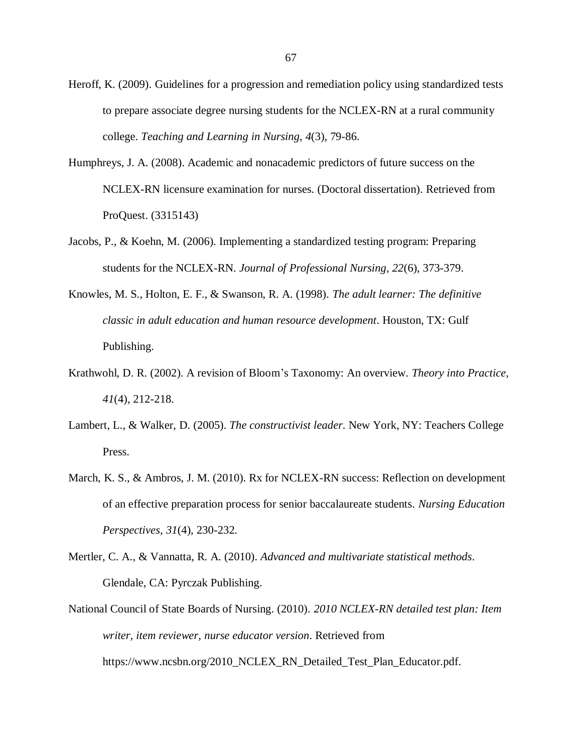Heroff, K. (2009). Guidelines for a progression and remediation policy using standardized tests to prepare associate degree nursing students for the NCLEX-RN at a rural community college. *Teaching and Learning in Nursing, 4*(3), 79-86.

Humphreys, J. A. (2008). Academic and nonacademic predictors of future success on the NCLEX-RN licensure examination for nurses. (Doctoral dissertation). Retrieved from ProQuest. (3315143)

Jacobs, P., & Koehn, M. (2006). Implementing a standardized testing program: Preparing students for the NCLEX-RN. *Journal of Professional Nursing, 22*(6), 373-379.

Knowles, M. S., Holton, E. F., & Swanson, R. A. (1998). *The adult learner: The definitive classic in adult education and human resource development*. Houston, TX: Gulf Publishing.

Krathwohl, D. R. (2002). A revision of Bloom's Taxonomy: An overview. *Theory into Practice, 41*(4), 212-218.

Lambert, L., & Walker, D. (2005). *The constructivist leader*. New York, NY: Teachers College Press.

March, K. S., & Ambros, J. M. (2010). Rx for NCLEX-RN success: Reflection on development of an effective preparation process for senior baccalaureate students. *Nursing Education Perspectives, 31*(4), 230-232.

Mertler, C. A., & Vannatta, R. A. (2010). *Advanced and multivariate statistical methods*. Glendale, CA: Pyrczak Publishing.

National Council of State Boards of Nursing. (2010). *2010 NCLEX-RN detailed test plan: Item writer, item reviewer, nurse educator version*. Retrieved from https://www.ncsbn.org/2010_NCLEX_RN_Detailed_Test_Plan_Educator.pdf.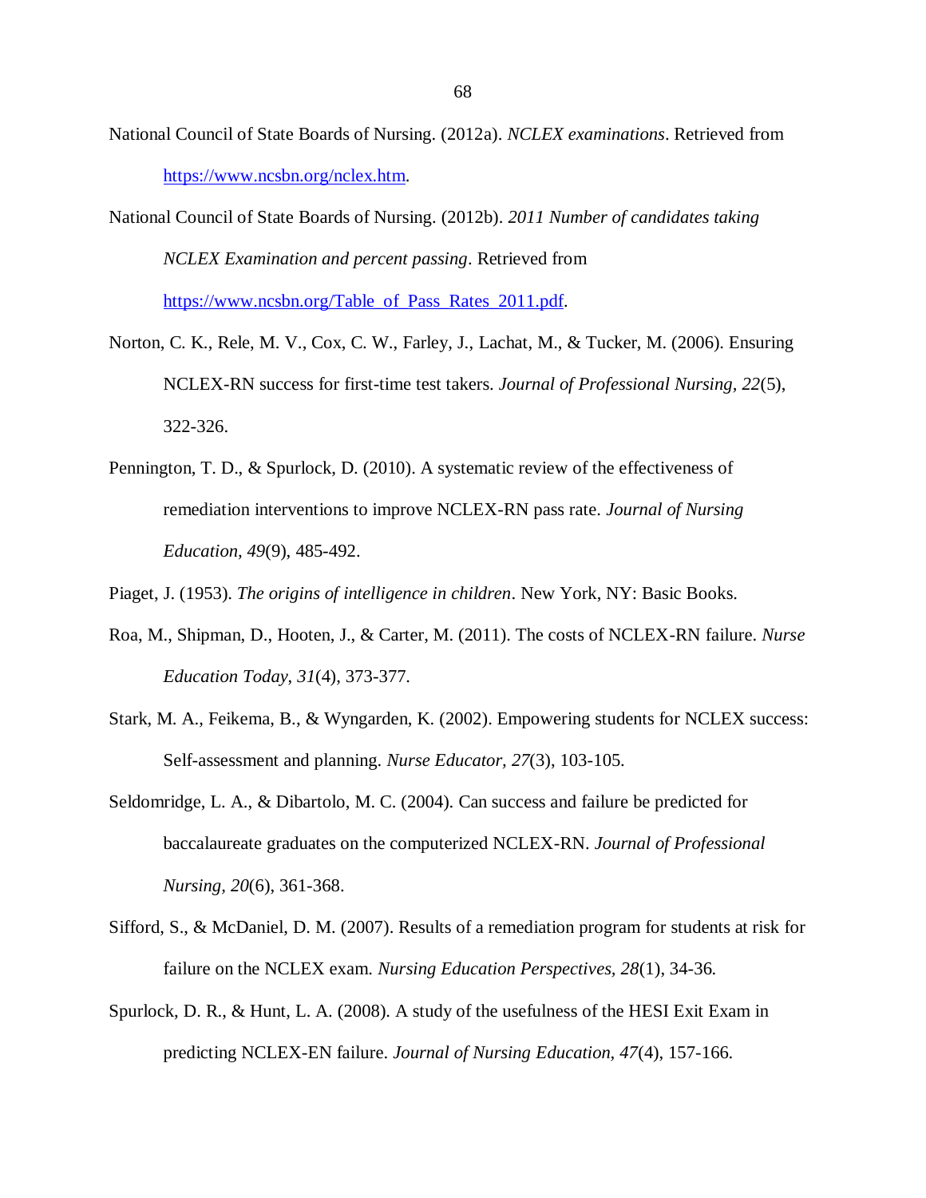National Council of State Boards of Nursing. (2012a). *NCLEX examinations*. Retrieved from https://www.ncsbn.org/nclex.htm.

National Council of State Boards of Nursing. (2012b). *2011 Number of candidates taking NCLEX Examination and percent passing*. Retrieved from https://www.ncsbn.org/Table_of_Pass_Rates_2011.pdf.

Norton, C. K., Rele, M. V., Cox, C. W., Farley, J., Lachat, M., & Tucker, M. (2006). Ensuring NCLEX-RN success for first-time test takers. *Journal of Professional Nursing, 22*(5), 322-326.

Pennington, T. D., & Spurlock, D. (2010). A systematic review of the effectiveness of remediation interventions to improve NCLEX-RN pass rate. *Journal of Nursing Education, 49*(9), 485-492.

Piaget, J. (1953). *The origins of intelligence in children*. New York, NY: Basic Books.

Roa, M., Shipman, D., Hooten, J., & Carter, M. (2011). The costs of NCLEX-RN failure. *Nurse Education Today, 31*(4), 373-377.

Stark, M. A., Feikema, B., & Wyngarden, K. (2002). Empowering students for NCLEX success: Self-assessment and planning. *Nurse Educator, 27*(3), 103-105.

Seldomridge, L. A., & Dibartolo, M. C. (2004). Can success and failure be predicted for baccalaureate graduates on the computerized NCLEX-RN. *Journal of Professional Nursing, 20*(6), 361-368.

Sifford, S., & McDaniel, D. M. (2007). Results of a remediation program for students at risk for failure on the NCLEX exam. *Nursing Education Perspectives, 28*(1), 34-36.

Spurlock, D. R., & Hunt, L. A. (2008). A study of the usefulness of the HESI Exit Exam in predicting NCLEX-EN failure. *Journal of Nursing Education, 47*(4), 157-166.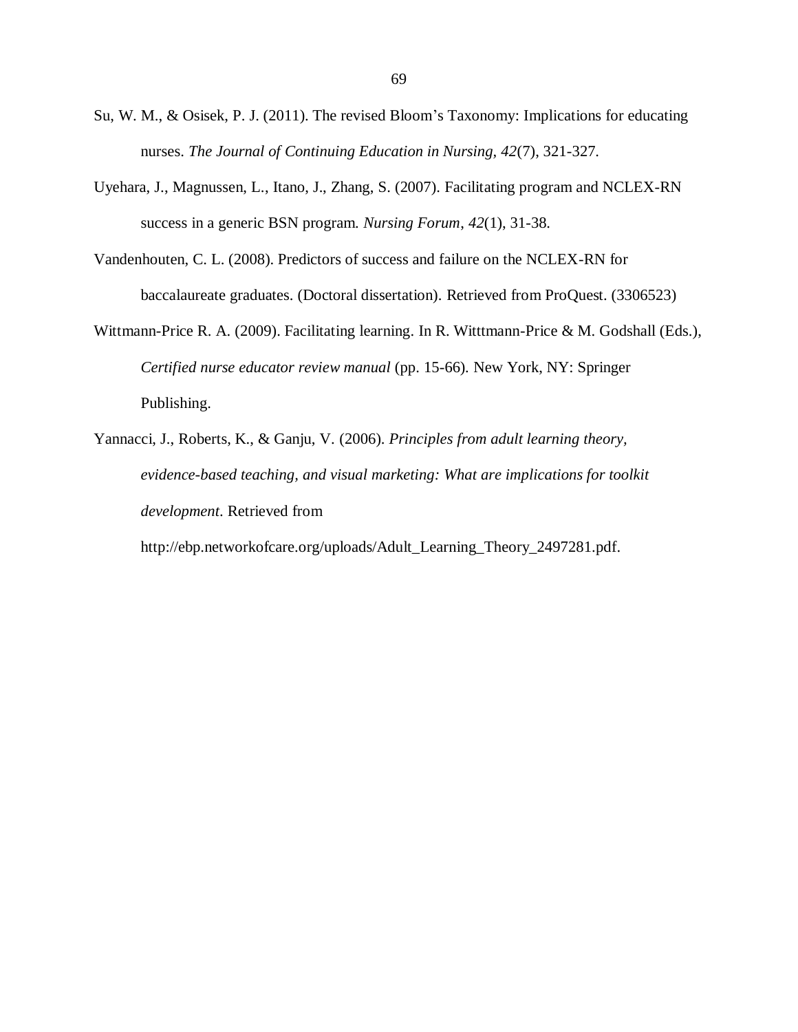Su, W. M., & Osisek, P. J. (2011). The revised Bloom's Taxonomy: Implications for educating nurses. *The Journal of Continuing Education in Nursing, 42*(7), 321-327.

Uyehara, J., Magnussen, L., Itano, J., Zhang, S. (2007). Facilitating program and NCLEX-RN success in a generic BSN program. *Nursing Forum, 42*(1), 31-38.

Vandenhouten, C. L. (2008). Predictors of success and failure on the NCLEX-RN for baccalaureate graduates. (Doctoral dissertation). Retrieved from ProQuest. (3306523)

Wittmann-Price R. A. (2009). Facilitating learning. In R. Witttmann-Price & M. Godshall (Eds.), *Certified nurse educator review manual* (pp. 15-66). New York, NY: Springer Publishing.

Yannacci, J., Roberts, K., & Ganju, V. (2006). *Principles from adult learning theory, evidence-based teaching, and visual marketing: What are implications for toolkit development*. Retrieved from http://ebp.networkofcare.org/uploads/Adult_Learning_Theory_2497281.pdf.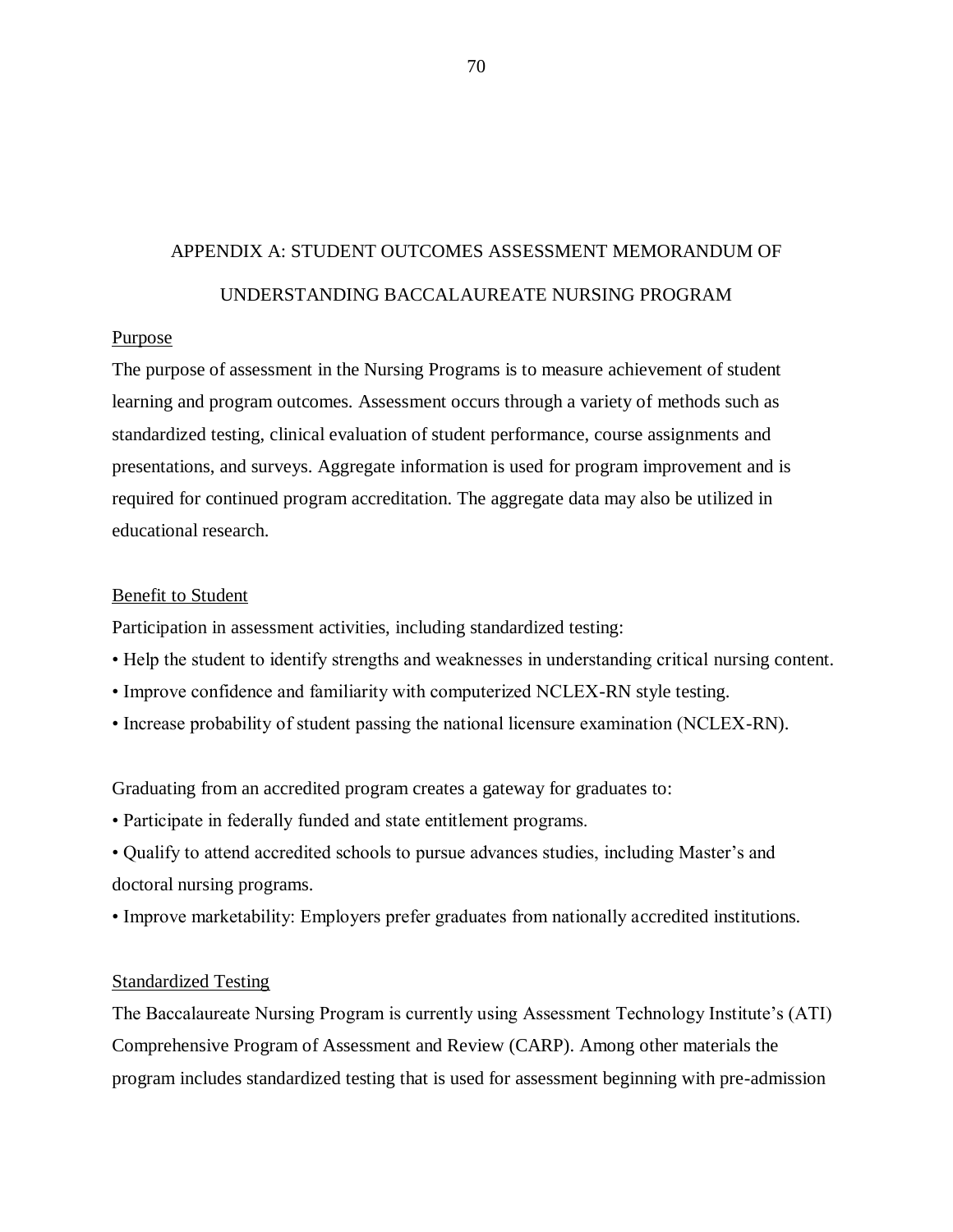# APPENDIX A: STUDENT OUTCOMES ASSESSMENT MEMORANDUM OF UNDERSTANDING BACCALAUREATE NURSING PROGRAM

## Purpose

The purpose of assessment in the Nursing Programs is to measure achievement of student learning and program outcomes. Assessment occurs through a variety of methods such as standardized testing, clinical evaluation of student performance, course assignments and presentations, and surveys. Aggregate information is used for program improvement and is required for continued program accreditation. The aggregate data may also be utilized in educational research.

## Benefit to Student

Participation in assessment activities, including standardized testing:

- Help the student to identify strengths and weaknesses in understanding critical nursing content.
- Improve confidence and familiarity with computerized NCLEX-RN style testing.
- Increase probability of student passing the national licensure examination (NCLEX-RN).

Graduating from an accredited program creates a gateway for graduates to:

- Participate in federally funded and state entitlement programs.
- Qualify to attend accredited schools to pursue advances studies, including Master's and doctoral nursing programs.
- Improve marketability: Employers prefer graduates from nationally accredited institutions.

## Standardized Testing

The Baccalaureate Nursing Program is currently using Assessment Technology Institute's (ATI) Comprehensive Program of Assessment and Review (CARP). Among other materials the program includes standardized testing that is used for assessment beginning with pre-admission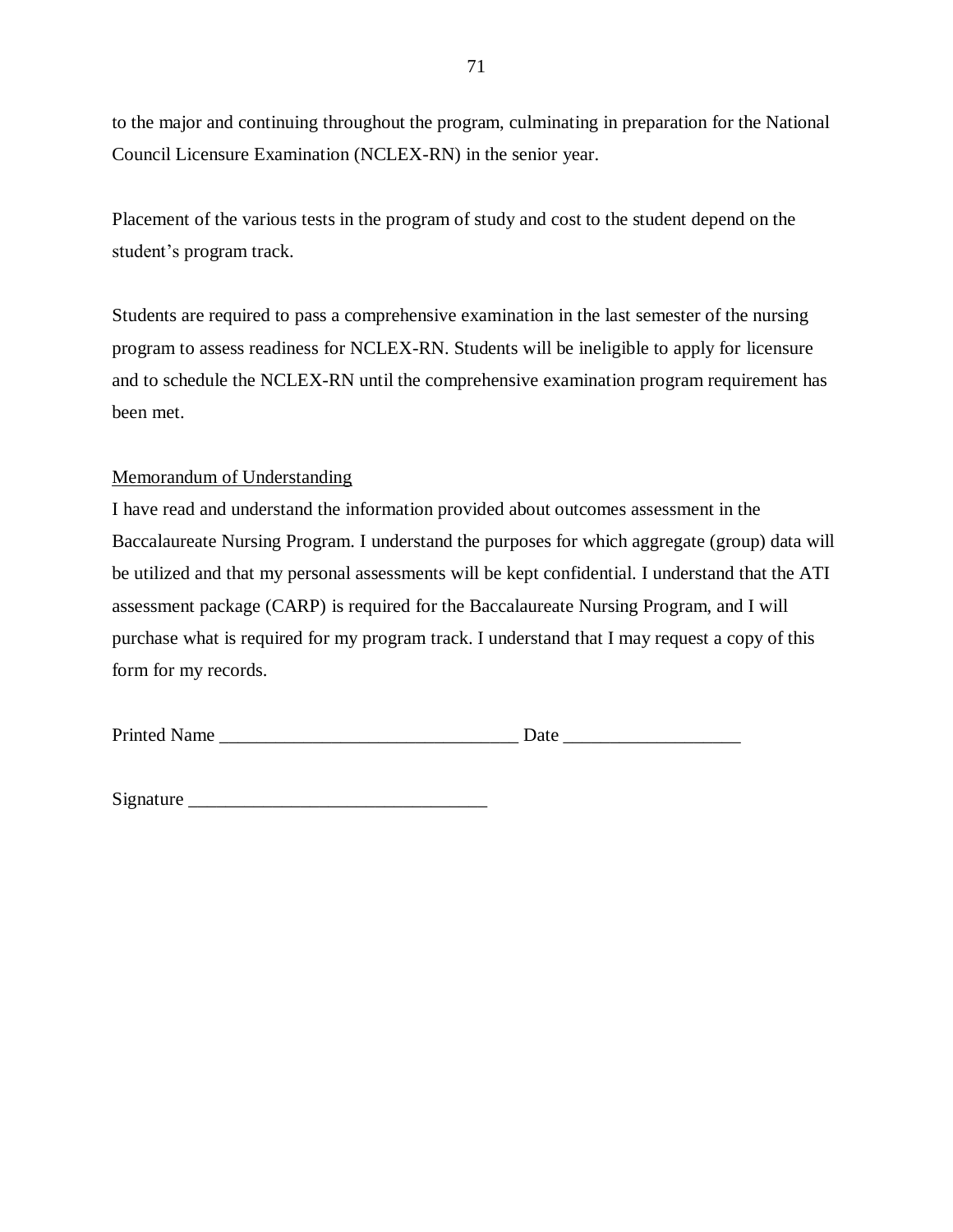to the major and continuing throughout the program, culminating in preparation for the National Council Licensure Examination (NCLEX-RN) in the senior year.

Placement of the various tests in the program of study and cost to the student depend on the student's program track.

Students are required to pass a comprehensive examination in the last semester of the nursing program to assess readiness for NCLEX-RN. Students will be ineligible to apply for licensure and to schedule the NCLEX-RN until the comprehensive examination program requirement has been met.

<u>Memorandum of Understanding</u>

I have read and understand the information provided about outcomes assessment in the Baccalaureate Nursing Program. I understand the purposes for which aggregate (group) data will be utilized and that my personal assessments will be kept confidential. I understand that the ATI assessment package (CARP) is required for the Baccalaureate Nursing Program, and I will purchase what is required for my program track. I understand that I may request a copy of this form for my records.

Printed Name ________________________________ Date ___________________

Signature ________________________________